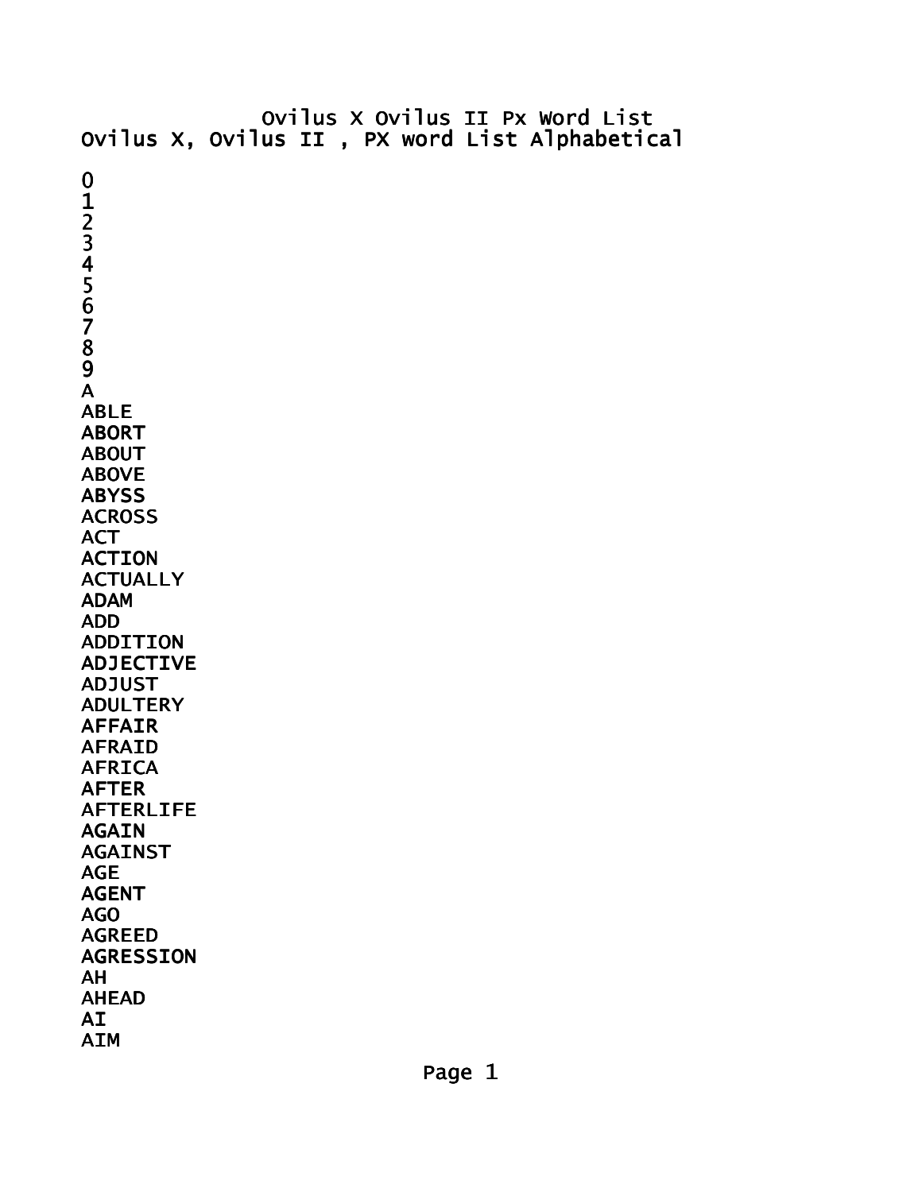# Ovilus X Ovilus II Px Word List

## Ovilus X, Ovilus II , PX word List Alphabetical

0
1
2
3
4
5
6
7
8
9
A
ABLE
ABORT
ABOUT
ABOVE
ABYSS
ACROSS
ACT
ACTION
ACTUALLY
ADAM
ADD
ADDITION
ADJECTIVE
ADJUST
ADULTERY
AFFAIR
AFRAID
AFRICA
AFTER
AFTERLIFE
AGAIN
AGAINST
AGE
AGENT
AGO
AGREED
AGRESSION
AH
AHEAD
AI
AIM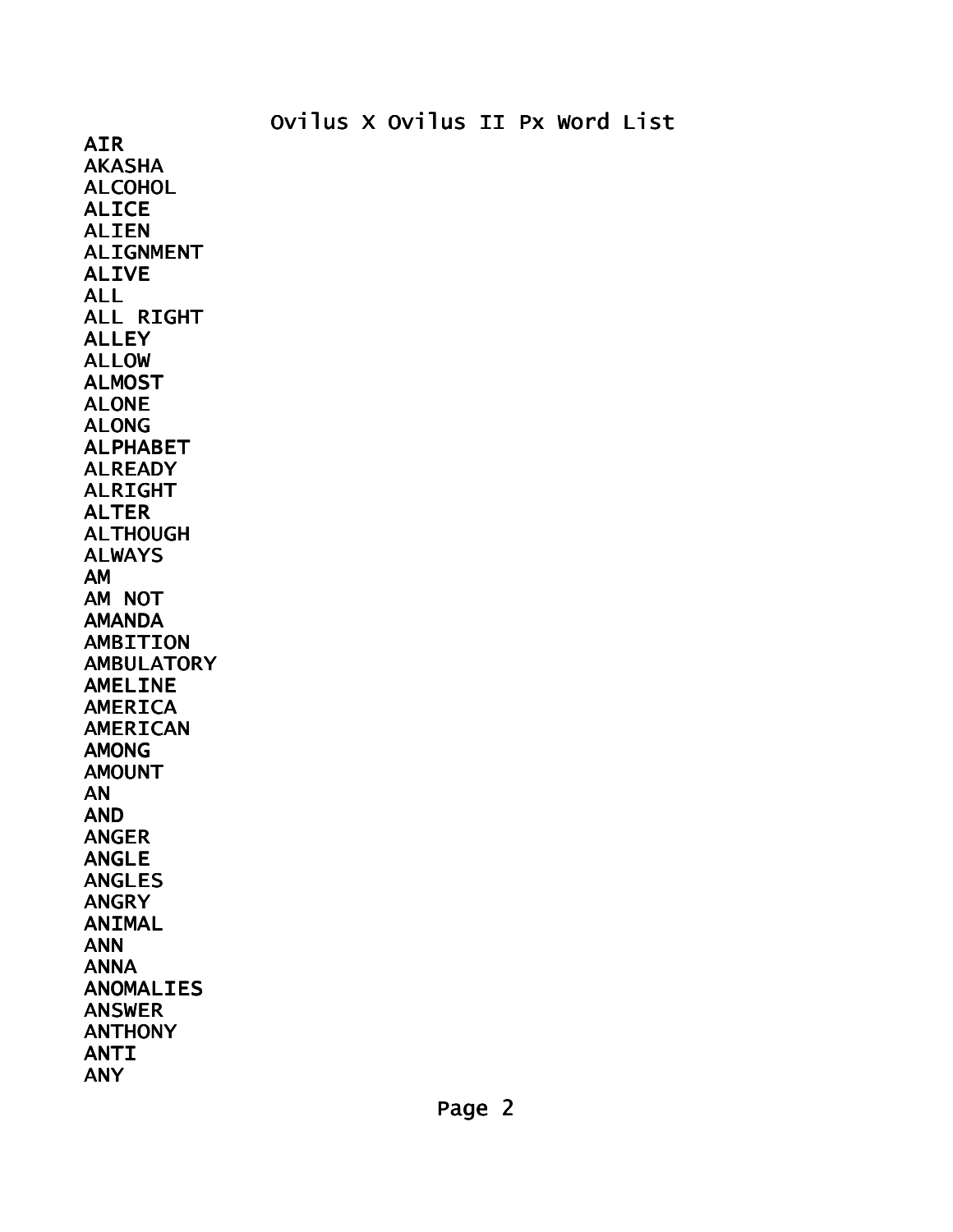# Ovilus X Ovilus II Px Word List

AIR
AKASHA
ALCOHOL
ALICE
ALIEN
ALIGNMENT
ALIVE
ALL
ALL RIGHT
ALLEY
ALLOW
ALMOST
ALONE
ALONG
ALPHABET
ALREADY
ALRIGHT
ALTER
ALTHOUGH
ALWAYS
AM
AM NOT
AMANDA
AMBITION
AMBULATORY
AMELINE
AMERICA
AMERICAN
AMONG
AMOUNT
AN
AND
ANGER
ANGLE
ANGLES
ANGRY
ANIMAL
ANN
ANNA
ANOMALIES
ANSWER
ANTHONY
ANTI
ANY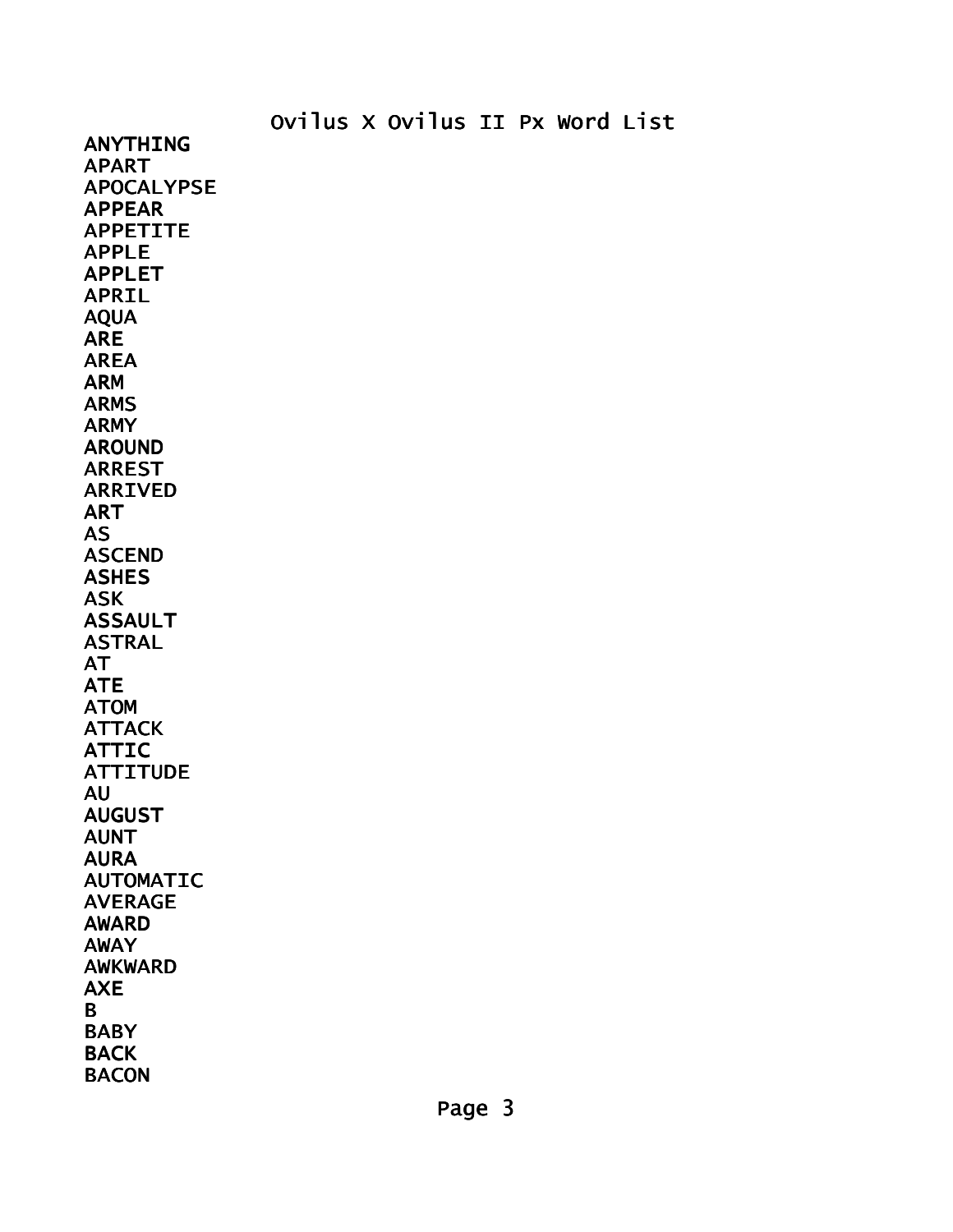Ovilus X Ovilus II Px Word List

ANYTHING
APART
APOCALYPSE
APPEAR
APPETITE
APPLE
APPLET
APRIL
AQUA
ARE
AREA
ARM
ARMS
ARMY
AROUND
ARREST
ARRIVED
ART
AS
ASCEND
ASHES
ASK
ASSAULT
ASTRAL
AT
ATE
ATOM
ATTACK
ATTIC
ATTITUDE
AU
AUGUST
AUNT
AURA
AUTOMATIC
AVERAGE
AWARD
AWAY
AWKWARD
AXE
B
BABY
BACK
BACON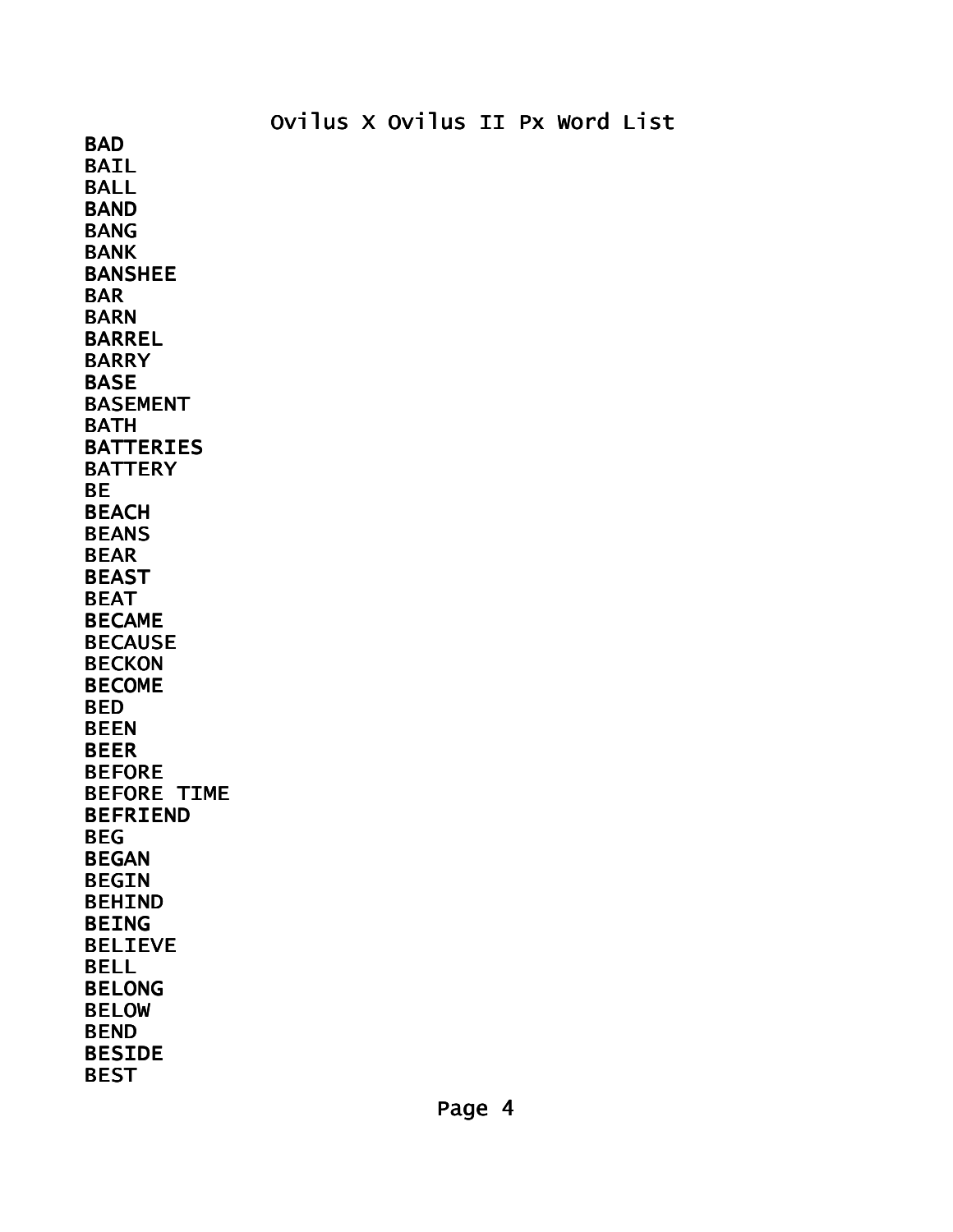Ovilus X Ovilus II Px Word List

BAD
BAIL
BALL
BAND
BANG
BANK
BANSHEE
BAR
BARN
BARREL
BARRY
BASE
BASEMENT
BATH
BATTERIES
BATTERY
BE
BEACH
BEANS
BEAR
BEAST
BEAT
BECAME
BECAUSE
BECKON
BECOME
BED
BEEN
BEER
BEFORE
BEFORE TIME
BEFRIEND
BEG
BEGAN
BEGIN
BEHIND
BEING
BELIEVE
BELL
BELONG
BELOW
BEND
BESIDE
BEST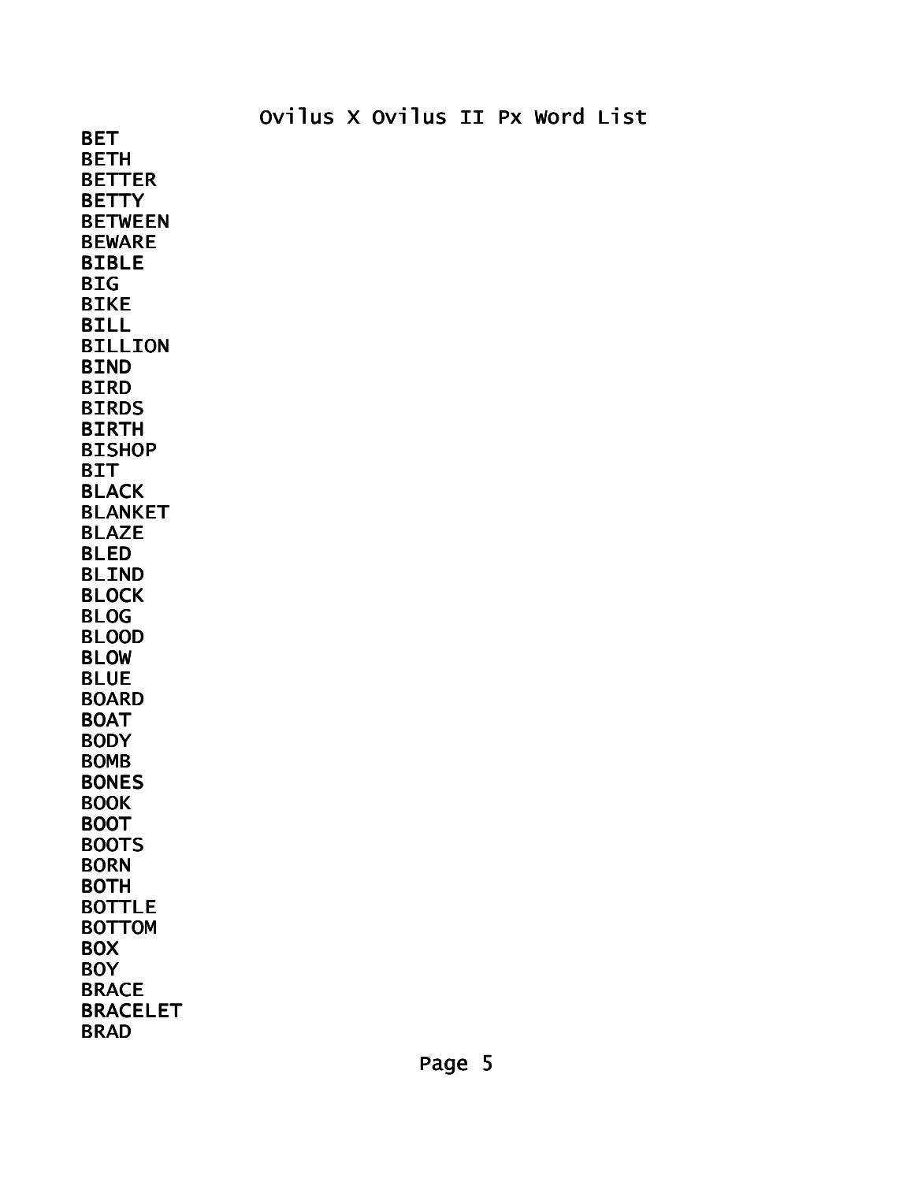BET
BETH
BETTER
BETTY
BETWEEN
BEWARE
BIBLE
BIG
BIKE
BILL
BILLION
BIND
BIRD
BIRDS
BIRTH
BISHOP
BIT
BLACK
BLANKET
BLAZE
BLED
BLIND
BLOCK
BLOG
BLOOD
BLOW
BLUE
BOARD
BOAT
BODY
BOMB
BONES
BOOK
BOOT
BOOTS
BORN
BOTH
BOTTLE
BOTTOM
BOX
BOY
BRACE
BRACELET
BRAD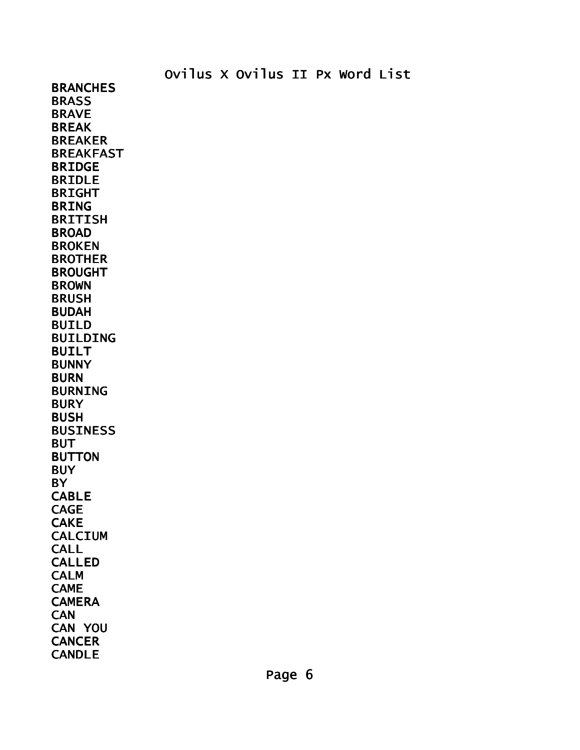Ovilus X Ovilus II Px Word List

BRANCHES
BRASS
BRAVE
BREAK
BREAKER
BREAKFAST
BRIDGE
BRIDLE
BRIGHT
BRING
BRITISH
BROAD
BROKEN
BROTHER
BROUGHT
BROWN
BRUSH
BUDAH
BUILD
BUILDING
BUILT
BUNNY
BURN
BURNING
BURY
BUSH
BUSINESS
BUT
BUTTON
BUY
BY
CABLE
CAGE
CAKE
CALCIUM
CALL
CALLED
CALM
CAME
CAMERA
CAN
CAN YOU
CANCER
CANDLE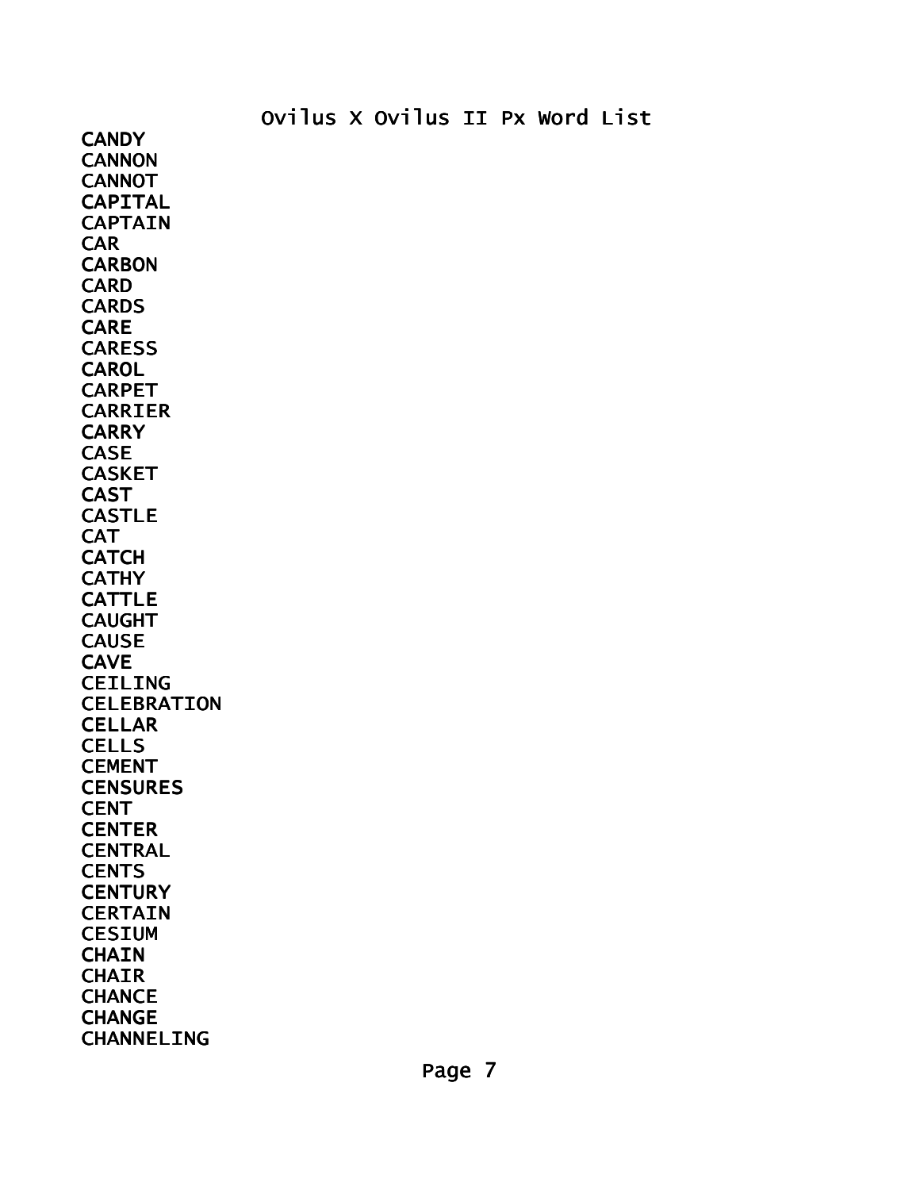# Ovilus X Ovilus II Px Word List

CANDY
CANNON
CANNOT
CAPITAL
CAPTAIN
CAR
CARBON
CARD
CARDS
CARE
CARESS
CAROL
CARPET
CARRIER
CARRY
CASE
CASKET
CAST
CASTLE
CAT
CATCH
CATHY
CATTLE
CAUGHT
CAUSE
CAVE
CEILING
CELEBRATION
CELLAR
CELLS
CEMENT
CENSURES
CENT
CENTER
CENTRAL
CENTS
CENTURY
CERTAIN
CESIUM
CHAIN
CHAIR
CHANCE
CHANGE
CHANNELING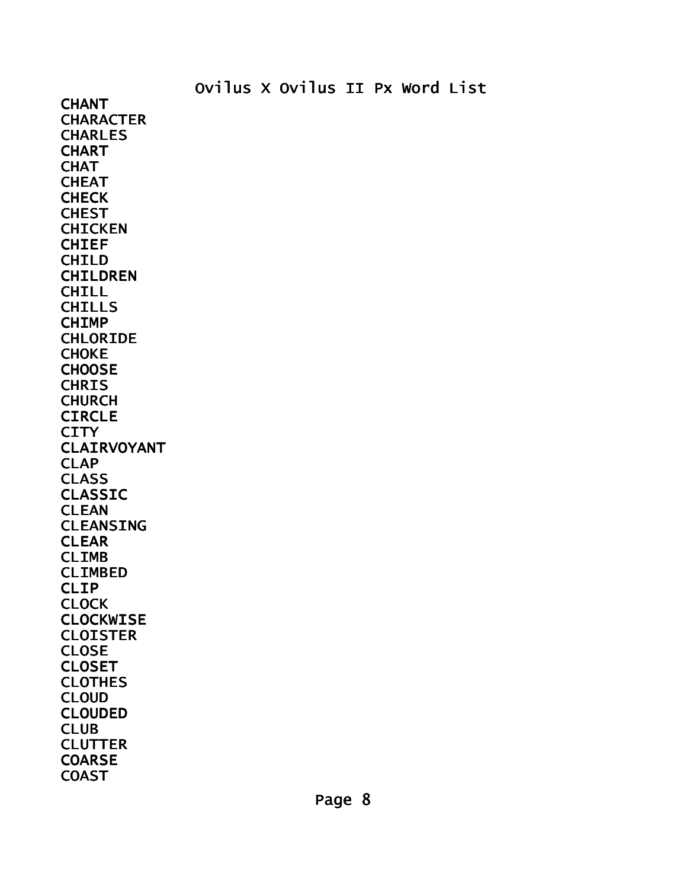# Ovilus X Ovilus II Px Word List

CHANT
CHARACTER
CHARLES
CHART
CHAT
CHEAT
CHECK
CHEST
CHICKEN
CHIEF
CHILD
CHILDREN
CHILL
CHILLS
CHIMP
CHLORIDE
CHOKE
CHOOSE
CHRIS
CHURCH
CIRCLE
CITY
CLAIRVOYANT
CLAP
CLASS
CLASSIC
CLEAN
CLEANSING
CLEAR
CLIMB
CLIMBED
CLIP
CLOCK
CLOCKWISE
CLOISTER
CLOSE
CLOSET
CLOTHES
CLOUD
CLOUDED
CLUB
CLUTTER
COARSE
COAST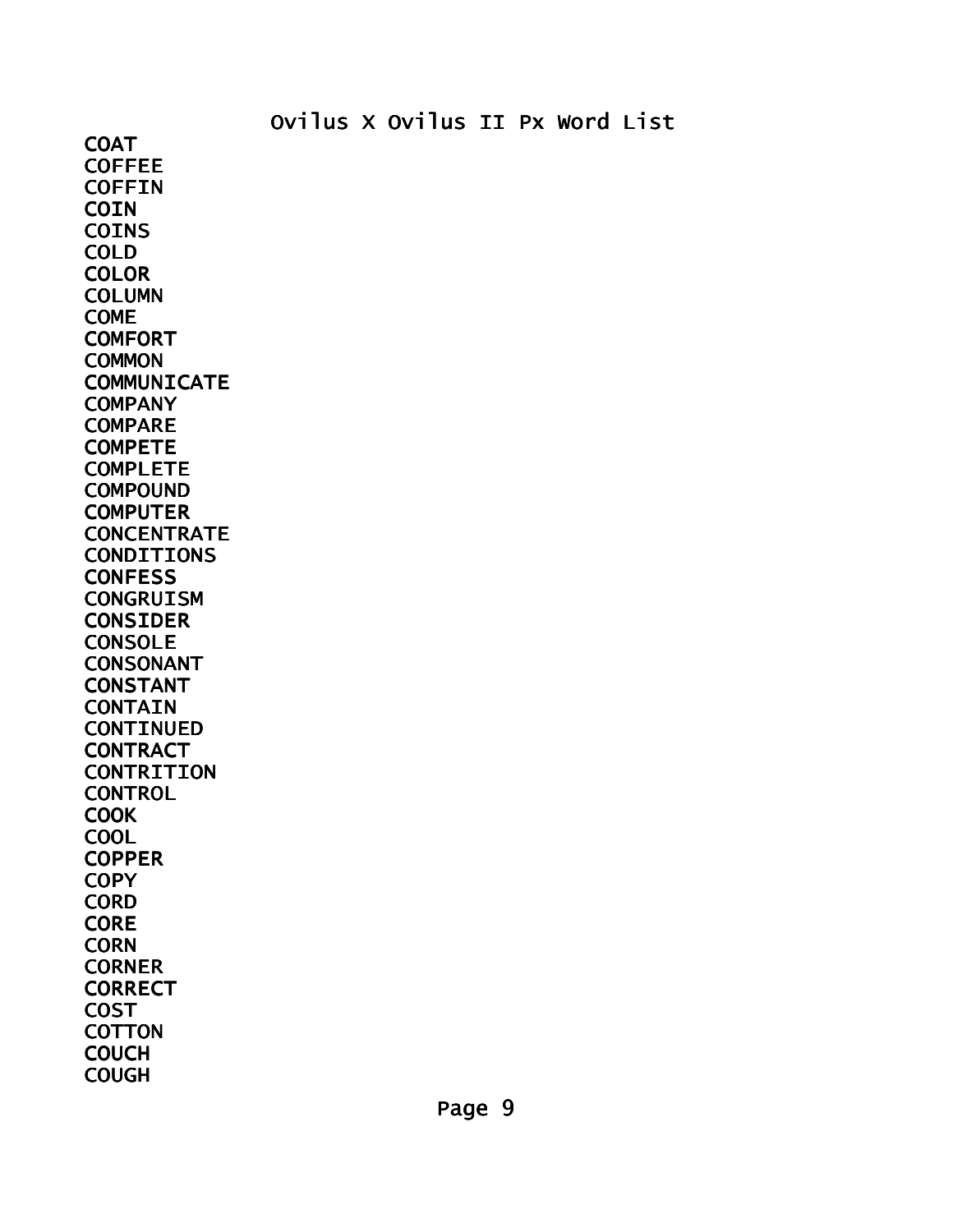COAT
COFFEE
COFFIN
COIN
COINS
COLD
COLOR
COLUMN
COME
COMFORT
COMMON
COMMUNICATE
COMPANY
COMPARE
COMPETE
COMPLETE
COMPOUND
COMPUTER
CONCENTRATE
CONDITIONS
CONFESS
CONGRUISM
CONSIDER
CONSOLE
CONSONANT
CONSTANT
CONTAIN
CONTINUED
CONTRACT
CONTRITION
CONTROL
COOK
COOL
COPPER
COPY
CORD
CORE
CORN
CORNER
CORRECT
COST
COTTON
COUCH
COUGH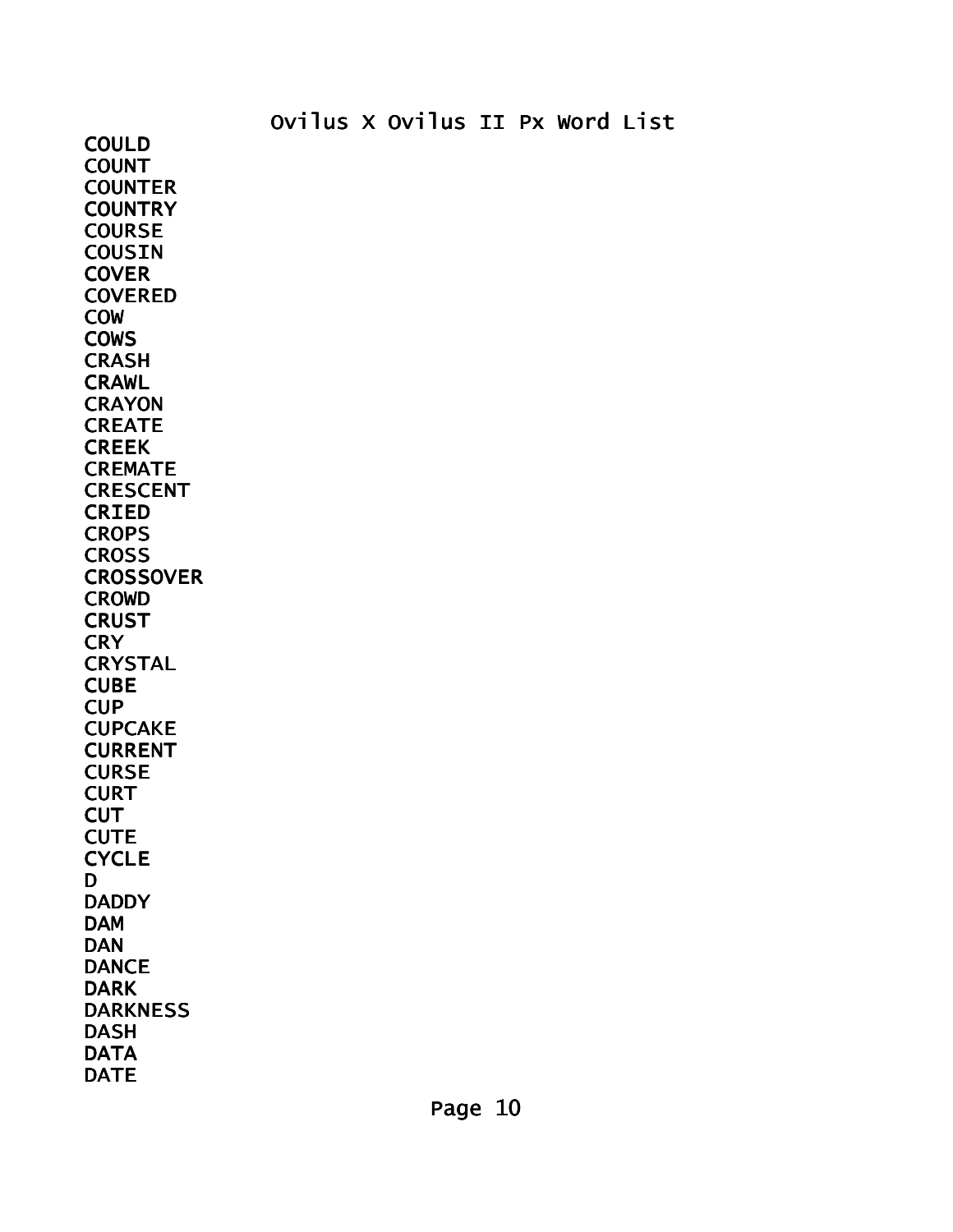Ovilus X Ovilus II Px Word List

COULD
COUNT
COUNTER
COUNTRY
COURSE
COUSIN
COVER
COVERED
COW
COWS
CRASH
CRAWL
CRAYON
CREATE
CREEK
CREMATE
CRESCENT
CRIED
CROPS
CROSS
CROSSOVER
CROWD
CRUST
CRY
CRYSTAL
CUBE
CUP
CUPCAKE
CURRENT
CURSE
CURT
CUT
CUTE
CYCLE
D
DADDY
DAM
DAN
DANCE
DARK
DARKNESS
DASH
DATA
DATE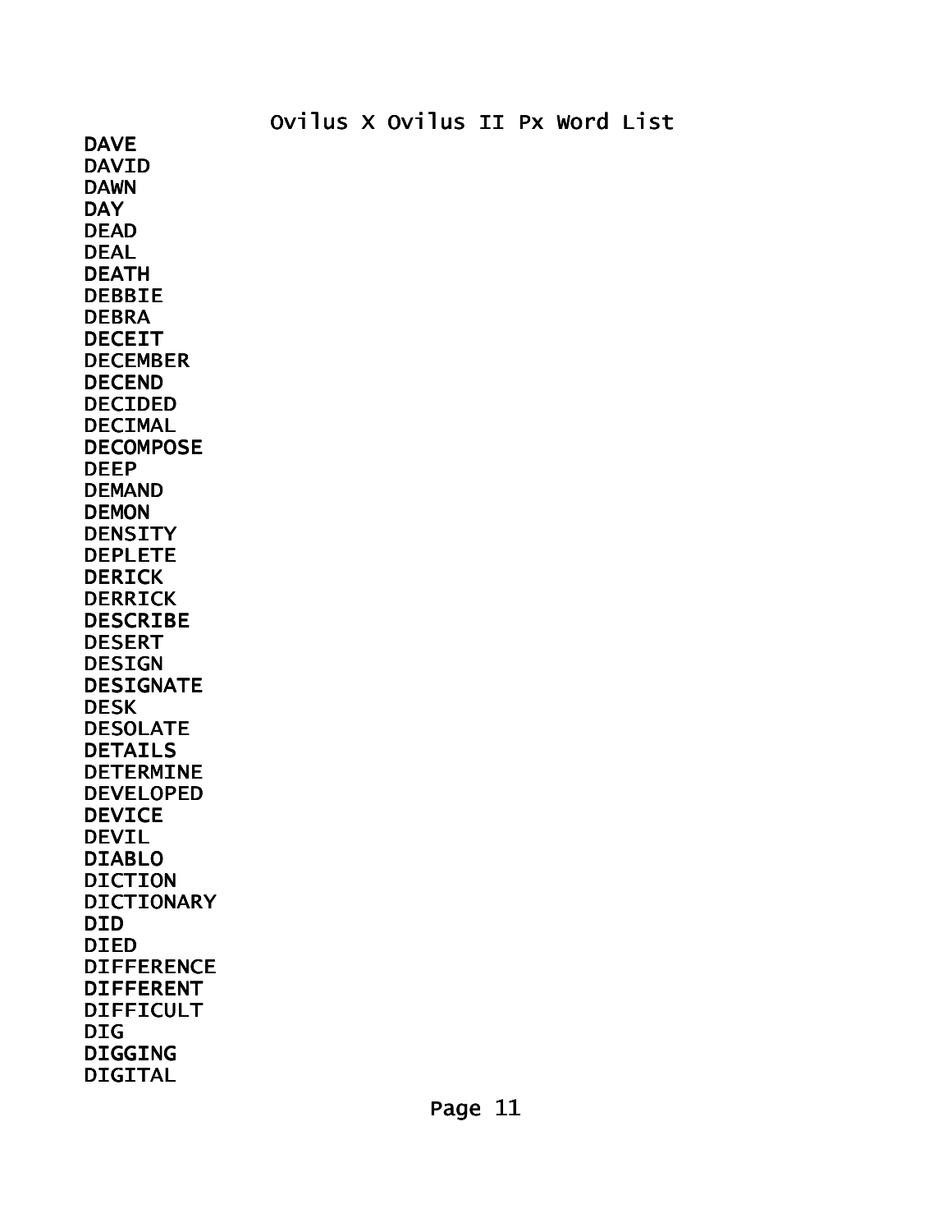DAVE
DAVID
DAWN
DAY
DEAD
DEAL
DEATH
DEBBIE
DEBRA
DECEIT
DECEMBER
DECEND
DECIDED
DECIMAL
DECOMPOSE
DEEP
DEMAND
DEMON
DENSITY
DEPLETE
DERICK
DERRICK
DESCRIBE
DESERT
DESIGN
DESIGNATE
DESK
DESOLATE
DETAILS
DETERMINE
DEVELOPED
DEVICE
DEVIL
DIABLO
DICTION
DICTIONARY
DID
DIED
DIFFERENCE
DIFFERENT
DIFFICULT
DIG
DIGGING
DIGITAL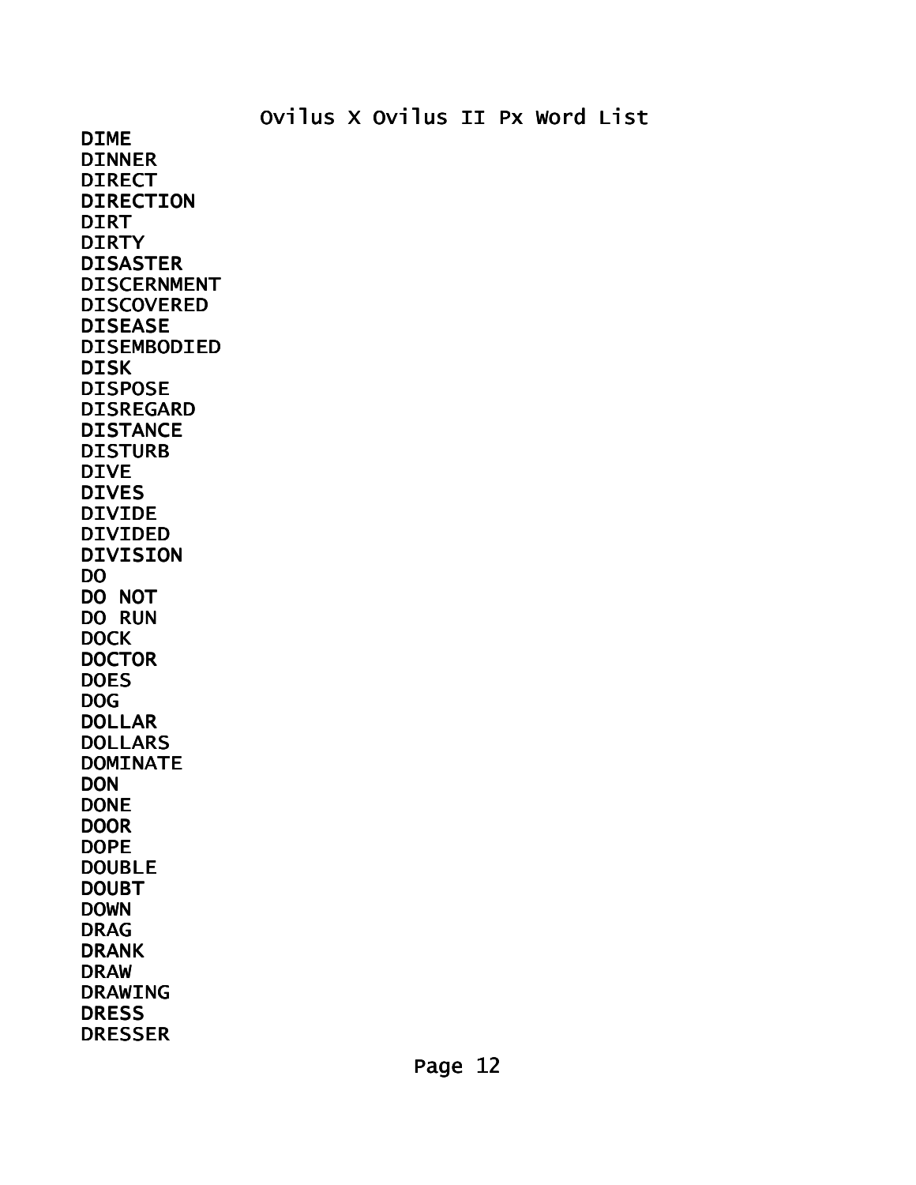Ovilus X Ovilus II Px Word List

DIME
DINNER
DIRECT
DIRECTION
DIRT
DIRTY
DISASTER
DISCERNMENT
DISCOVERED
DISEASE
DISEMBODIED
DISK
DISPOSE
DISREGARD
DISTANCE
DISTURB
DIVE
DIVES
DIVIDE
DIVIDED
DIVISION
DO
DO NOT
DO RUN
DOCK
DOCTOR
DOES
DOG
DOLLAR
DOLLARS
DOMINATE
DON
DONE
DOOR
DOPE
DOUBLE
DOUBT
DOWN
DRAG
DRANK
DRAW
DRAWING
DRESS
DRESSER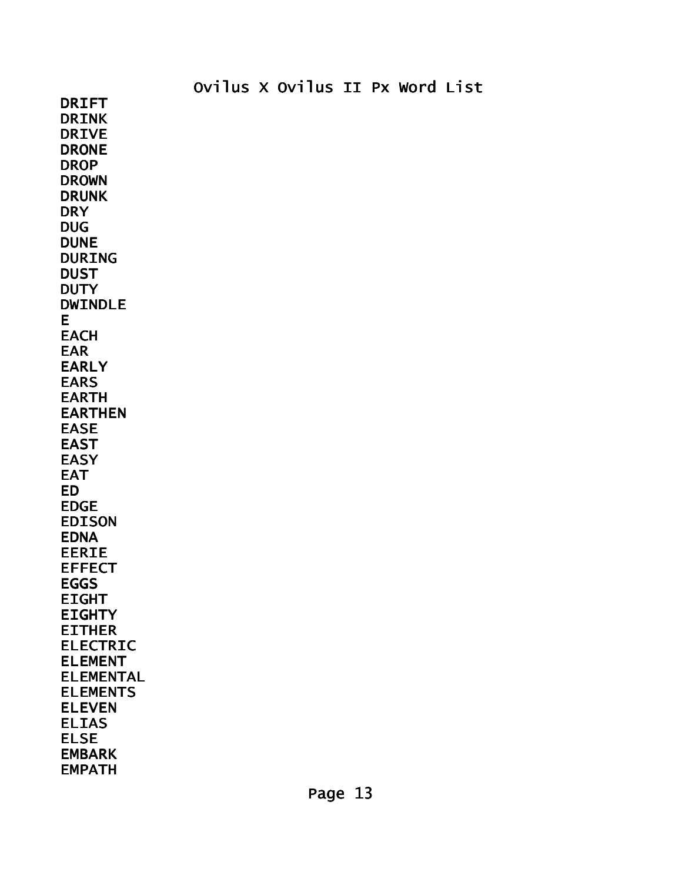Ovilus X Ovilus II Px Word List

DRIFT
DRINK
DRIVE
DRONE
DROP
DROWN
DRUNK
DRY
DUG
DUNE
DURING
DUST
DUTY
DWINDLE
E
EACH
EAR
EARLY
EARS
EARTH
EARTHEN
EASE
EAST
EASY
EAT
ED
EDGE
EDISON
EDNA
EERIE
EFFECT
EGGS
EIGHT
EIGHTY
EITHER
ELECTRIC
ELEMENT
ELEMENTAL
ELEMENTS
ELEVEN
ELIAS
ELSE
EMBARK
EMPATH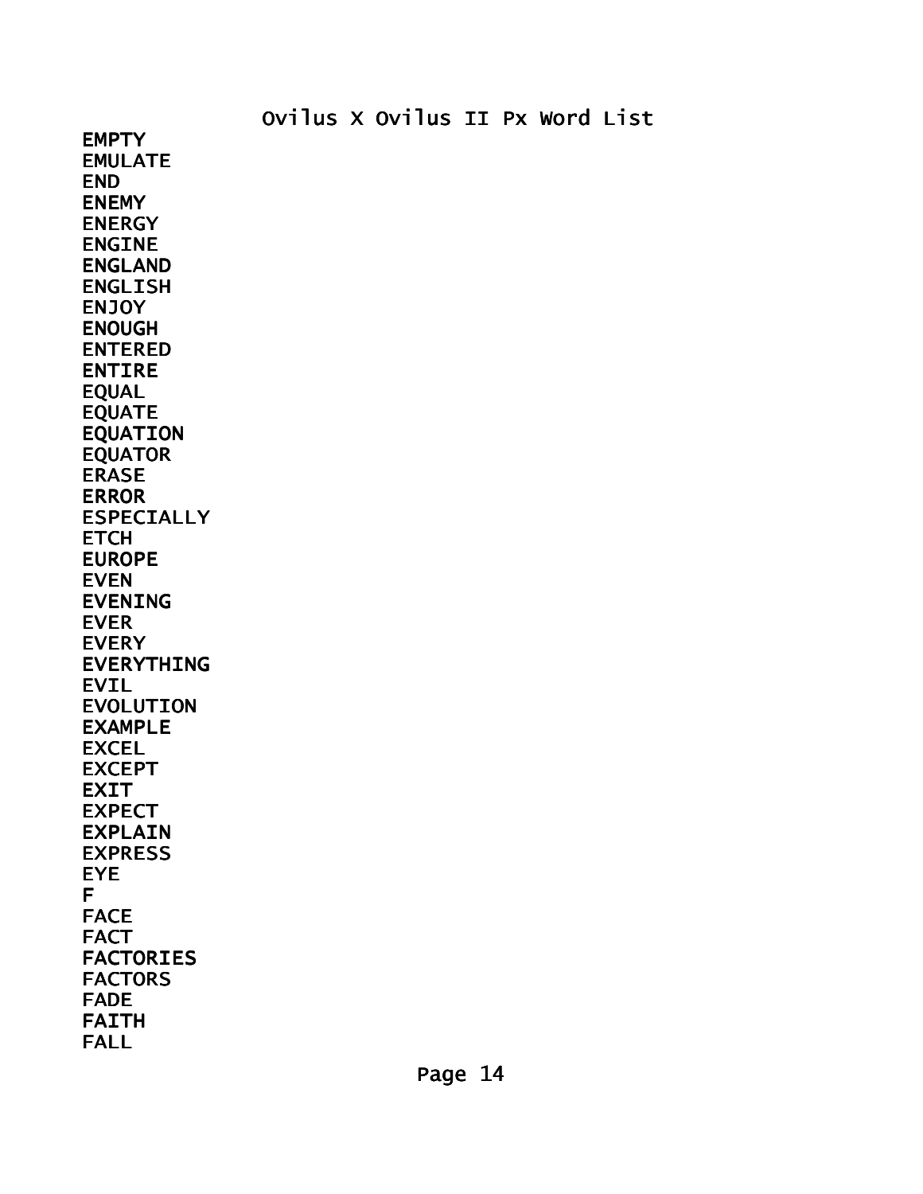EMPTY
EMULATE
END
ENEMY
ENERGY
ENGINE
ENGLAND
ENGLISH
ENJOY
ENOUGH
ENTERED
ENTIRE
EQUAL
EQUATE
EQUATION
EQUATOR
ERASE
ERROR
ESPECIALLY
ETCH
EUROPE
EVEN
EVENING
EVER
EVERY
EVERYTHING
EVIL
EVOLUTION
EXAMPLE
EXCEL
EXCEPT
EXIT
EXPECT
EXPLAIN
EXPRESS
EYE
F
FACE
FACT
FACTORIES
FACTORS
FADE
FAITH
FALL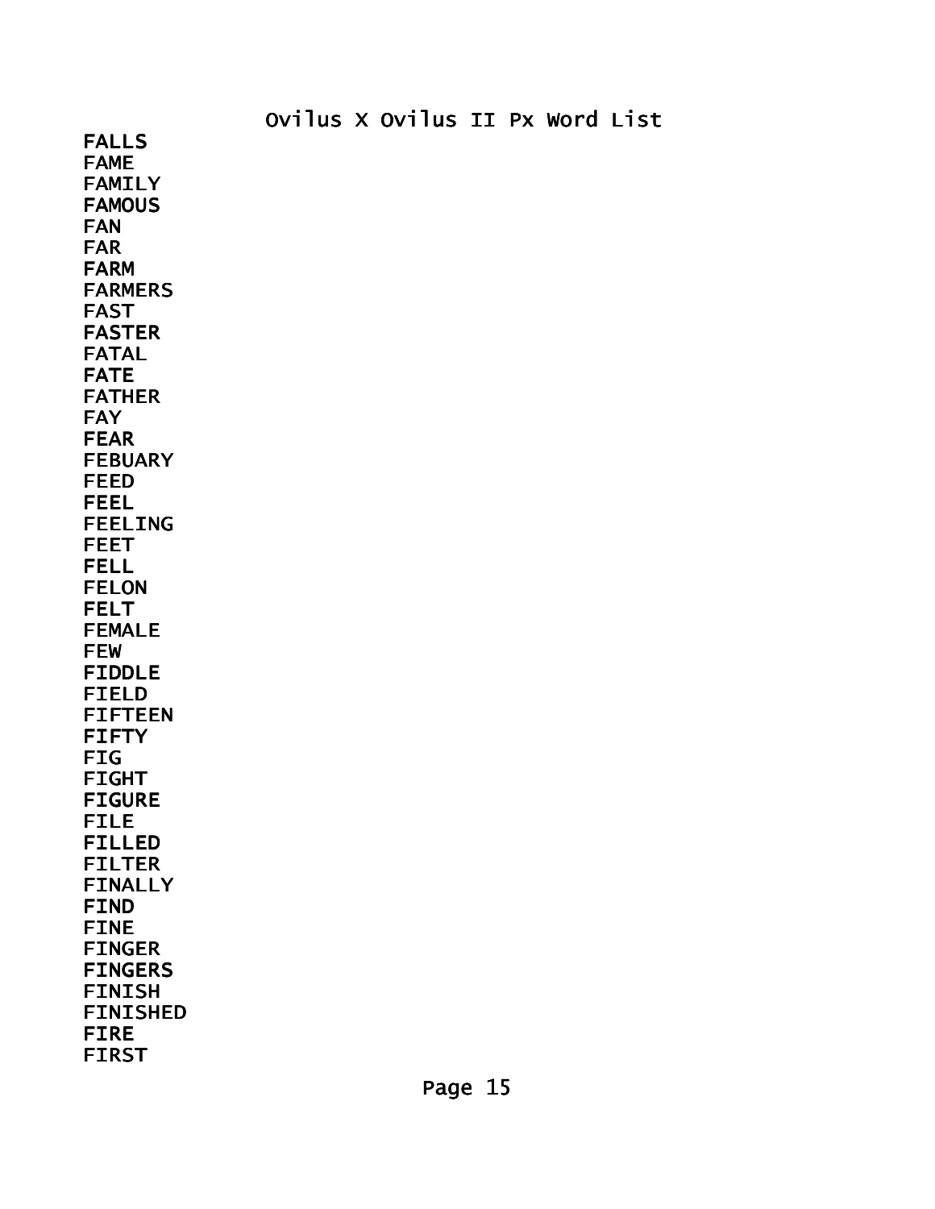FALLS
FAME
FAMILY
FAMOUS
FAN
FAR
FARM
FARMERS
FAST
FASTER
FATAL
FATE
FATHER
FAY
FEAR
FEBUARY
FEED
FEEL
FEELING
FEET
FELL
FELON
FELT
FEMALE
FEW
FIDDLE
FIELD
FIFTEEN
FIFTY
FIG
FIGHT
FIGURE
FILE
FILLED
FILTER
FINALLY
FIND
FINE
FINGER
FINGERS
FINISH
FINISHED
FIRE
FIRST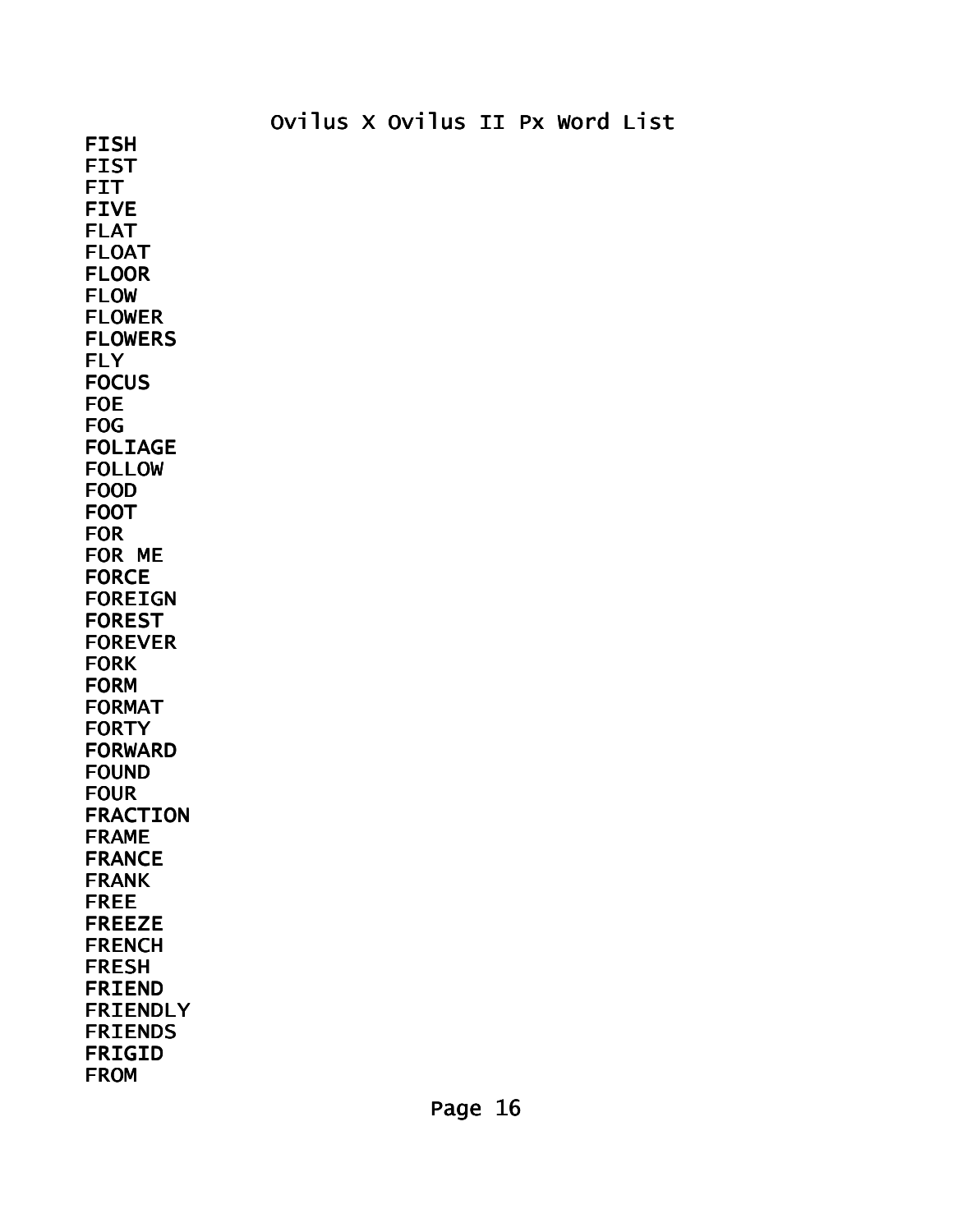Ovilus X Ovilus II Px Word List

FISH
FIST
FIT
FIVE
FLAT
FLOAT
FLOOR
FLOW
FLOWER
FLOWERS
FLY
FOCUS
FOE
FOG
FOLIAGE
FOLLOW
FOOD
FOOT
FOR
FOR ME
FORCE
FOREIGN
FOREST
FOREVER
FORK
FORM
FORMAT
FORTY
FORWARD
FOUND
FOUR
FRACTION
FRAME
FRANCE
FRANK
FREE
FREEZE
FRENCH
FRESH
FRIEND
FRIENDLY
FRIENDS
FRIGID
FROM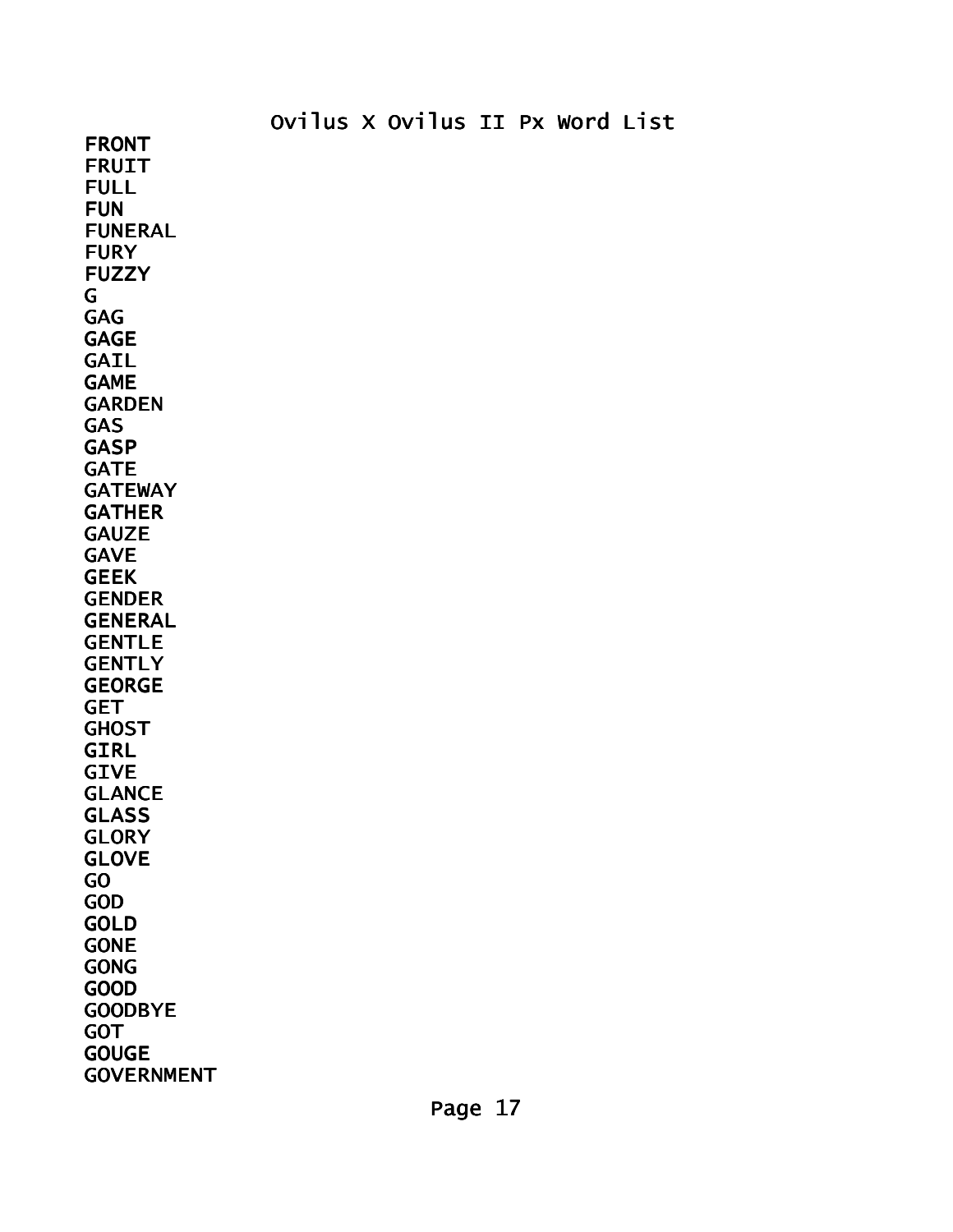Ovilus X Ovilus II Px Word List

FRONT
FRUIT
FULL
FUN
FUNERAL
FURY
FUZZY
G
GAG
GAGE
GAIL
GAME
GARDEN
GAS
GASP
GATE
GATEWAY
GATHER
GAUZE
GAVE
GEEK
GENDER
GENERAL
GENTLE
GENTLY
GEORGE
GET
GHOST
GIRL
GIVE
GLANCE
GLASS
GLORY
GLOVE
GO
GOD
GOLD
GONE
GONG
GOOD
GOODBYE
GOT
GOUGE
GOVERNMENT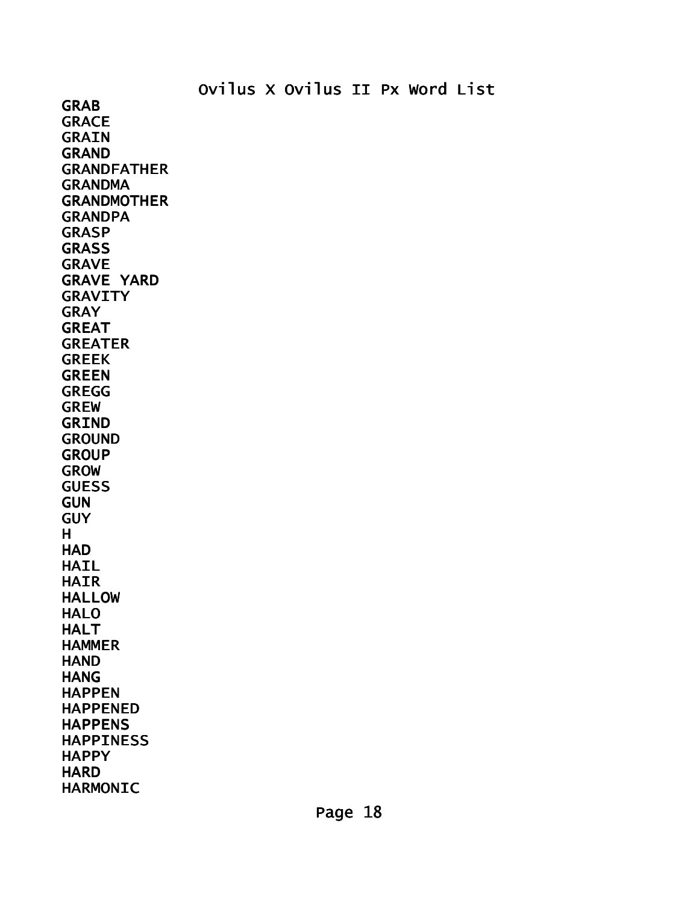GRAB
GRACE
GRAIN
GRAND
GRANDFATHER
GRANDMA
GRANDMOTHER
GRANDPA
GRASP
GRASS
GRAVE
GRAVE YARD
GRAVITY
GRAY
GREAT
GREATER
GREEK
GREEN
GREGG
GREW
GRIND
GROUND
GROUP
GROW
GUESS
GUN
GUY
H
HAD
HAIL
HAIR
HALLOW
HALO
HALT
HAMMER
HAND
HANG
HAPPEN
HAPPENED
HAPPENS
HAPPINESS
HAPPY
HARD
HARMONIC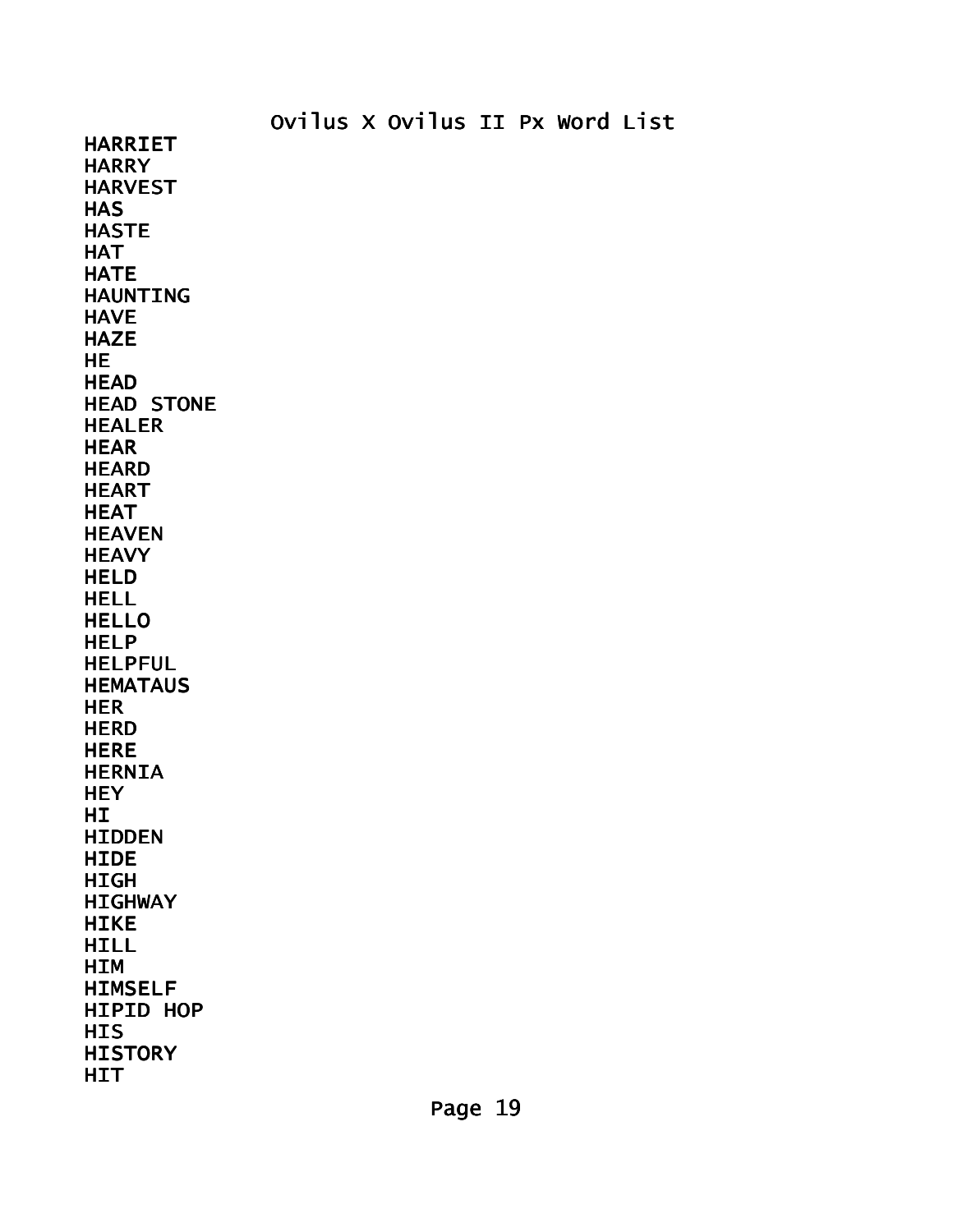Ovilus X Ovilus II Px Word List

HARRIET
HARRY
HARVEST
HAS
HASTE
HAT
HATE
HAUNTING
HAVE
HAZE
HE
HEAD
HEAD STONE
HEALER
HEAR
HEARD
HEART
HEAT
HEAVEN
HEAVY
HELD
HELL
HELLO
HELP
HELPFUL
HEMATAUS
HER
HERD
HERE
HERNIA
HEY
HI
HIDDEN
HIDE
HIGH
HIGHWAY
HIKE
HILL
HIM
HIMSELF
HIPID HOP
HIS
HISTORY
HIT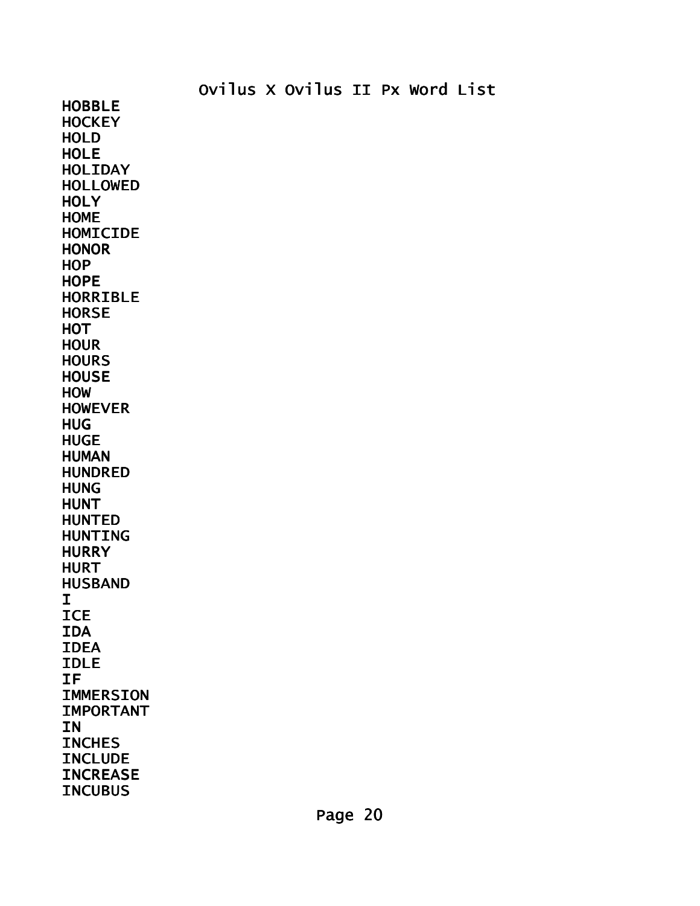HOBBLE
HOCKEY
HOLD
HOLE
HOLIDAY
HOLLOWED
HOLY
HOME
HOMICIDE
HONOR
HOP
HOPE
HORRIBLE
HORSE
HOT
HOUR
HOURS
HOUSE
HOW
HOWEVER
HUG
HUGE
HUMAN
HUNDRED
HUNG
HUNT
HUNTED
HUNTING
HURRY
HURT
HUSBAND
I
ICE
IDA
IDEA
IDLE
IF
IMMERSION
IMPORTANT
IN
INCHES
INCLUDE
INCREASE
INCUBUS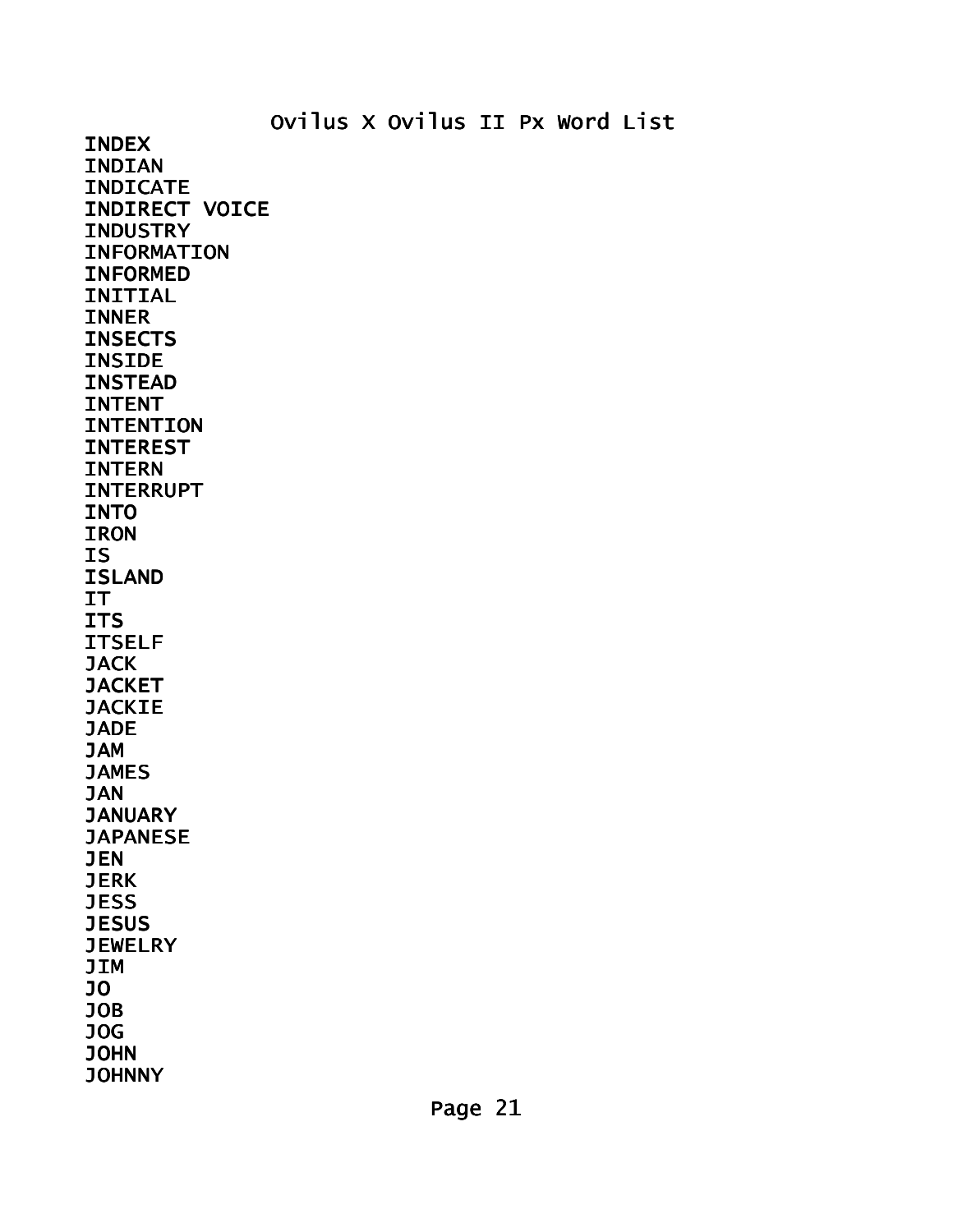# Ovilus X Ovilus II Px Word List

INDEX
INDIAN
INDICATE
INDIRECT VOICE
INDUSTRY
INFORMATION
INFORMED
INITIAL
INNER
INSECTS
INSIDE
INSTEAD
INTENT
INTENTION
INTEREST
INTERN
INTERRUPT
INTO
IRON
IS
ISLAND
IT
ITS
ITSELF
JACK
JACKET
JACKIE
JADE
JAM
JAMES
JAN
JANUARY
JAPANESE
JEN
JERK
JESS
JESUS
JEWELRY
JIM
JO
JOB
JOG
JOHN
JOHNNY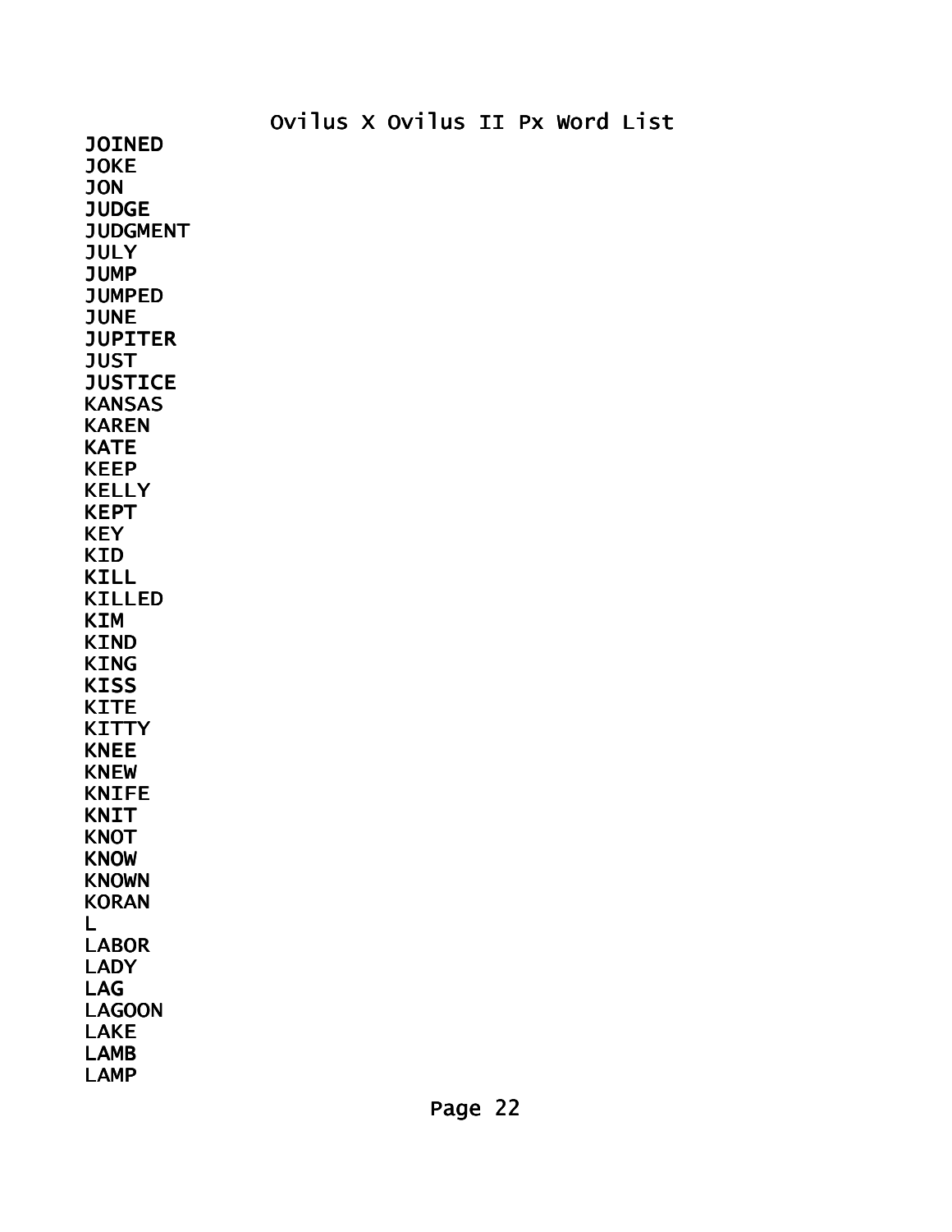# Ovilus X Ovilus II Px Word List

JOINED
JOKE
JON
JUDGE
JUDGMENT
JULY
JUMP
JUMPED
JUNE
JUPITER
JUST
JUSTICE
KANSAS
KAREN
KATE
KEEP
KELLY
KEPT
KEY
KID
KILL
KILLED
KIM
KIND
KING
KISS
KITE
KITTY
KNEE
KNEW
KNIFE
KNIT
KNOT
KNOW
KNOWN
KORAN
L
LABOR
LADY
LAG
LAGOON
LAKE
LAMB
LAMP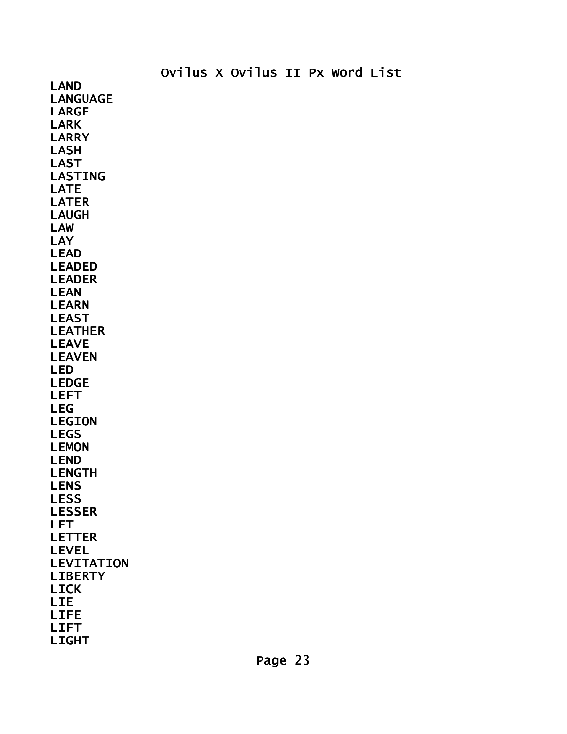Ovilus X Ovilus II Px Word List

LAND
LANGUAGE
LARGE
LARK
LARRY
LASH
LAST
LASTING
LATE
LATER
LAUGH
LAW
LAY
LEAD
LEADED
LEADER
LEAN
LEARN
LEAST
LEATHER
LEAVE
LEAVEN
LED
LEDGE
LEFT
LEG
LEGION
LEGS
LEMON
LEND
LENGTH
LENS
LESS
LESSER
LET
LETTER
LEVEL
LEVITATION
LIBERTY
LICK
LIE
LIFE
LIFT
LIGHT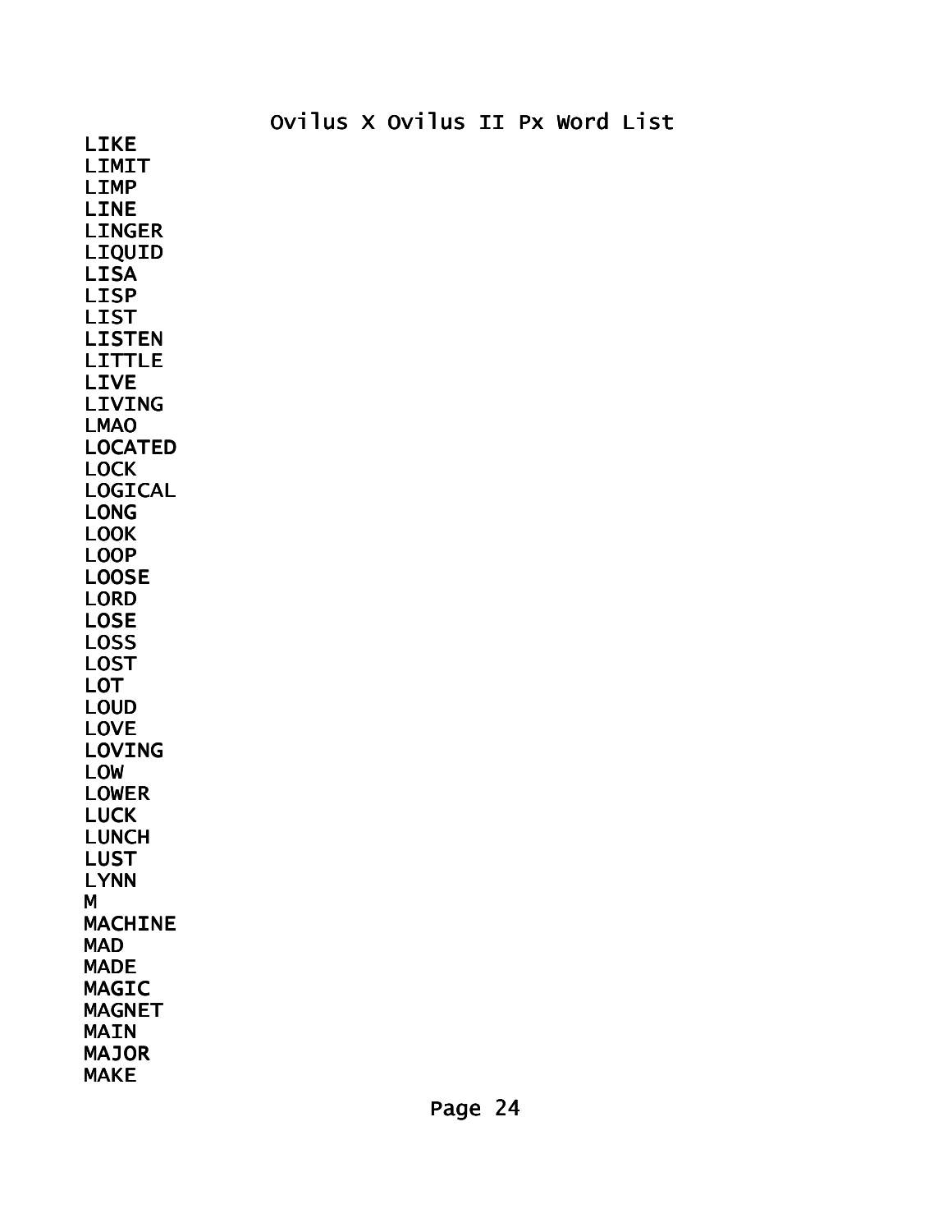Ovilus X Ovilus II Px Word List

LIKE
LIMIT
LIMP
LINE
LINGER
LIQUID
LISA
LISP
LIST
LISTEN
LITTLE
LIVE
LIVING
LMAO
LOCATED
LOCK
LOGICAL
LONG
LOOK
LOOP
LOOSE
LORD
LOSE
LOSS
LOST
LOT
LOUD
LOVE
LOVING
LOW
LOWER
LUCK
LUNCH
LUST
LYNN
M
MACHINE
MAD
MADE
MAGIC
MAGNET
MAIN
MAJOR
MAKE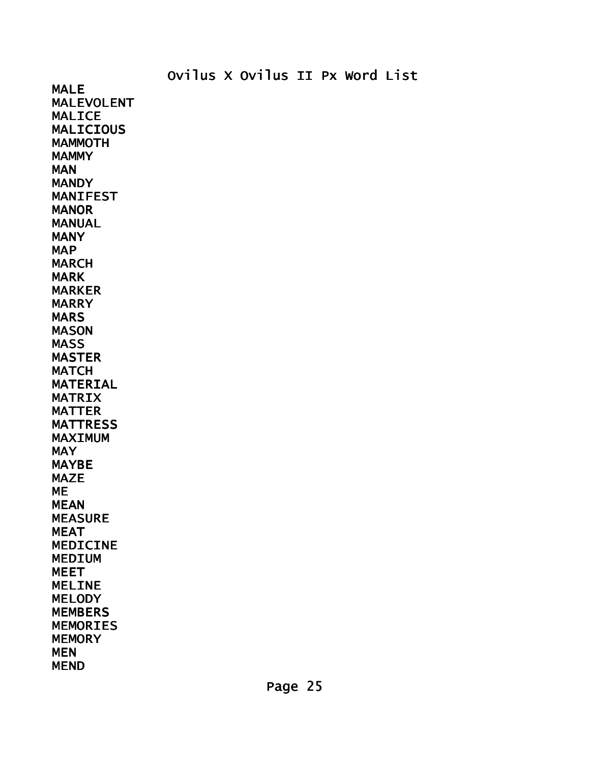Ovilus X Ovilus II Px Word List

MALE
MALEVOLENT
MALICE
MALICIOUS
MAMMOTH
MAMMY
MAN
MANDY
MANIFEST
MANOR
MANUAL
MANY
MAP
MARCH
MARK
MARKER
MARRY
MARS
MASON
MASS
MASTER
MATCH
MATERIAL
MATRIX
MATTER
MATTRESS
MAXIMUM
MAY
MAYBE
MAZE
ME
MEAN
MEASURE
MEAT
MEDICINE
MEDIUM
MEET
MELINE
MELODY
MEMBERS
MEMORIES
MEMORY
MEN
MEND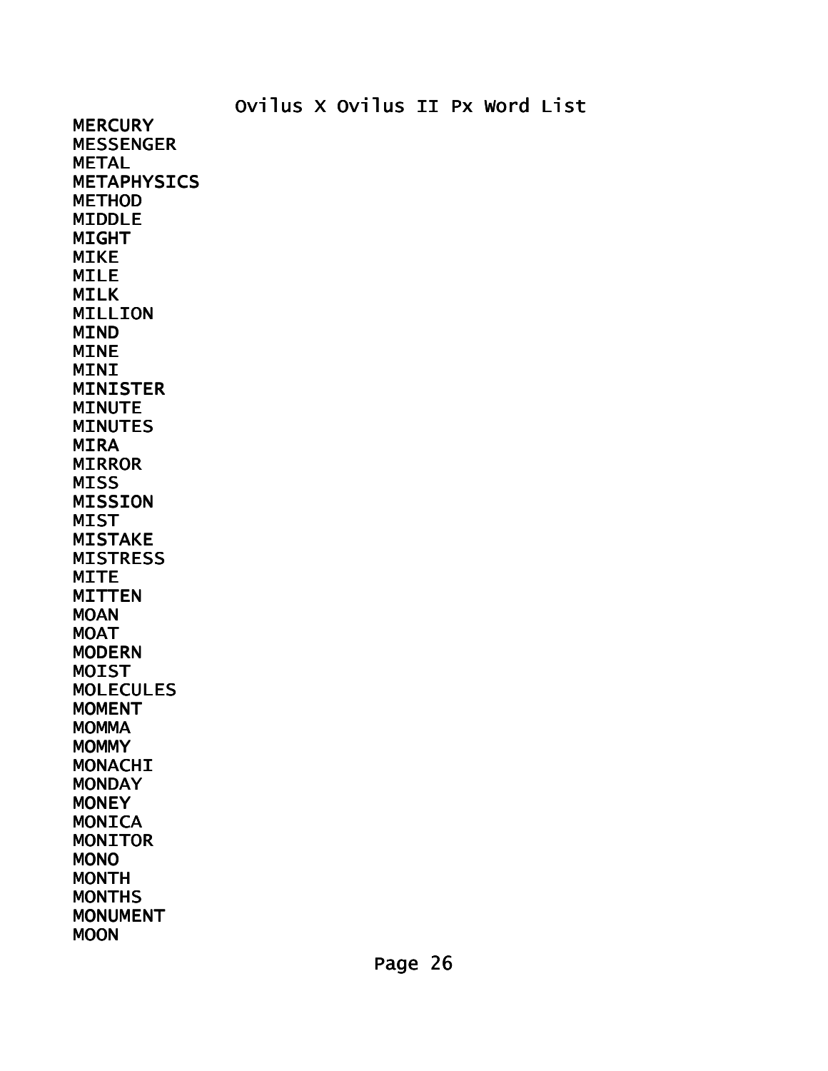# Ovilus X Ovilus II Px Word List

MERCURY
MESSENGER
METAL
METAPHYSICS
METHOD
MIDDLE
MIGHT
MIKE
MILE
MILK
MILLION
MIND
MINE
MINI
MINISTER
MINUTE
MINUTES
MIRA
MIRROR
MISS
MISSION
MIST
MISTAKE
MISTRESS
MITE
MITTEN
MOAN
MOAT
MODERN
MOIST
MOLECULES
MOMENT
MOMMA
MOMMY
MONACHI
MONDAY
MONEY
MONICA
MONITOR
MONO
MONTH
MONTHS
MONUMENT
MOON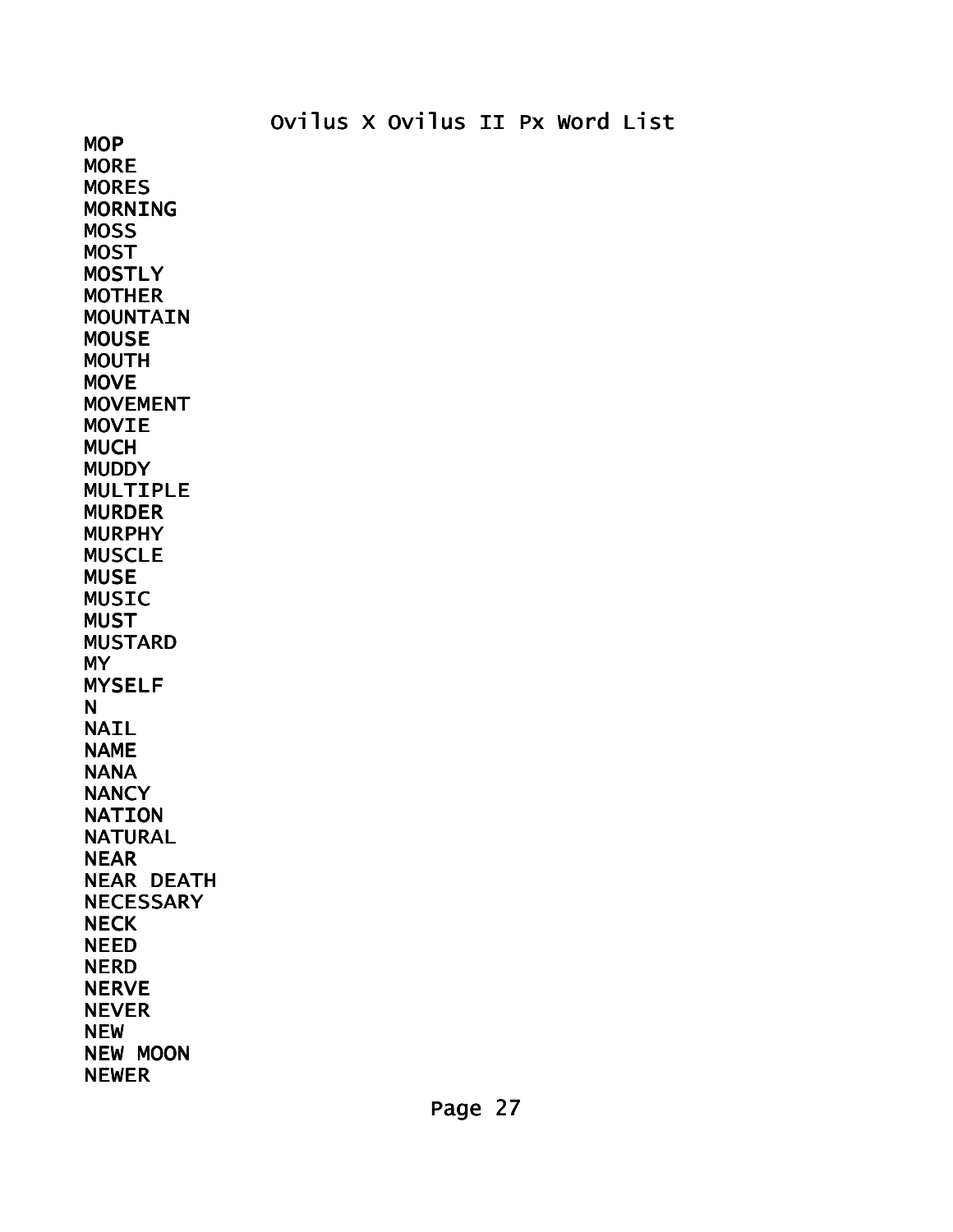Ovilus X Ovilus II Px Word List

MOP
MORE
MORES
MORNING
MOSS
MOST
MOSTLY
MOTHER
MOUNTAIN
MOUSE
MOUTH
MOVE
MOVEMENT
MOVIE
MUCH
MUDDY
MULTIPLE
MURDER
MURPHY
MUSCLE
MUSE
MUSIC
MUST
MUSTARD
MY
MYSELF
N
NAIL
NAME
NANA
NANCY
NATION
NATURAL
NEAR
NEAR DEATH
NECESSARY
NECK
NEED
NERD
NERVE
NEVER
NEW
NEW MOON
NEWER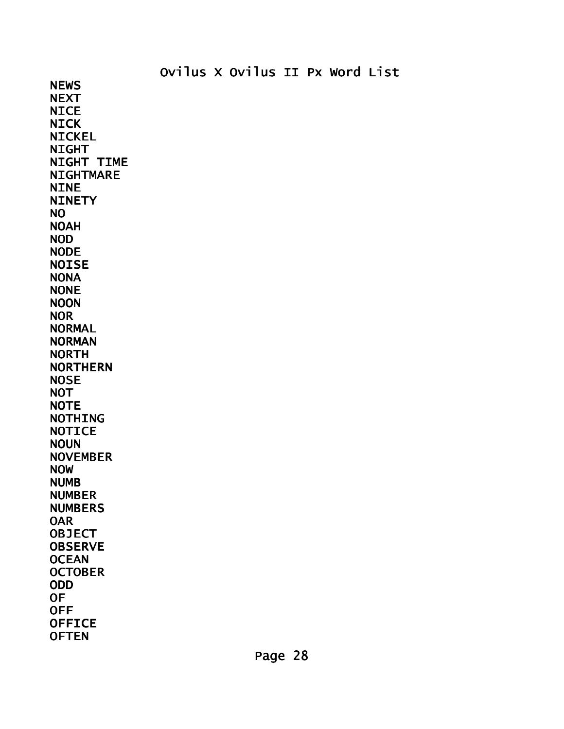Ovilus X Ovilus II Px Word List

NEWS
NEXT
NICE
NICK
NICKEL
NIGHT
NIGHT TIME
NIGHTMARE
NINE
NINETY
NO
NOAH
NOD
NODE
NOISE
NONA
NONE
NOON
NOR
NORMAL
NORMAN
NORTH
NORTHERN
NOSE
NOT
NOTE
NOTHING
NOTICE
NOUN
NOVEMBER
NOW
NUMB
NUMBER
NUMBERS
OAR
OBJECT
OBSERVE
OCEAN
OCTOBER
ODD
OF
OFF
OFFICE
OFTEN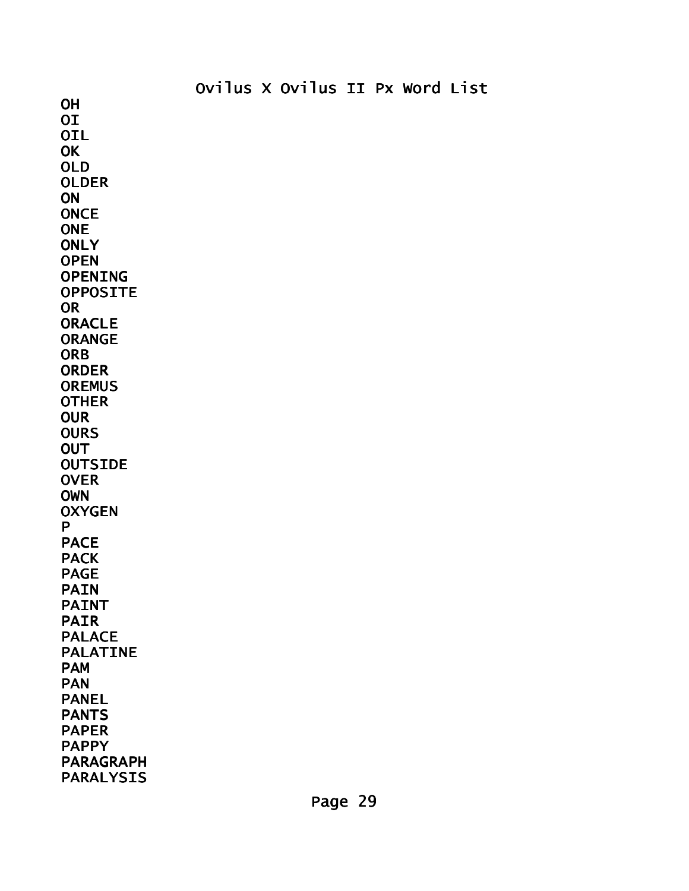Ovilus X Ovilus II Px Word List

OH
OI
OIL
OK
OLD
OLDER
ON
ONCE
ONE
ONLY
OPEN
OPENING
OPPOSITE
OR
ORACLE
ORANGE
ORB
ORDER
OREMUS
OTHER
OUR
OURS
OUT
OUTSIDE
OVER
OWN
OXYGEN
P
PACE
PACK
PAGE
PAIN
PAINT
PAIR
PALACE
PALATINE
PAM
PAN
PANEL
PANTS
PAPER
PAPPY
PARAGRAPH
PARALYSIS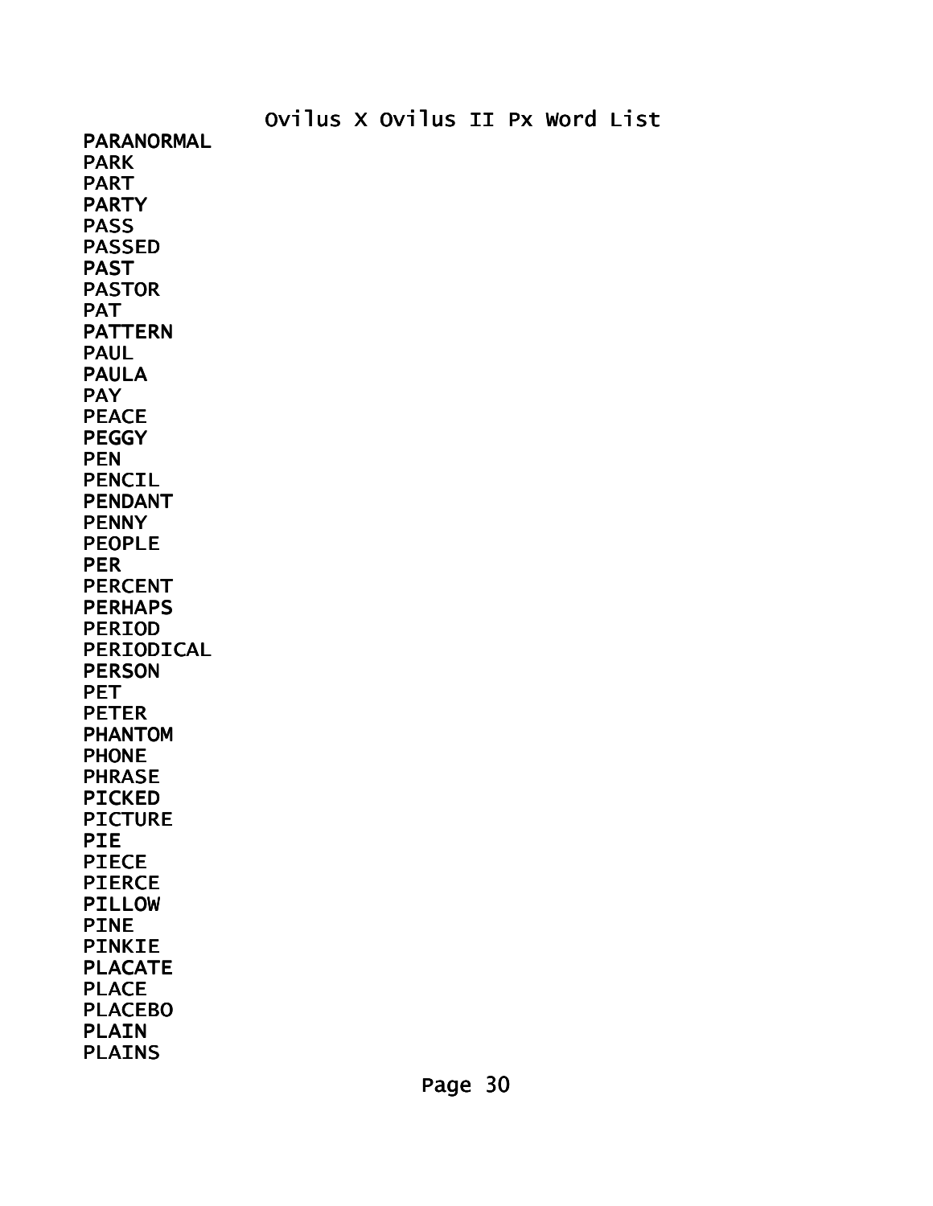Ovilus X Ovilus II Px Word List

PARANORMAL
PARK
PART
PARTY
PASS
PASSED
PAST
PASTOR
PAT
PATTERN
PAUL
PAULA
PAY
PEACE
PEGGY
PEN
PENCIL
PENDANT
PENNY
PEOPLE
PER
PERCENT
PERHAPS
PERIOD
PERIODICAL
PERSON
PET
PETER
PHANTOM
PHONE
PHRASE
PICKED
PICTURE
PIE
PIECE
PIERCE
PILLOW
PINE
PINKIE
PLACATE
PLACE
PLACEBO
PLAIN
PLAINS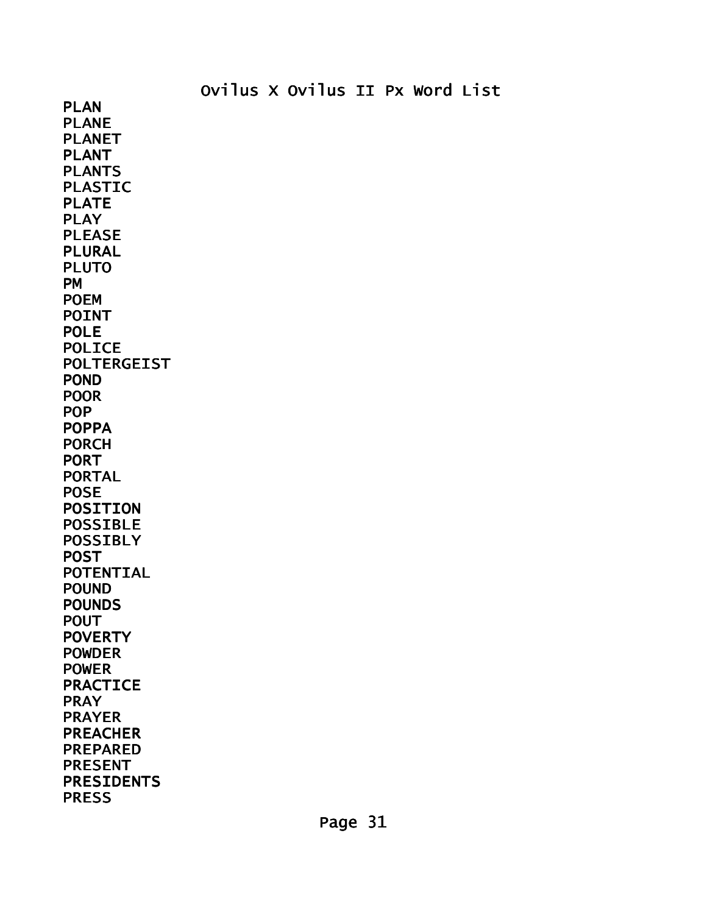Ovilus X Ovilus II Px Word List

PLAN
PLANE
PLANET
PLANT
PLANTS
PLASTIC
PLATE
PLAY
PLEASE
PLURAL
PLUTO
PM
POEM
POINT
POLE
POLICE
POLTERGEIST
POND
POOR
POP
POPPA
PORCH
PORT
PORTAL
POSE
POSITION
POSSIBLE
POSSIBLY
POST
POTENTIAL
POUND
POUNDS
POUT
POVERTY
POWDER
POWER
PRACTICE
PRAY
PRAYER
PREACHER
PREPARED
PRESENT
PRESIDENTS
PRESS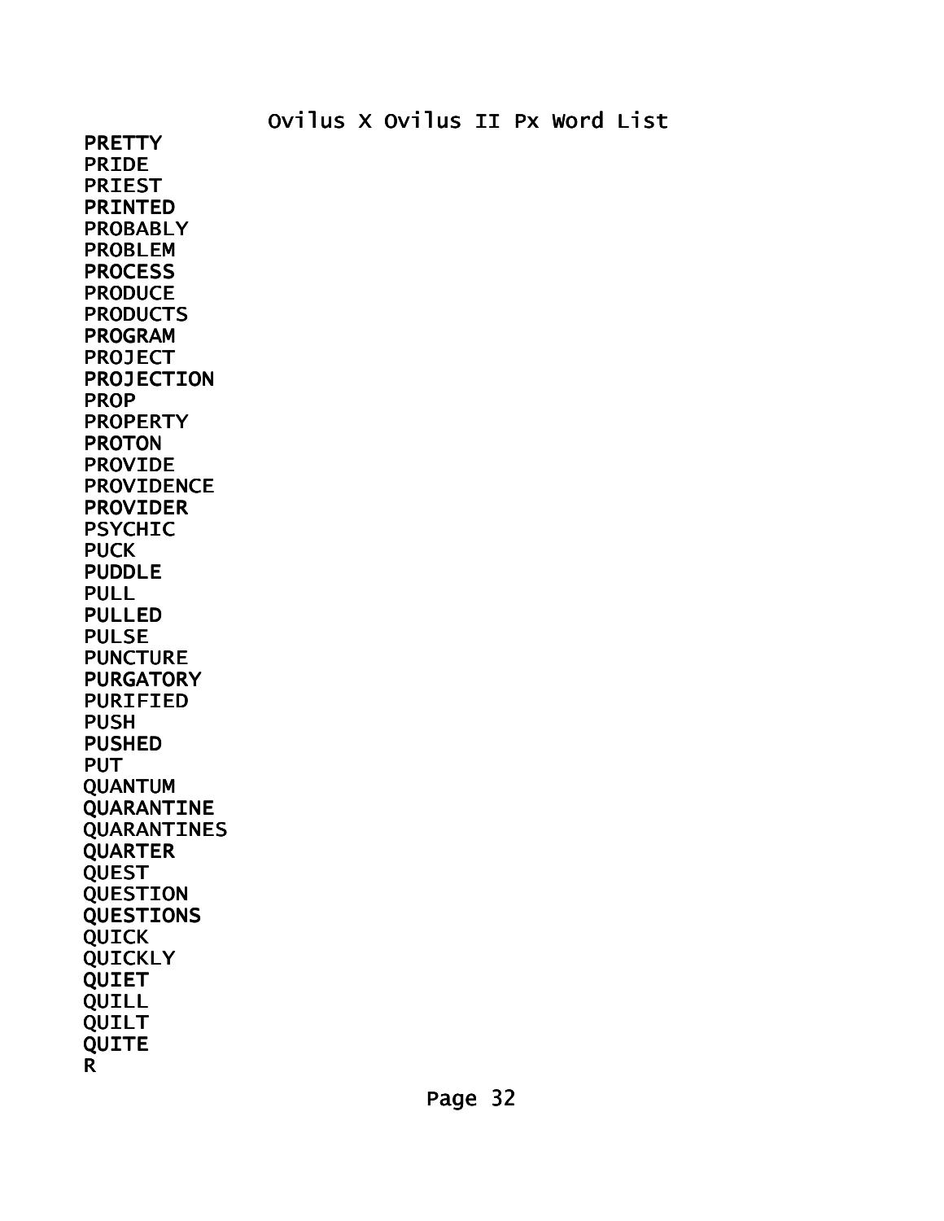Ovilus X Ovilus II Px Word List

PRETTY
PRIDE
PRIEST
PRINTED
PROBABLY
PROBLEM
PROCESS
PRODUCE
PRODUCTS
PROGRAM
PROJECT
PROJECTION
PROP
PROPERTY
PROTON
PROVIDE
PROVIDENCE
PROVIDER
PSYCHIC
PUCK
PUDDLE
PULL
PULLED
PULSE
PUNCTURE
PURGATORY
PURIFIED
PUSH
PUSHED
PUT
QUANTUM
QUARANTINE
QUARANTINES
QUARTER
QUEST
QUESTION
QUESTIONS
QUICK
QUICKLY
QUIET
QUILL
QUILT
QUITE
R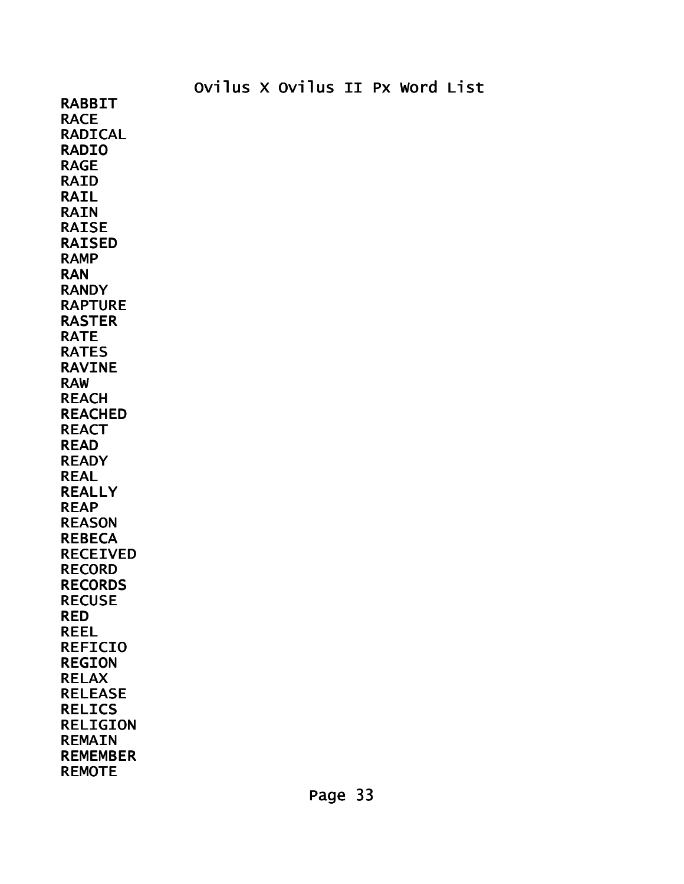Ovilus X Ovilus II Px Word List

RABBIT
RACE
RADICAL
RADIO
RAGE
RAID
RAIL
RAIN
RAISE
RAISED
RAMP
RAN
RANDY
RAPTURE
RASTER
RATE
RATES
RAVINE
RAW
REACH
REACHED
REACT
READ
READY
REAL
REALLY
REAP
REASON
REBECA
RECEIVED
RECORD
RECORDS
RECUSE
RED
REEL
REFICIO
REGION
RELAX
RELEASE
RELICS
RELIGION
REMAIN
REMEMBER
REMOTE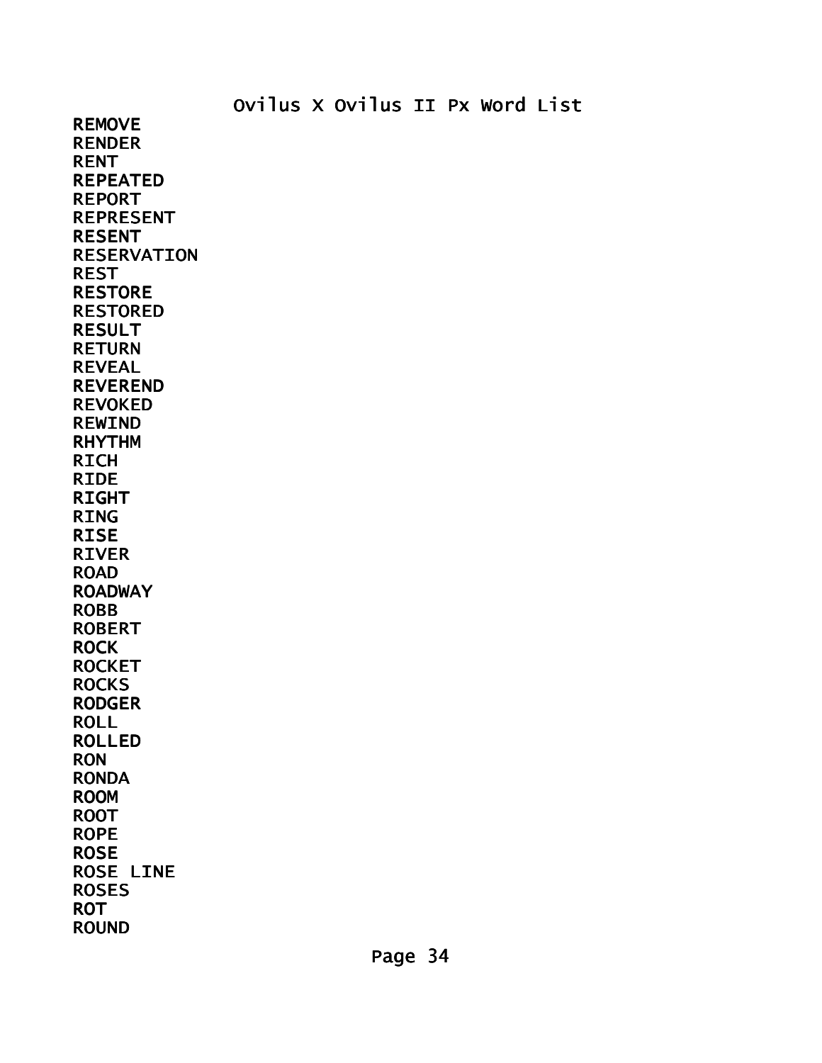Ovilus X Ovilus II Px Word List

REMOVE
RENDER
RENT
REPEATED
REPORT
REPRESENT
RESENT
RESERVATION
REST
RESTORE
RESTORED
RESULT
RETURN
REVEAL
REVEREND
REVOKED
REWIND
RHYTHM
RICH
RIDE
RIGHT
RING
RISE
RIVER
ROAD
ROADWAY
ROBB
ROBERT
ROCK
ROCKET
ROCKS
RODGER
ROLL
ROLLED
RON
RONDA
ROOM
ROOT
ROPE
ROSE
ROSE LINE
ROSES
ROT
ROUND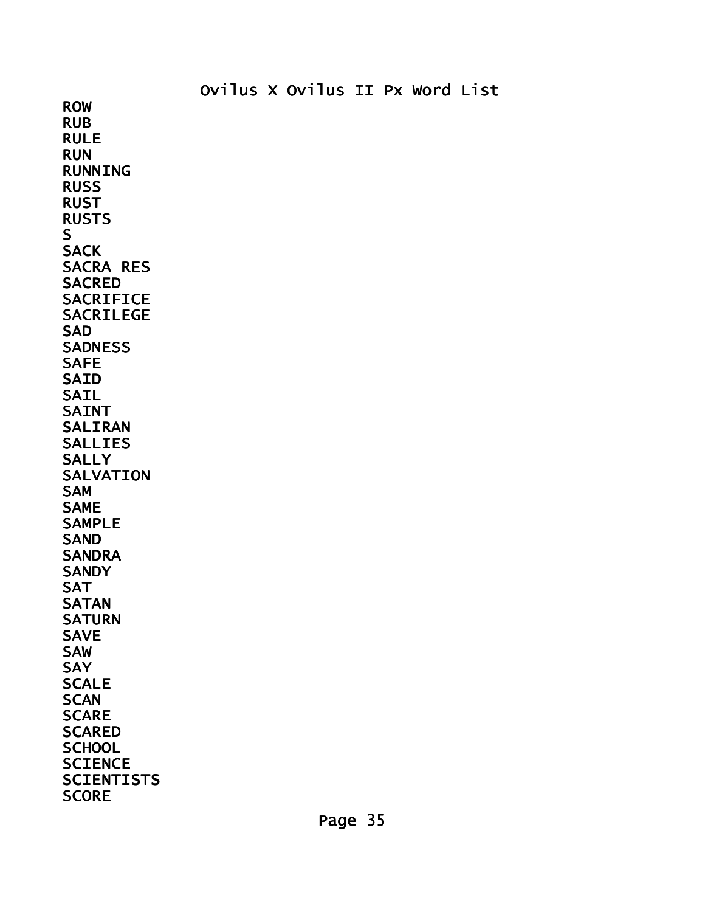Ovilus X Ovilus II Px Word List

ROW
RUB
RULE
RUN
RUNNING
RUSS
RUST
RUSTS
S
SACK
SACRA RES
SACRED
SACRIFICE
SACRILEGE
SAD
SADNESS
SAFE
SAID
SAIL
SAINT
SALIRAN
SALLIES
SALLY
SALVATION
SAM
SAME
SAMPLE
SAND
SANDRA
SANDY
SAT
SATAN
SATURN
SAVE
SAW
SAY
SCALE
SCAN
SCARE
SCARED
SCHOOL
SCIENCE
SCIENTISTS
SCORE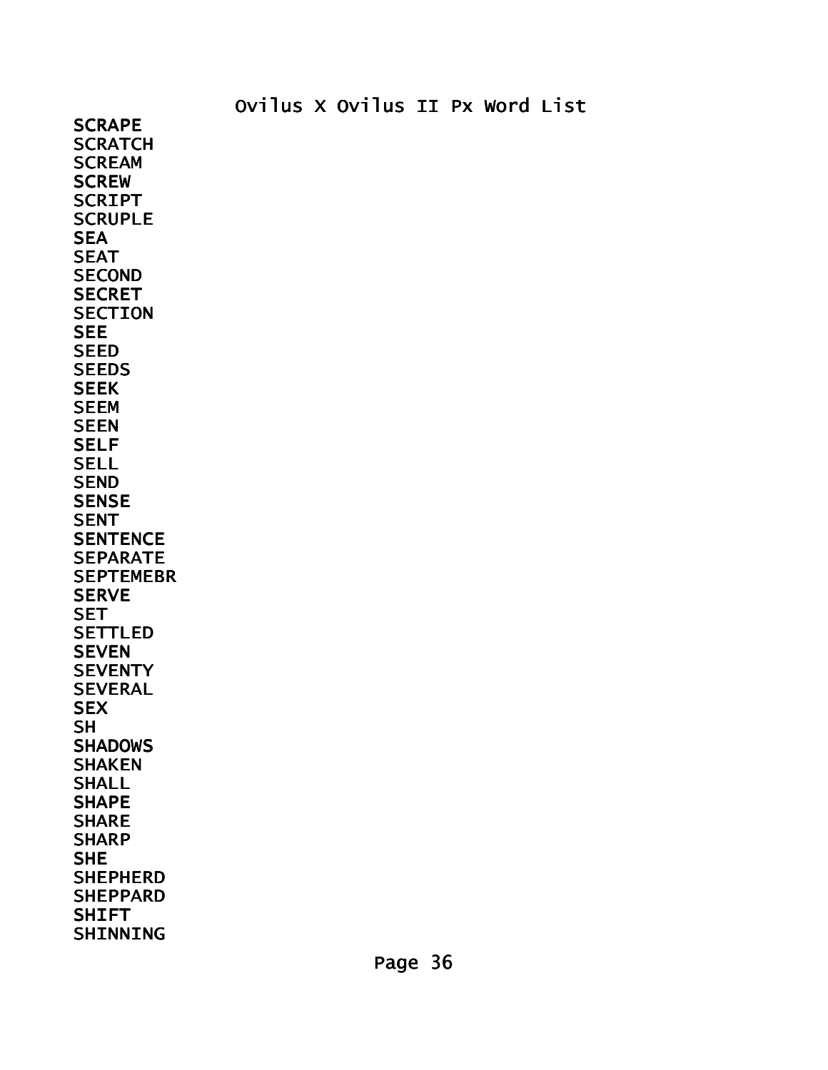Ovilus X Ovilus II Px Word List

SCRAPE
SCRATCH
SCREAM
SCREW
SCRIPT
SCRUPLE
SEA
SEAT
SECOND
SECRET
SECTION
SEE
SEED
SEEDS
SEEK
SEEM
SEEN
SELF
SELL
SEND
SENSE
SENT
SENTENCE
SEPARATE
SEPTEMEBR
SERVE
SET
SETTLED
SEVEN
SEVENTY
SEVERAL
SEX
SH
SHADOWS
SHAKEN
SHALL
SHAPE
SHARE
SHARP
SHE
SHEPHERD
SHEPPARD
SHIFT
SHINNING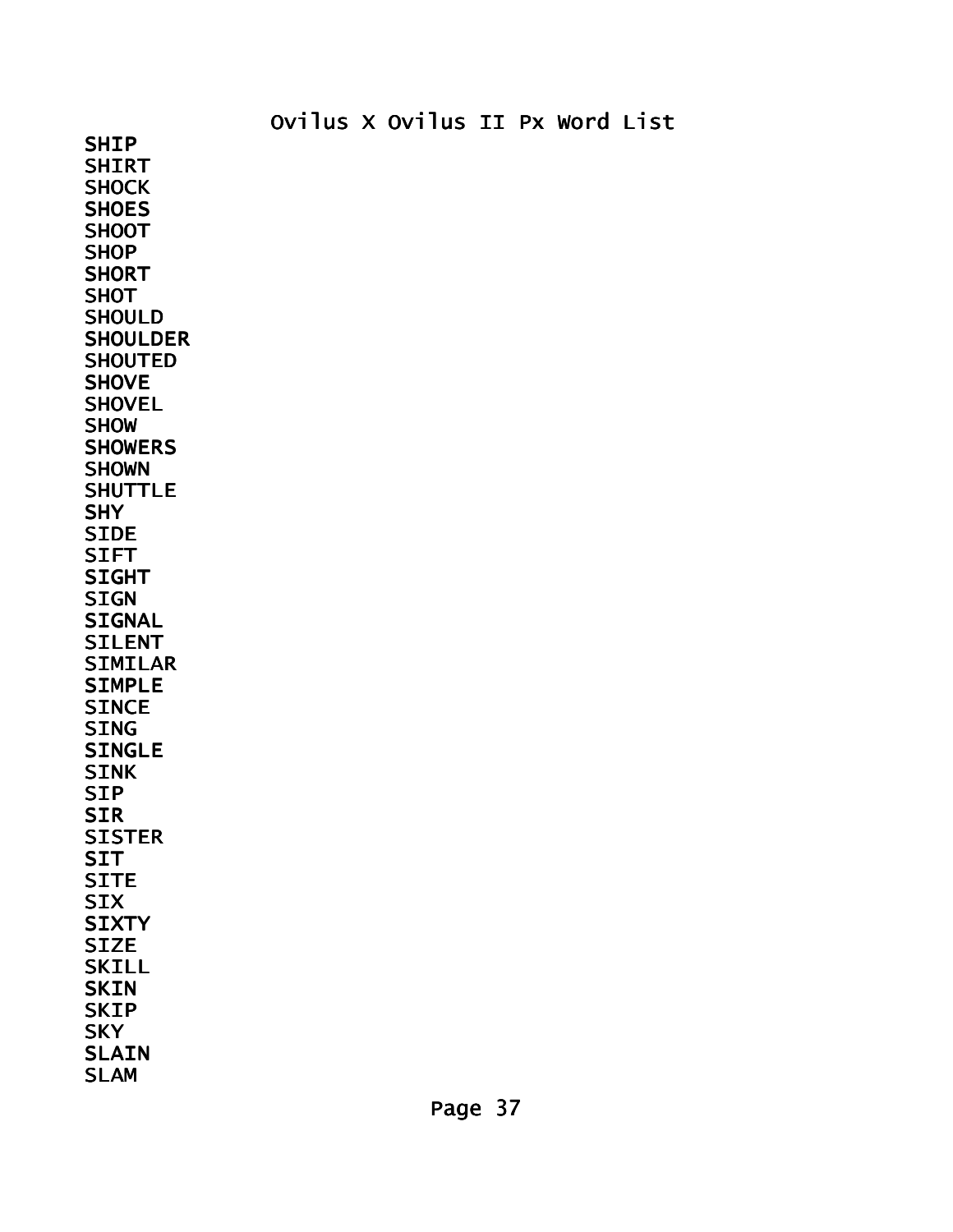Ovilus X Ovilus II Px Word List

SHIP
SHIRT
SHOCK
SHOES
SHOOT
SHOP
SHORT
SHOT
SHOULD
SHOULDER
SHOUTED
SHOVE
SHOVEL
SHOW
SHOWERS
SHOWN
SHUTTLE
SHY
SIDE
SIFT
SIGHT
SIGN
SIGNAL
SILENT
SIMILAR
SIMPLE
SINCE
SING
SINGLE
SINK
SIP
SIR
SISTER
SIT
SITE
SIX
SIXTY
SIZE
SKILL
SKIN
SKIP
SKY
SLAIN
SLAM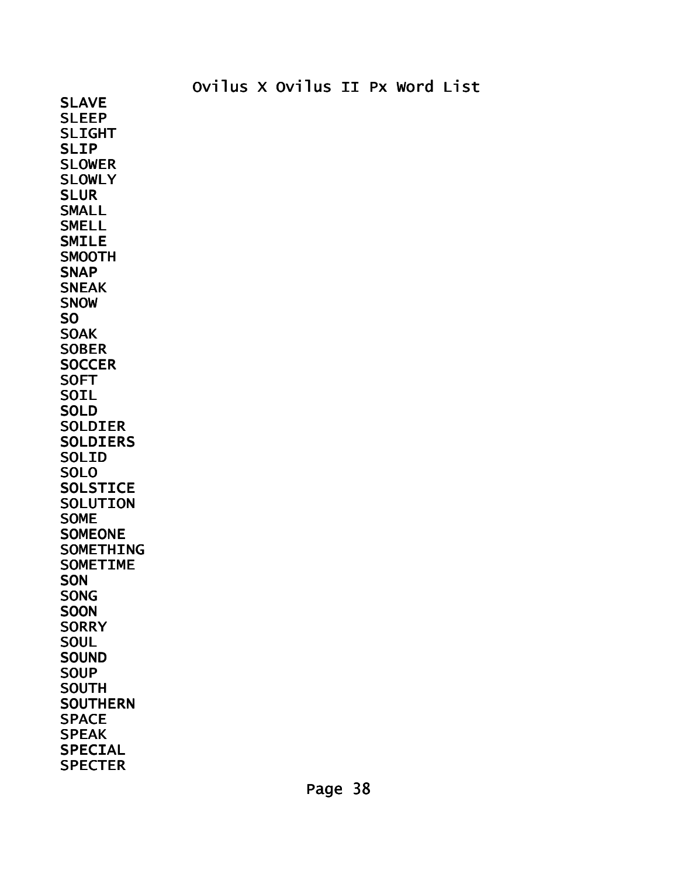# Ovilus X Ovilus II Px Word List

SLAVE
SLEEP
SLIGHT
SLIP
SLOWER
SLOWLY
SLUR
SMALL
SMELL
SMILE
SMOOTH
SNAP
SNEAK
SNOW
SO
SOAK
SOBER
SOCCER
SOFT
SOIL
SOLD
SOLDIER
SOLDIERS
SOLID
SOLO
SOLSTICE
SOLUTION
SOME
SOMEONE
SOMETHING
SOMETIME
SON
SONG
SOON
SORRY
SOUL
SOUND
SOUP
SOUTH
SOUTHERN
SPACE
SPEAK
SPECIAL
SPECTER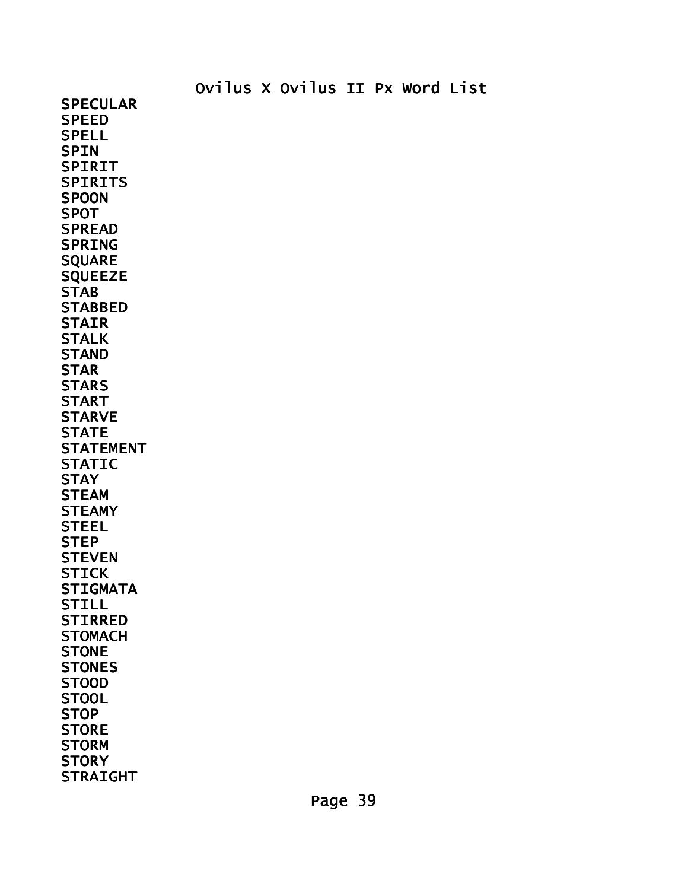Ovilus X Ovilus II Px Word List

SPECULAR
SPEED
SPELL
SPIN
SPIRIT
SPIRITS
SPOON
SPOT
SPREAD
SPRING
SQUARE
SQUEEZE
STAB
STABBED
STAIR
STALK
STAND
STAR
STARS
START
STARVE
STATE
STATEMENT
STATIC
STAY
STEAM
STEAMY
STEEL
STEP
STEVEN
STICK
STIGMATA
STILL
STIRRED
STOMACH
STONE
STONES
STOOD
STOOL
STOP
STORE
STORM
STORY
STRAIGHT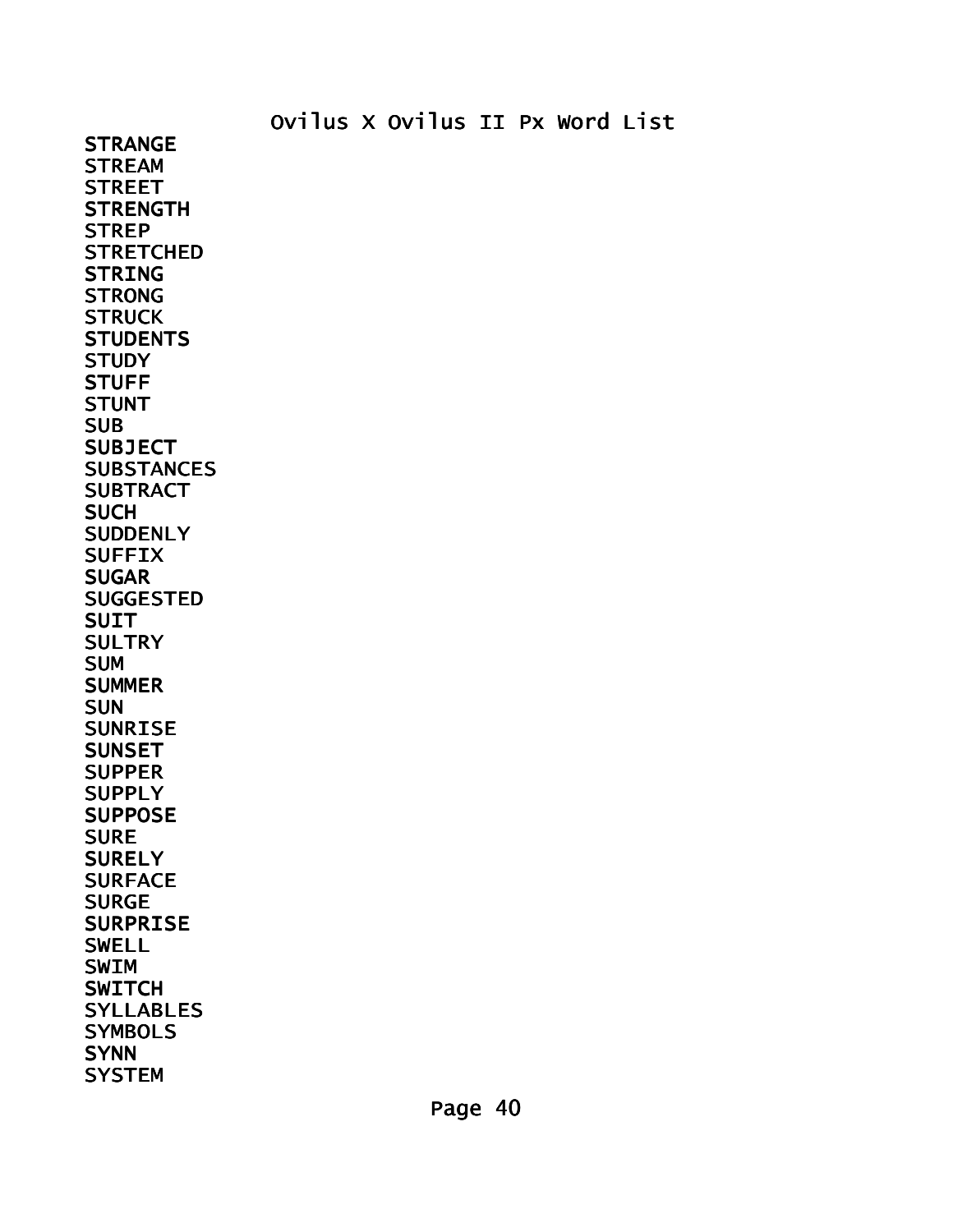Ovilus X Ovilus II Px Word List

STRANGE
STREAM
STREET
STRENGTH
STREP
STRETCHED
STRING
STRONG
STRUCK
STUDENTS
STUDY
STUFF
STUNT
SUB
SUBJECT
SUBSTANCES
SUBTRACT
SUCH
SUDDENLY
SUFFIX
SUGAR
SUGGESTED
SUIT
SULTRY
SUM
SUMMER
SUN
SUNRISE
SUNSET
SUPPER
SUPPLY
SUPPOSE
SURE
SURELY
SURFACE
SURGE
SURPRISE
SWELL
SWIM
SWITCH
SYLLABLES
SYMBOLS
SYNN
SYSTEM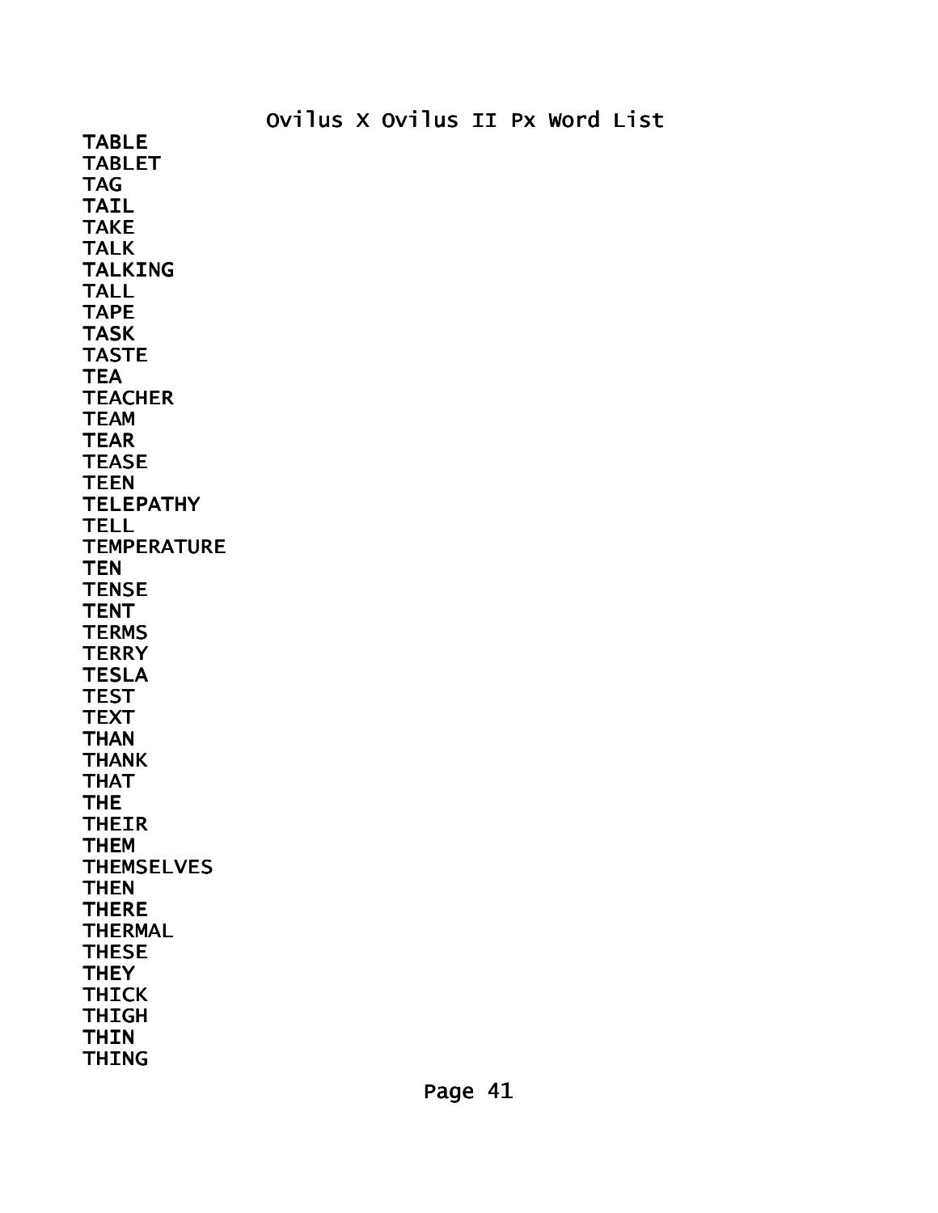TABLE
TABLET
TAG
TAIL
TAKE
TALK
TALKING
TALL
TAPE
TASK
TASTE
TEA
TEACHER
TEAM
TEAR
TEASE
TEEN
TELEPATHY
TELL
TEMPERATURE
TEN
TENSE
TENT
TERMS
TERRY
TESLA
TEST
TEXT
THAN
THANK
THAT
THE
THEIR
THEM
THEMSELVES
THEN
THERE
THERMAL
THESE
THEY
THICK
THIGH
THIN
THING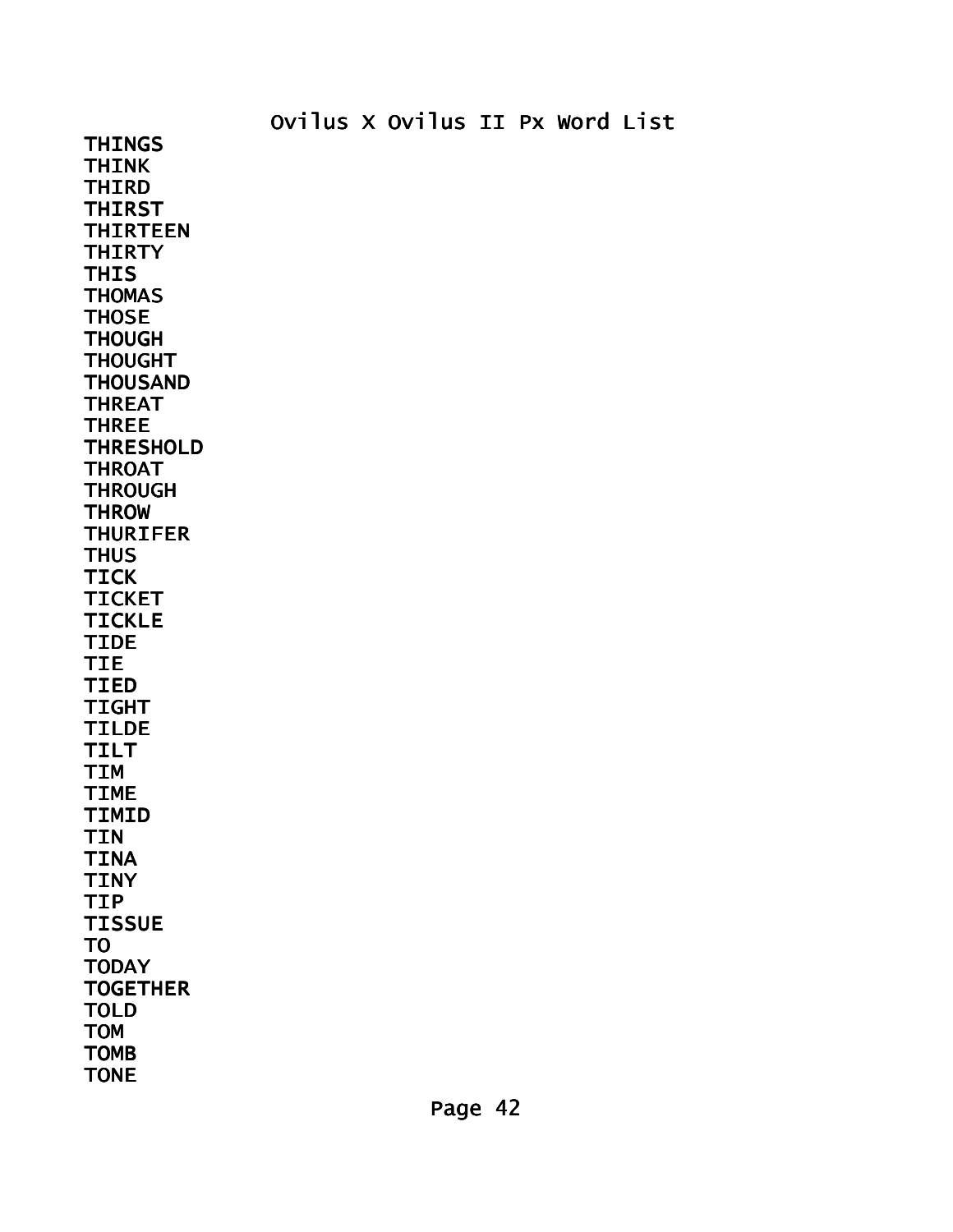THINGS
THINK
THIRD
THIRST
THIRTEEN
THIRTY
THIS
THOMAS
THOSE
THOUGH
THOUGHT
THOUSAND
THREAT
THREE
THRESHOLD
THROAT
THROUGH
THROW
THURIFER
THUS
TICK
TICKET
TICKLE
TIDE
TIE
TIED
TIGHT
TILDE
TILT
TIM
TIME
TIMID
TIN
TINA
TINY
TIP
TISSUE
TO
TODAY
TOGETHER
TOLD
TOM
TOMB
TONE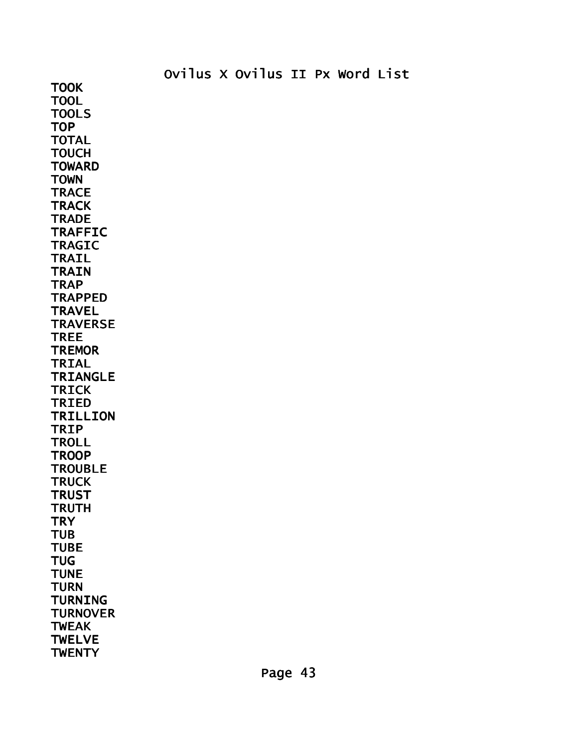Ovilus X Ovilus II Px Word List

TOOK
TOOL
TOOLS
TOP
TOTAL
TOUCH
TOWARD
TOWN
TRACE
TRACK
TRADE
TRAFFIC
TRAGIC
TRAIL
TRAIN
TRAP
TRAPPED
TRAVEL
TRAVERSE
TREE
TREMOR
TRIAL
TRIANGLE
TRICK
TRIED
TRILLION
TRIP
TROLL
TROOP
TROUBLE
TRUCK
TRUST
TRUTH
TRY
TUB
TUBE
TUG
TUNE
TURN
TURNING
TURNOVER
TWEAK
TWELVE
TWENTY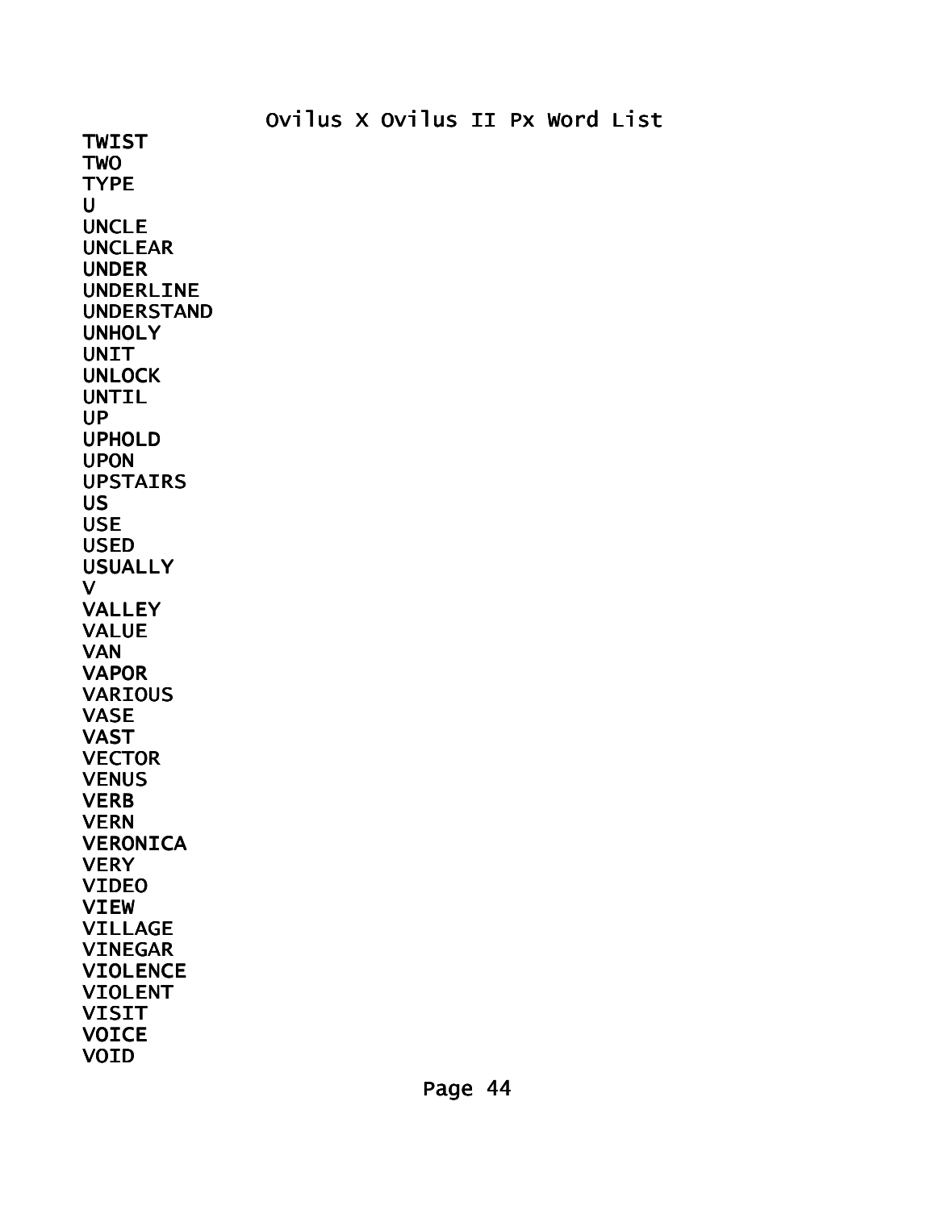# Ovilus X Ovilus II Px Word List

TWIST
TWO
TYPE
U
UNCLE
UNCLEAR
UNDER
UNDERLINE
UNDERSTAND
UNHOLY
UNIT
UNLOCK
UNTIL
UP
UPHOLD
UPON
UPSTAIRS
US
USE
USED
USUALLY
V
VALLEY
VALUE
VAN
VAPOR
VARIOUS
VASE
VAST
VECTOR
VENUS
VERB
VERN
VERONICA
VERY
VIDEO
VIEW
VILLAGE
VINEGAR
VIOLENCE
VIOLENT
VISIT
VOICE
VOID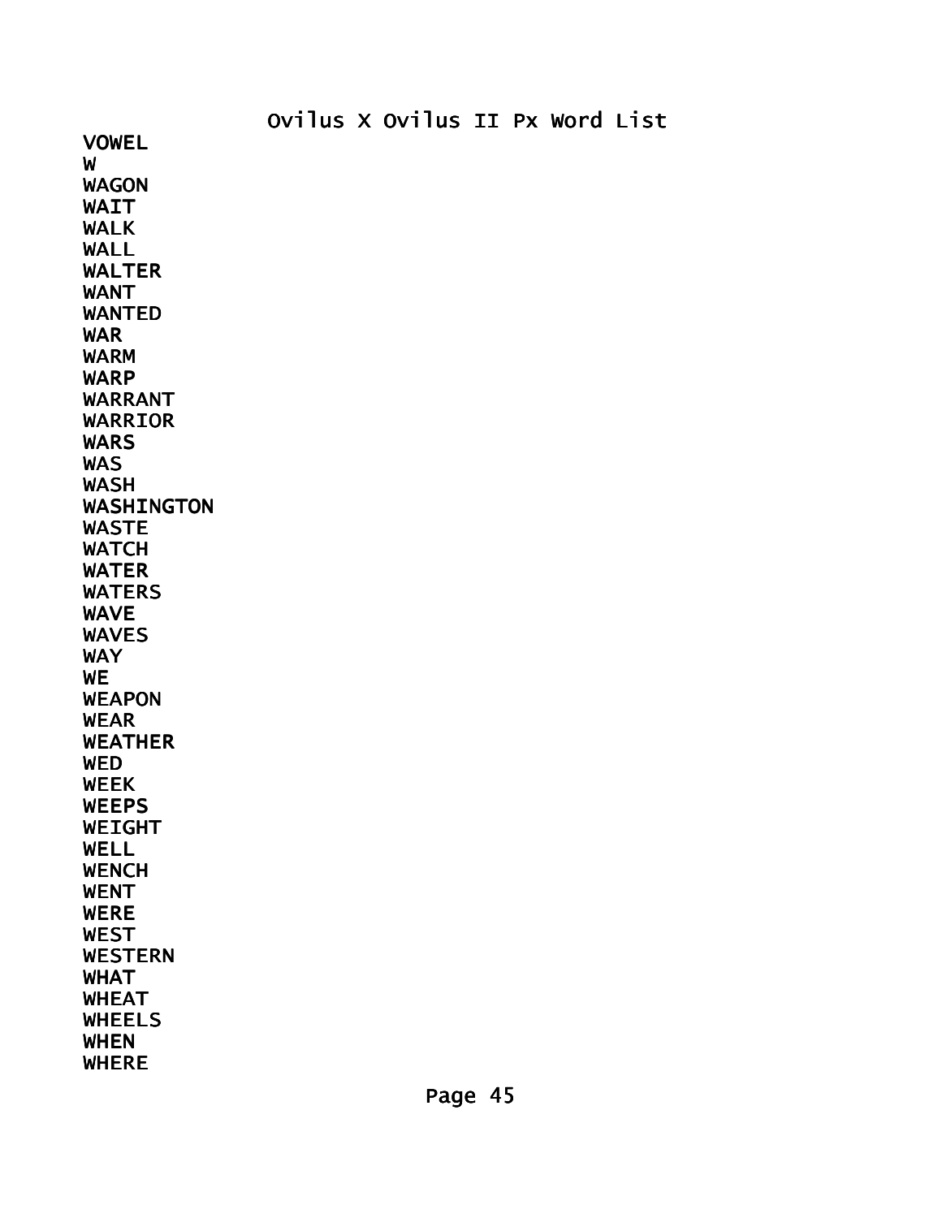Ovilus X Ovilus II Px Word List

VOWEL
W
WAGON
WAIT
WALK
WALL
WALTER
WANT
WANTED
WAR
WARM
WARP
WARRANT
WARRIOR
WARS
WAS
WASH
WASHINGTON
WASTE
WATCH
WATER
WATERS
WAVE
WAVES
WAY
WE
WEAPON
WEAR
WEATHER
WED
WEEK
WEEPS
WEIGHT
WELL
WENCH
WENT
WERE
WEST
WESTERN
WHAT
WHEAT
WHEELS
WHEN
WHERE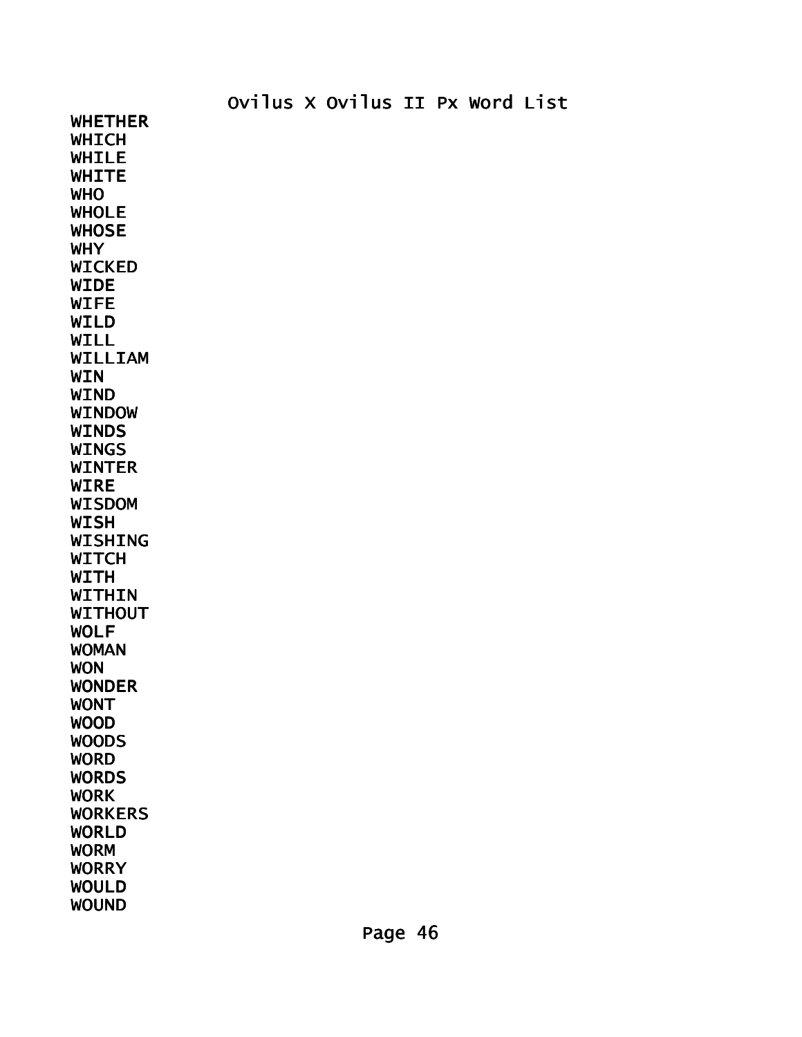Ovilus X Ovilus II Px Word List

WHETHER
WHICH
WHILE
WHITE
WHO
WHOLE
WHOSE
WHY
WICKED
WIDE
WIFE
WILD
WILL
WILLIAM
WIN
WIND
WINDOW
WINDS
WINGS
WINTER
WIRE
WISDOM
WISH
WISHING
WITCH
WITH
WITHIN
WITHOUT
WOLF
WOMAN
WON
WONDER
WONT
WOOD
WOODS
WORD
WORDS
WORK
WORKERS
WORLD
WORM
WORRY
WOULD
WOUND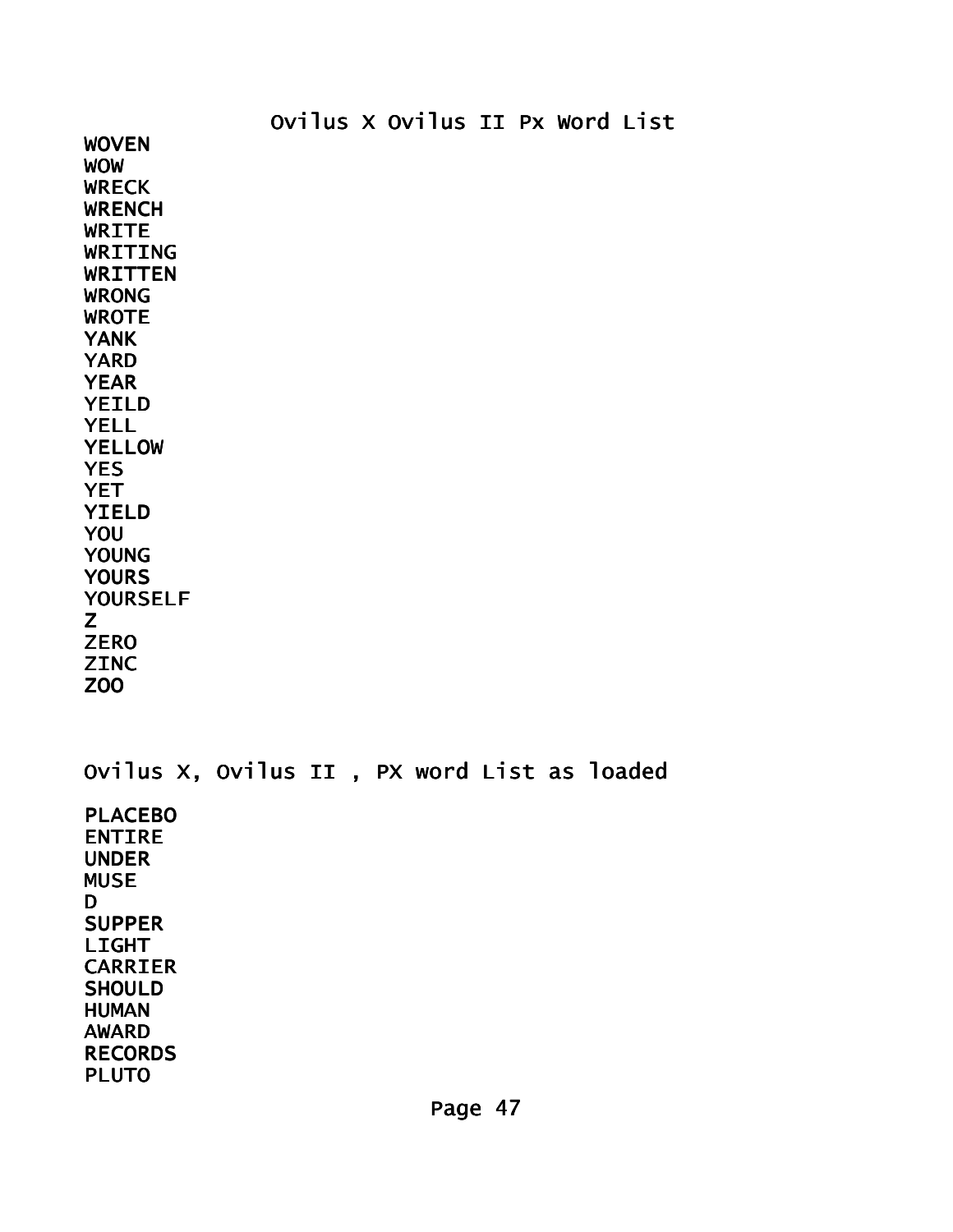Ovilus X Ovilus II Px Word List

WOVEN
WOW
WRECK
WRENCH
WRITE
WRITING
WRITTEN
WRONG
WROTE
YANK
YARD
YEAR
YEILD
YELL
YELLOW
YES
YET
YIELD
YOU
YOUNG
YOURS
YOURSELF
Z
ZERO
ZINC
ZOO

Ovilus X, Ovilus II , PX word List as loaded

PLACEBO
ENTIRE
UNDER
MUSE
D
SUPPER
LIGHT
CARRIER
SHOULD
HUMAN
AWARD
RECORDS
PLUTO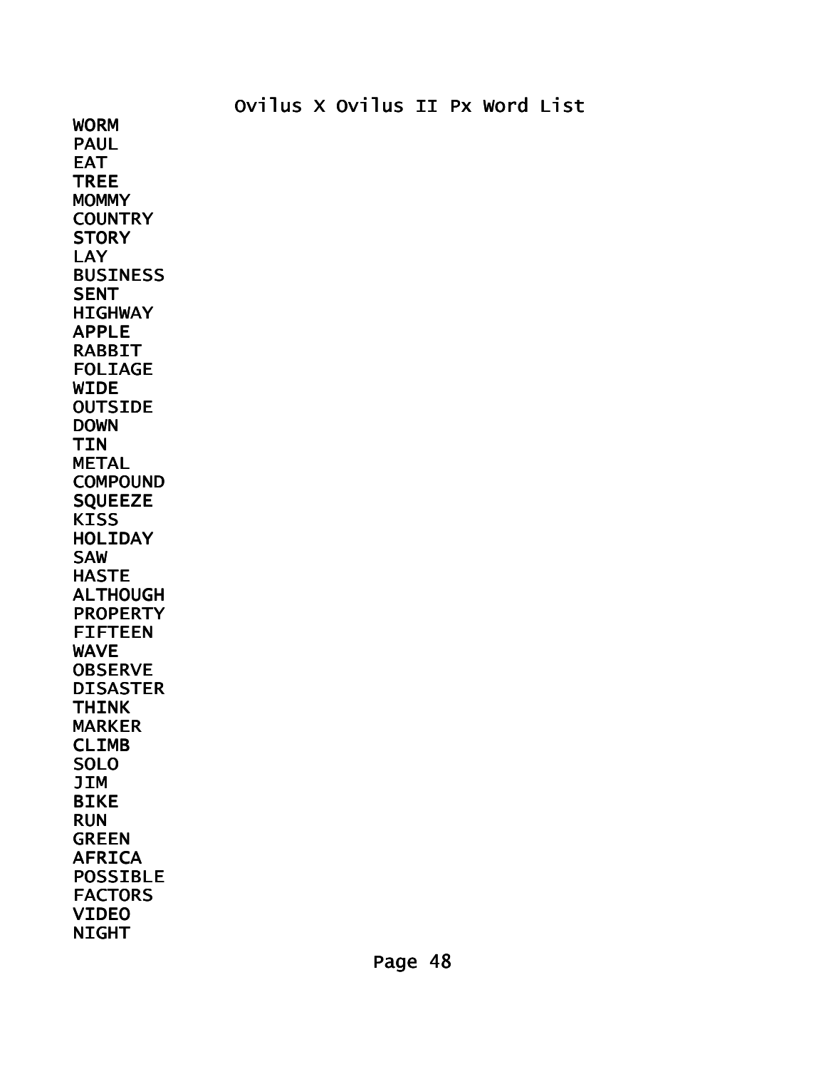# Ovilus X Ovilus II Px Word List

WORM
PAUL
EAT
TREE
MOMMY
COUNTRY
STORY
LAY
BUSINESS
SENT
HIGHWAY
APPLE
RABBIT
FOLIAGE
WIDE
OUTSIDE
DOWN
TIN
METAL
COMPOUND
SQUEEZE
KISS
HOLIDAY
SAW
HASTE
ALTHOUGH
PROPERTY
FIFTEEN
WAVE
OBSERVE
DISASTER
THINK
MARKER
CLIMB
SOLO
JIM
BIKE
RUN
GREEN
AFRICA
POSSIBLE
FACTORS
VIDEO
NIGHT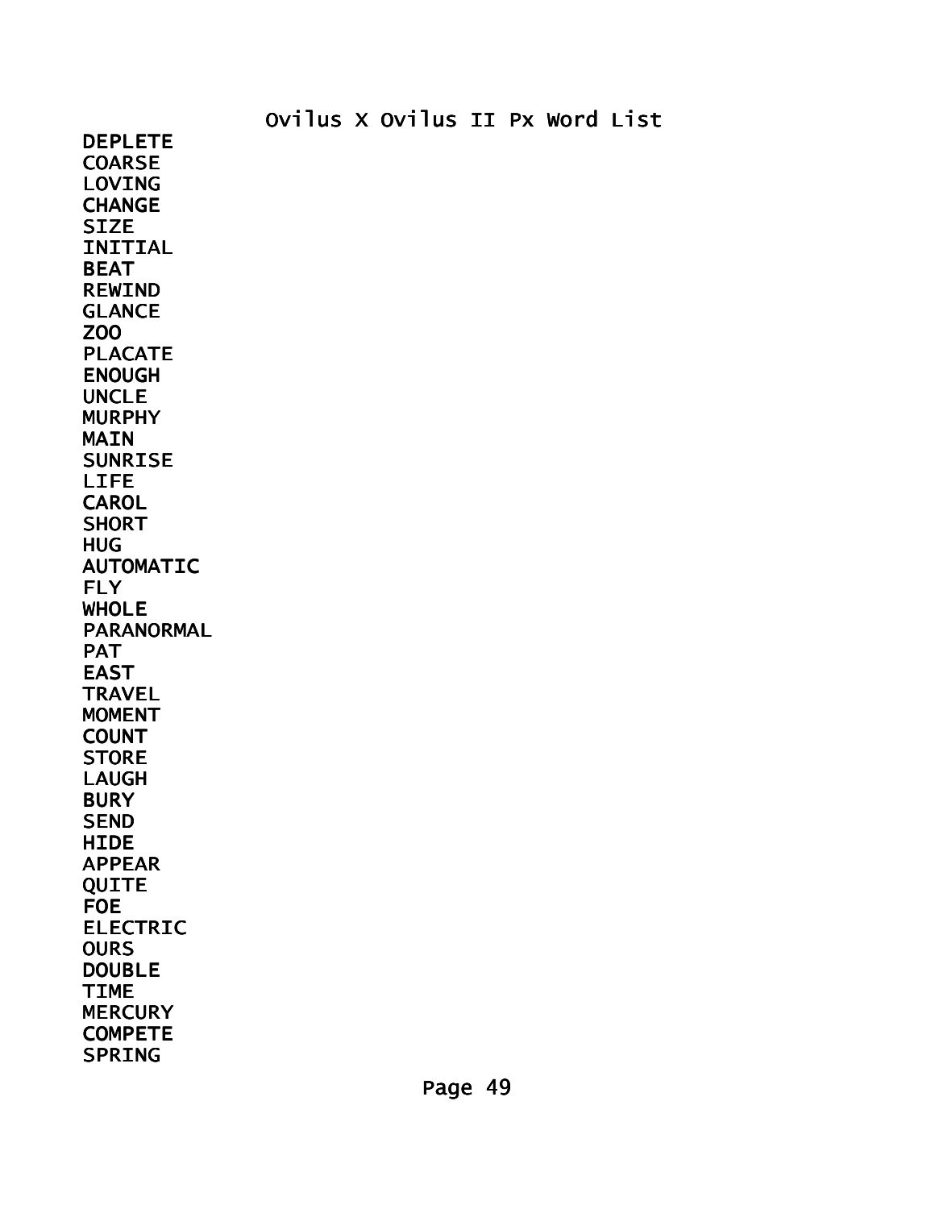# Ovilus X Ovilus II Px Word List

DEPLETE
COARSE
LOVING
CHANGE
SIZE
INITIAL
BEAT
REWIND
GLANCE
ZOO
PLACATE
ENOUGH
UNCLE
MURPHY
MAIN
SUNRISE
LIFE
CAROL
SHORT
HUG
AUTOMATIC
FLY
WHOLE
PARANORMAL
PAT
EAST
TRAVEL
MOMENT
COUNT
STORE
LAUGH
BURY
SEND
HIDE
APPEAR
QUITE
FOE
ELECTRIC
OURS
DOUBLE
TIME
MERCURY
COMPETE
SPRING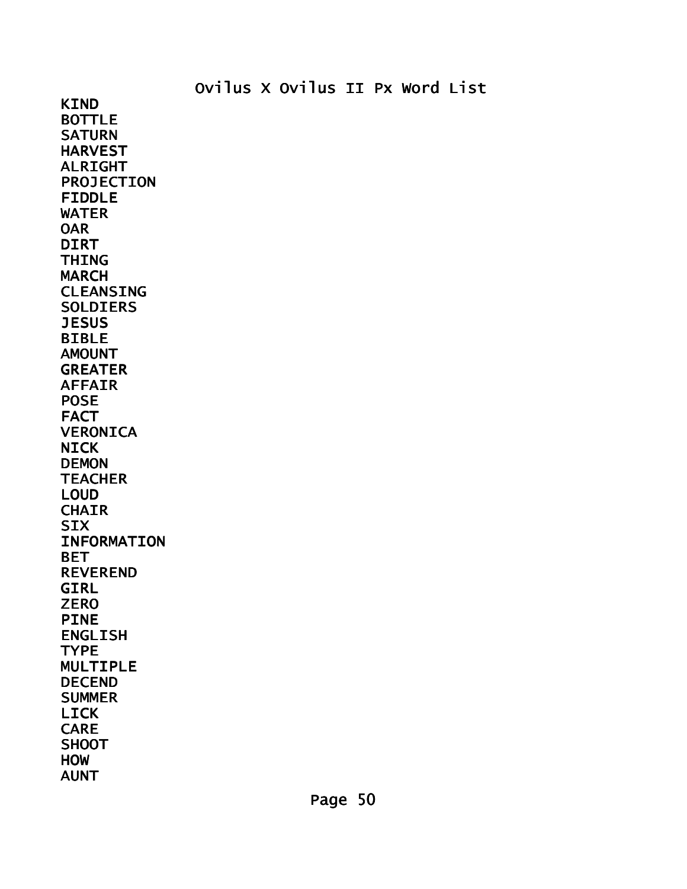# Ovilus X Ovilus II Px Word List

KIND
BOTTLE
SATURN
HARVEST
ALRIGHT
PROJECTION
FIDDLE
WATER
OAR
DIRT
THING
MARCH
CLEANSING
SOLDIERS
JESUS
BIBLE
AMOUNT
GREATER
AFFAIR
POSE
FACT
VERONICA
NICK
DEMON
TEACHER
LOUD
CHAIR
SIX
INFORMATION
BET
REVEREND
GIRL
ZERO
PINE
ENGLISH
TYPE
MULTIPLE
DECEND
SUMMER
LICK
CARE
SHOOT
HOW
AUNT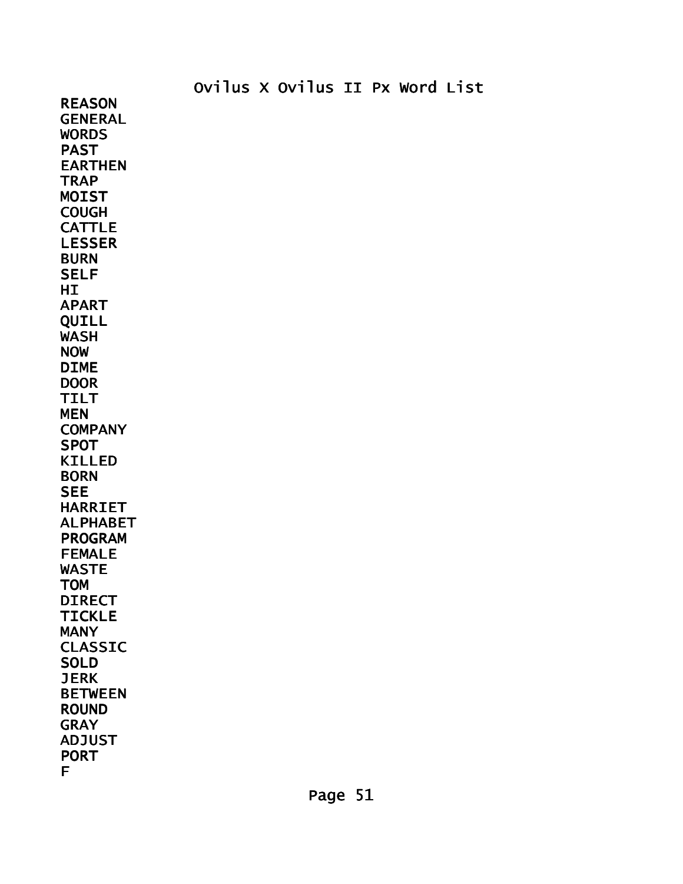Ovilus X Ovilus II Px Word List

REASON
GENERAL
WORDS
PAST
EARTHEN
TRAP
MOIST
COUGH
CATTLE
LESSER
BURN
SELF
HI
APART
QUILL
WASH
NOW
DIME
DOOR
TILT
MEN
COMPANY
SPOT
KILLED
BORN
SEE
HARRIET
ALPHABET
PROGRAM
FEMALE
WASTE
TOM
DIRECT
TICKLE
MANY
CLASSIC
SOLD
JERK
BETWEEN
ROUND
GRAY
ADJUST
PORT
F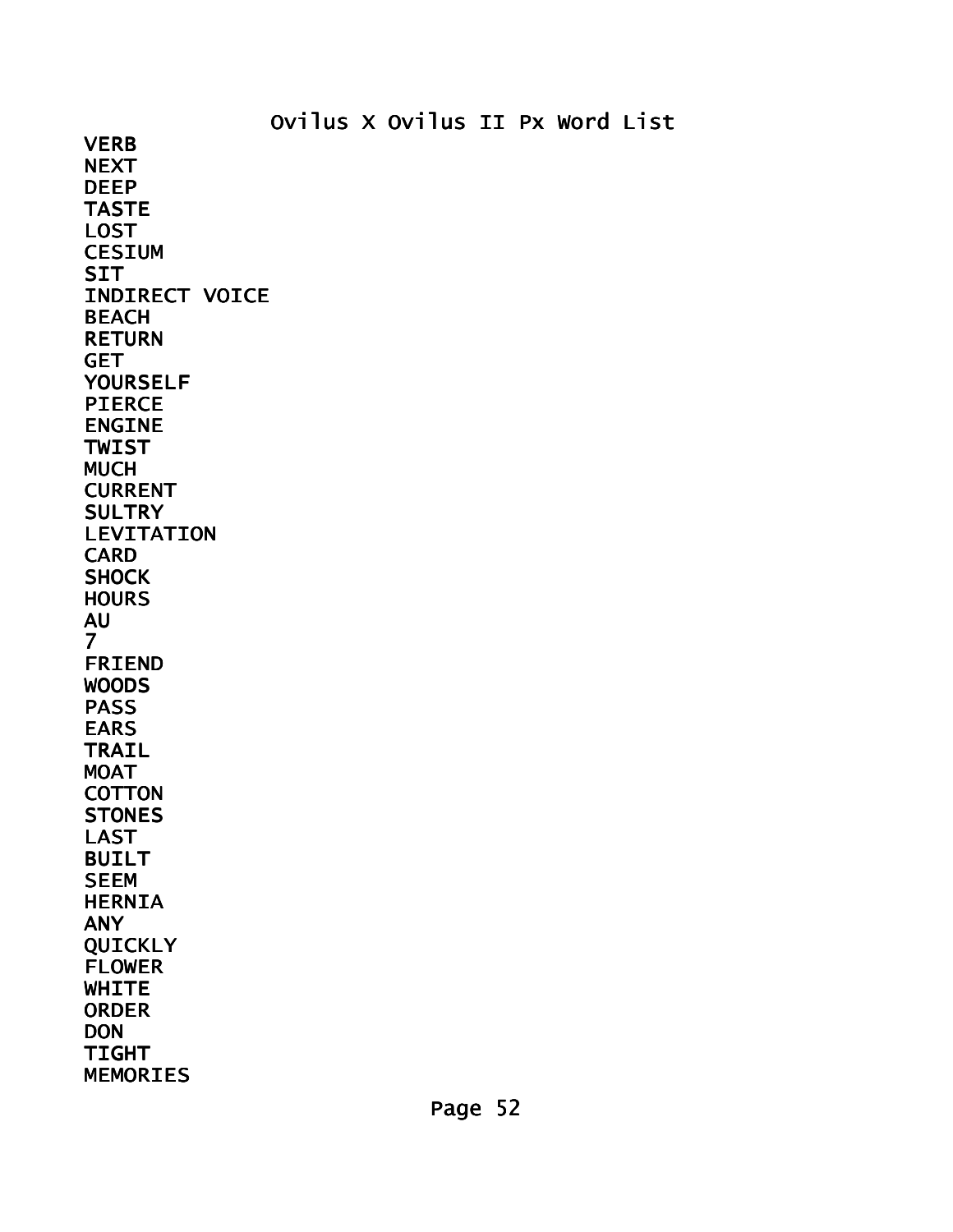# Ovilus X Ovilus II Px Word List

VERB
NEXT
DEEP
TASTE
LOST
CESIUM
SIT
INDIRECT VOICE
BEACH
RETURN
GET
YOURSELF
PIERCE
ENGINE
TWIST
MUCH
CURRENT
SULTRY
LEVITATION
CARD
SHOCK
HOURS
AU
7
FRIEND
WOODS
PASS
EARS
TRAIL
MOAT
COTTON
STONES
LAST
BUILT
SEEM
HERNIA
ANY
QUICKLY
FLOWER
WHITE
ORDER
DON
TIGHT
MEMORIES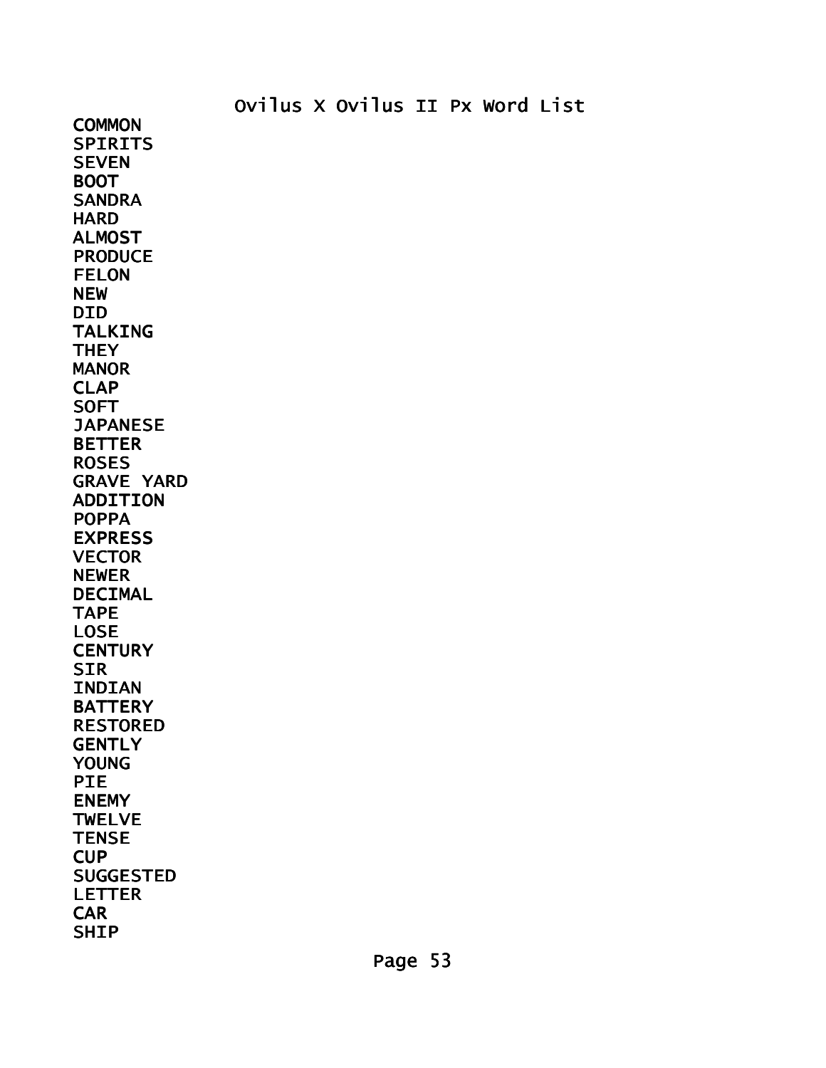# Ovilus X Ovilus II Px Word List

COMMON
SPIRITS
SEVEN
BOOT
SANDRA
HARD
ALMOST
PRODUCE
FELON
NEW
DID
TALKING
THEY
MANOR
CLAP
SOFT
JAPANESE
BETTER
ROSES
GRAVE YARD
ADDITION
POPPA
EXPRESS
VECTOR
NEWER
DECIMAL
TAPE
LOSE
CENTURY
SIR
INDIAN
BATTERY
RESTORED
GENTLY
YOUNG
PIE
ENEMY
TWELVE
TENSE
CUP
SUGGESTED
LETTER
CAR
SHIP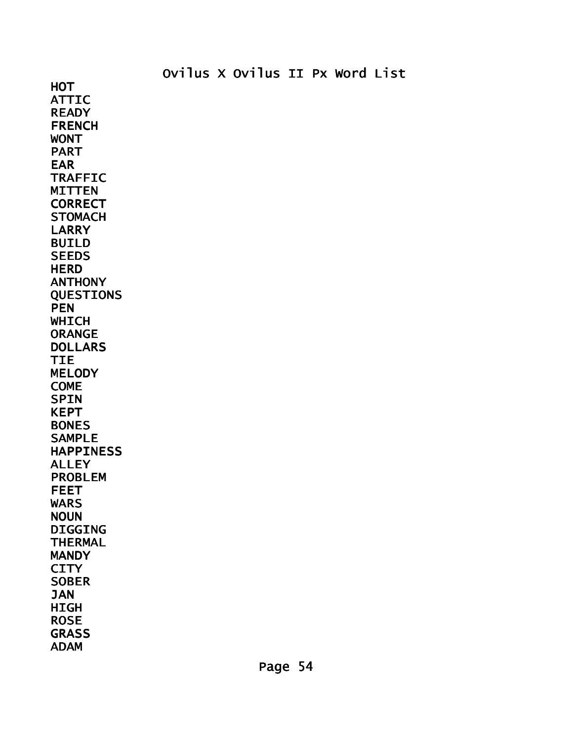Ovilus X Ovilus II Px Word List

HOT
ATTIC
READY
FRENCH
WONT
PART
EAR
TRAFFIC
MITTEN
CORRECT
STOMACH
LARRY
BUILD
SEEDS
HERD
ANTHONY
QUESTIONS
PEN
WHICH
ORANGE
DOLLARS
TIE
MELODY
COME
SPIN
KEPT
BONES
SAMPLE
HAPPINESS
ALLEY
PROBLEM
FEET
WARS
NOUN
DIGGING
THERMAL
MANDY
CITY
SOBER
JAN
HIGH
ROSE
GRASS
ADAM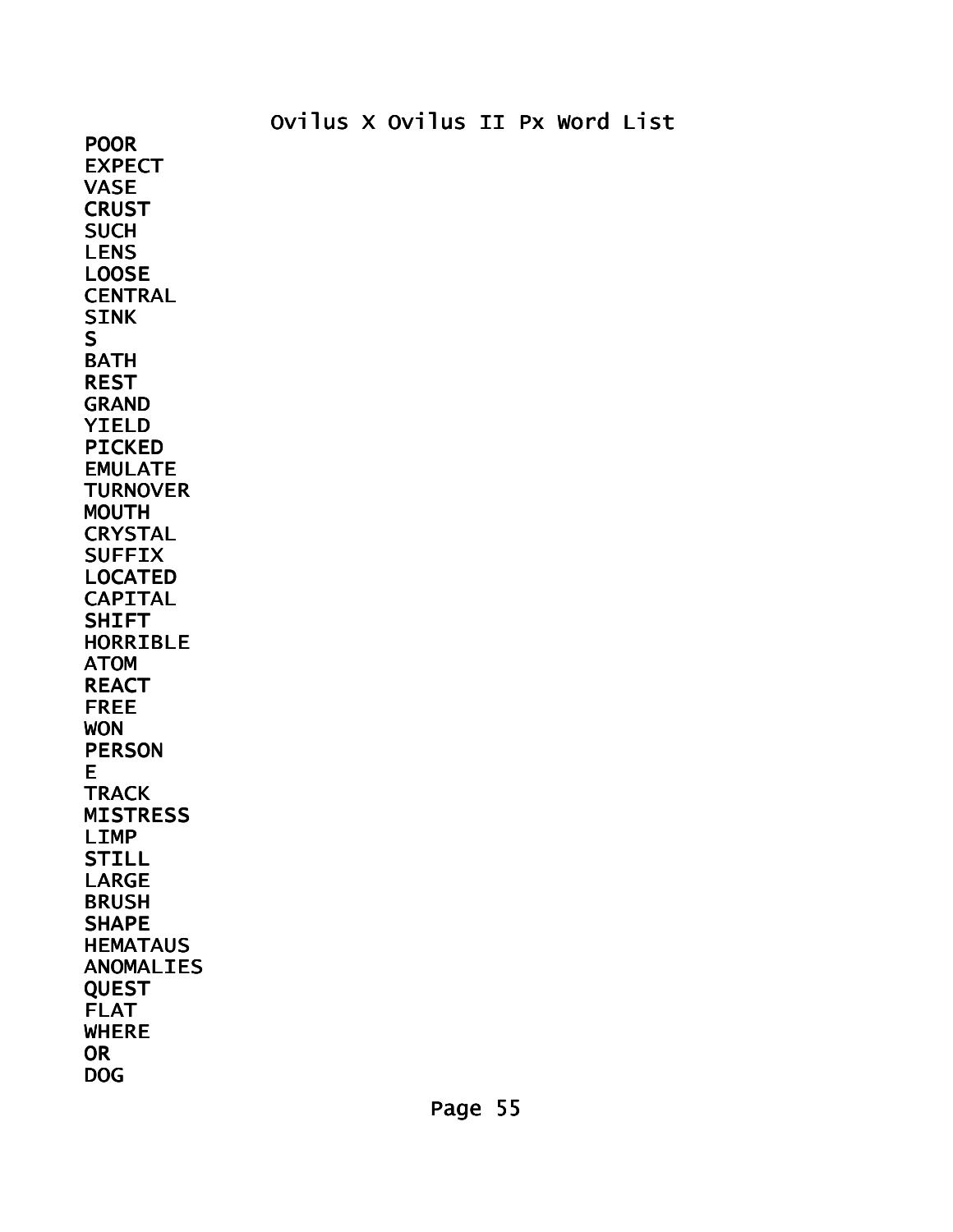Ovilus X Ovilus II Px Word List

POOR
EXPECT
VASE
CRUST
SUCH
LENS
LOOSE
CENTRAL
SINK
S
BATH
REST
GRAND
YIELD
PICKED
EMULATE
TURNOVER
MOUTH
CRYSTAL
SUFFIX
LOCATED
CAPITAL
SHIFT
HORRIBLE
ATOM
REACT
FREE
WON
PERSON
E
TRACK
MISTRESS
LIMP
STILL
LARGE
BRUSH
SHAPE
HEMATAUS
ANOMALIES
QUEST
FLAT
WHERE
OR
DOG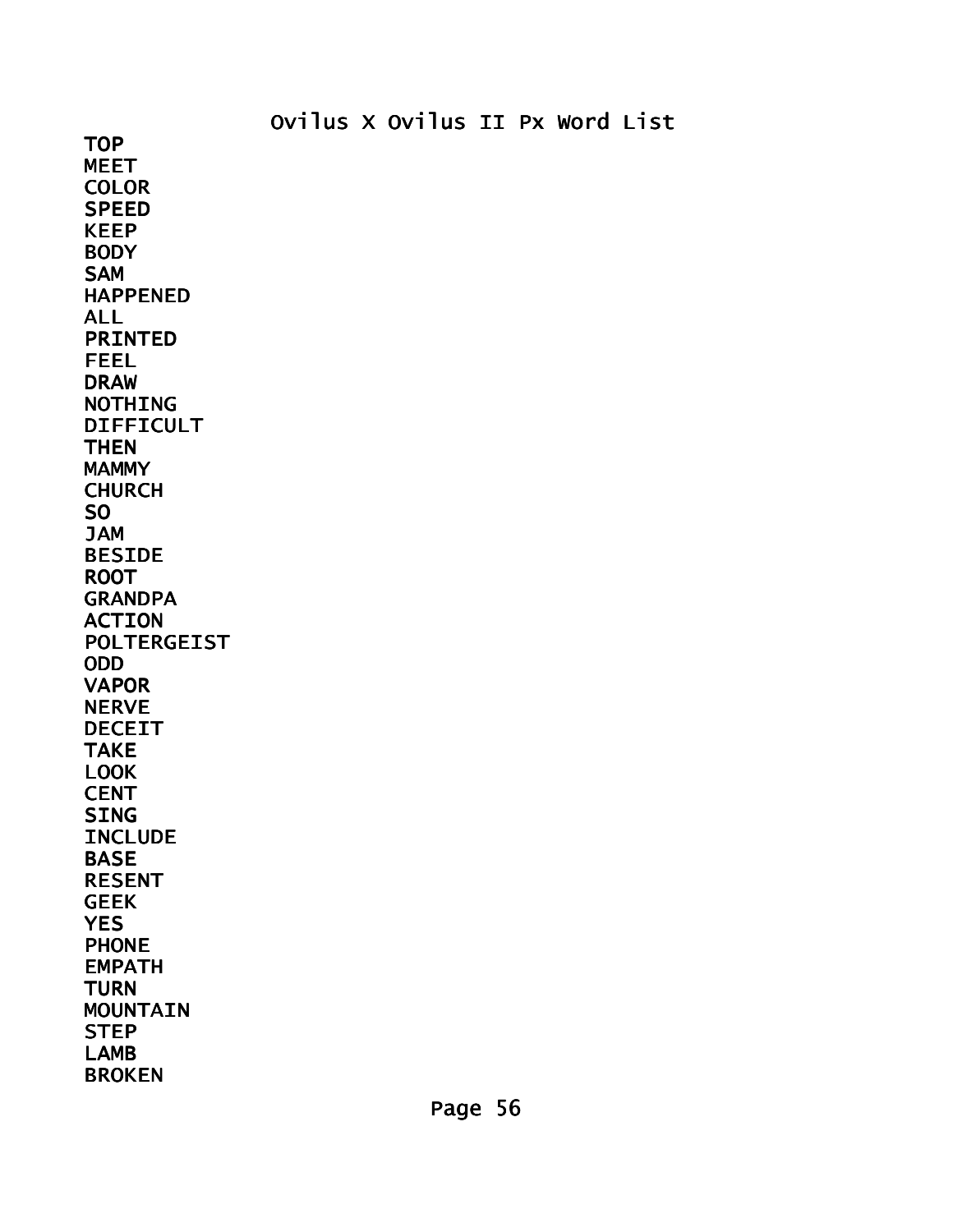Ovilus X Ovilus II Px Word List

TOP
MEET
COLOR
SPEED
KEEP
BODY
SAM
HAPPENED
ALL
PRINTED
FEEL
DRAW
NOTHING
DIFFICULT
THEN
MAMMY
CHURCH
SO
JAM
BESIDE
ROOT
GRANDPA
ACTION
POLTERGEIST
ODD
VAPOR
NERVE
DECEIT
TAKE
LOOK
CENT
SING
INCLUDE
BASE
RESENT
GEEK
YES
PHONE
EMPATH
TURN
MOUNTAIN
STEP
LAMB
BROKEN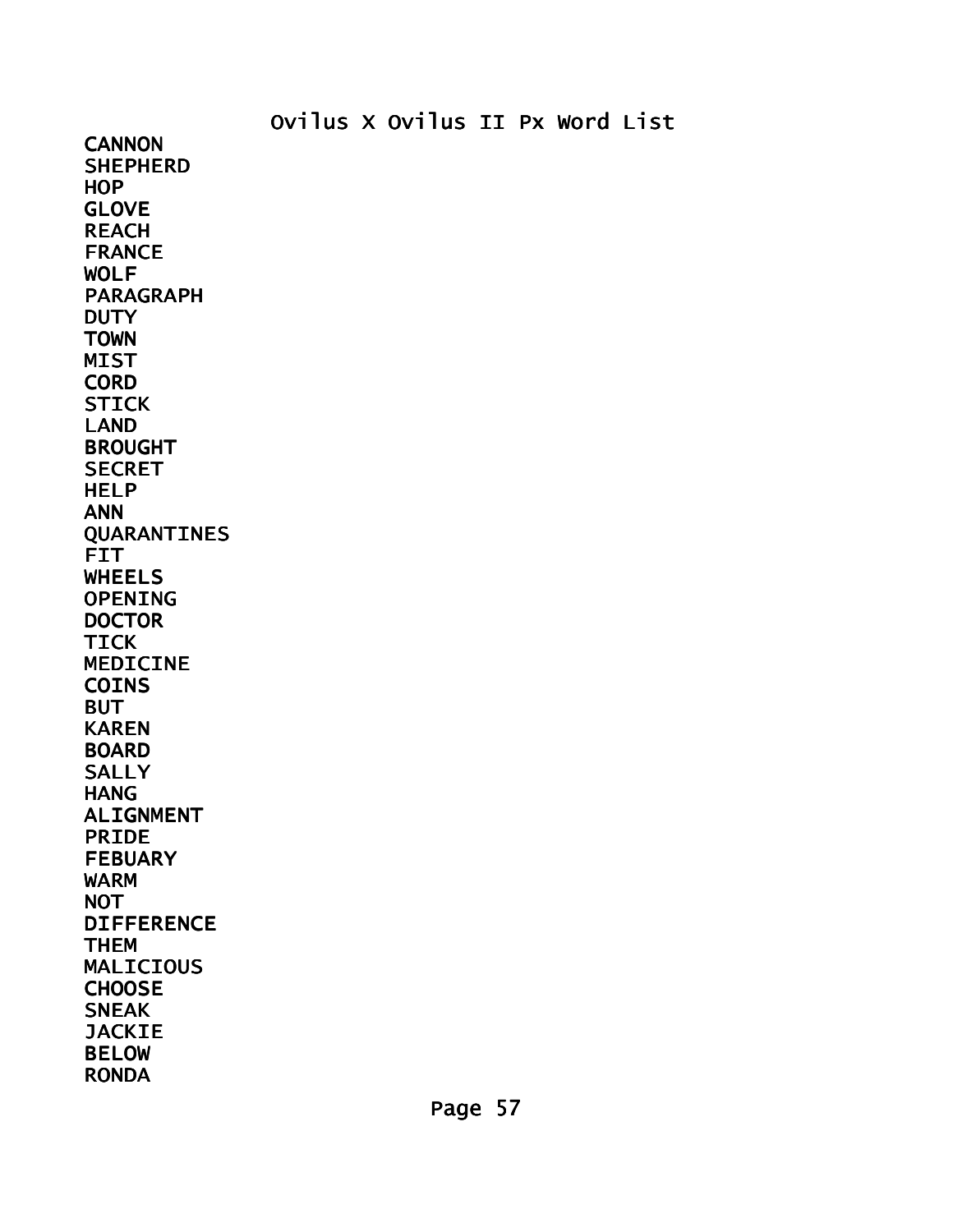Ovilus X Ovilus II Px Word List

CANNON
SHEPHERD
HOP
GLOVE
REACH
FRANCE
WOLF
PARAGRAPH
DUTY
TOWN
MIST
CORD
STICK
LAND
BROUGHT
SECRET
HELP
ANN
QUARANTINES
FIT
WHEELS
OPENING
DOCTOR
TICK
MEDICINE
COINS
BUT
KAREN
BOARD
SALLY
HANG
ALIGNMENT
PRIDE
FEBUARY
WARM
NOT
DIFFERENCE
THEM
MALICIOUS
CHOOSE
SNEAK
JACKIE
BELOW
RONDA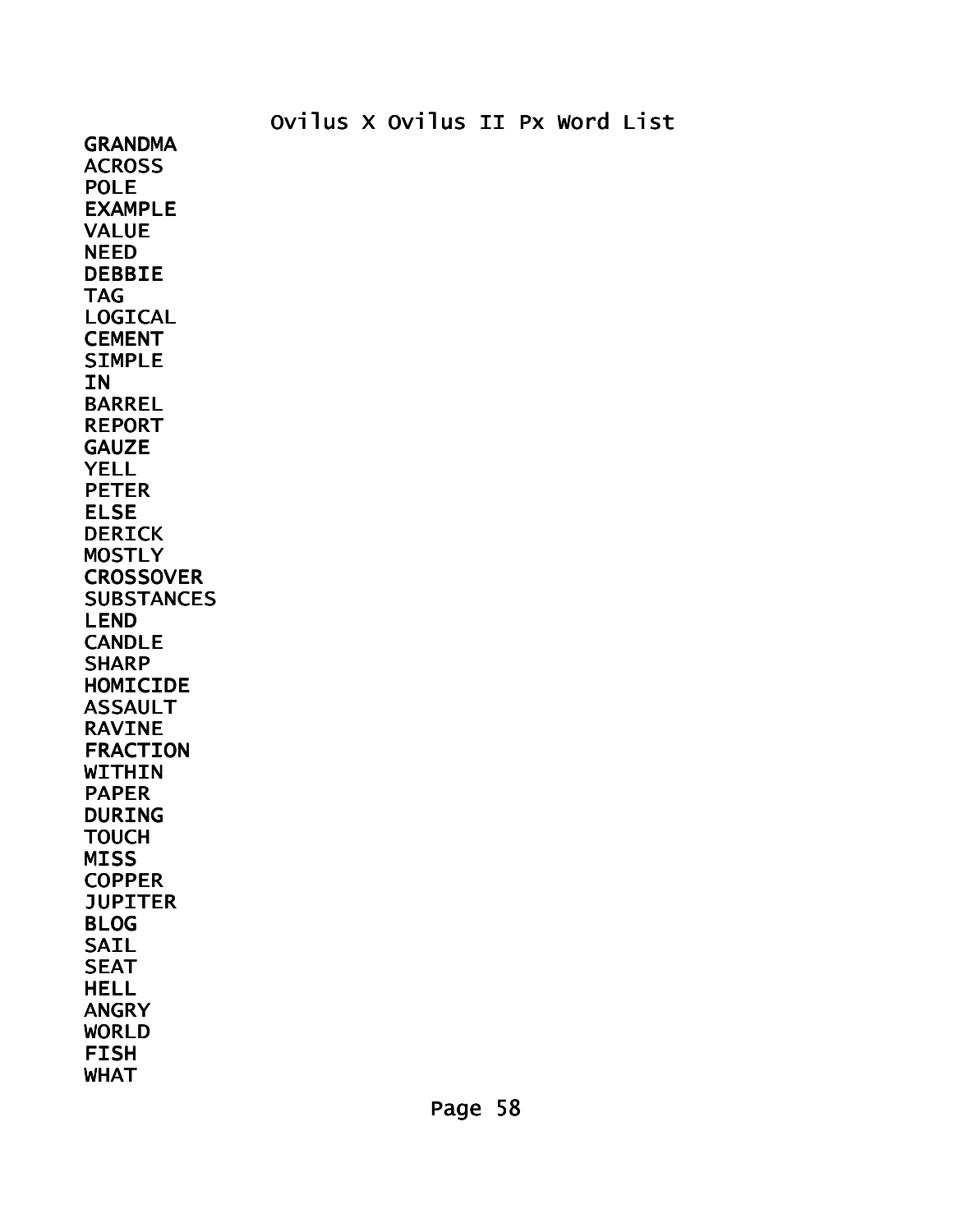Ovilus X Ovilus II Px Word List

GRANDMA
ACROSS
POLE
EXAMPLE
VALUE
NEED
DEBBIE
TAG
LOGICAL
CEMENT
SIMPLE
IN
BARREL
REPORT
GAUZE
YELL
PETER
ELSE
DERICK
MOSTLY
CROSSOVER
SUBSTANCES
LEND
CANDLE
SHARP
HOMICIDE
ASSAULT
RAVINE
FRACTION
WITHIN
PAPER
DURING
TOUCH
MISS
COPPER
JUPITER
BLOG
SAIL
SEAT
HELL
ANGRY
WORLD
FISH
WHAT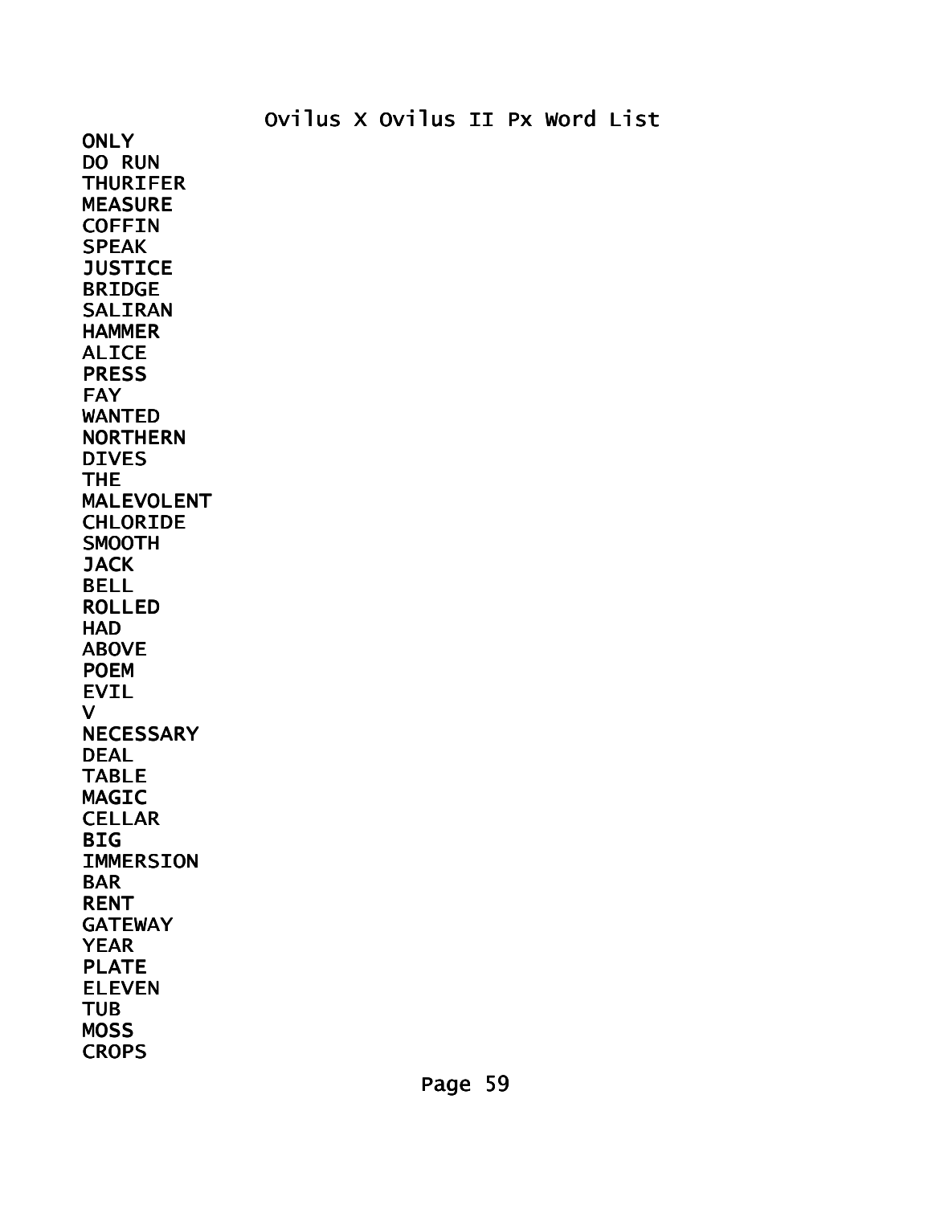# Ovilus X Ovilus II Px Word List

ONLY
DO RUN
THURIFER
MEASURE
COFFIN
SPEAK
JUSTICE
BRIDGE
SALIRAN
HAMMER
ALICE
PRESS
FAY
WANTED
NORTHERN
DIVES
THE
MALEVOLENT
CHLORIDE
SMOOTH
JACK
BELL
ROLLED
HAD
ABOVE
POEM
EVIL
V
NECESSARY
DEAL
TABLE
MAGIC
CELLAR
BIG
IMMERSION
BAR
RENT
GATEWAY
YEAR
PLATE
ELEVEN
TUB
MOSS
CROPS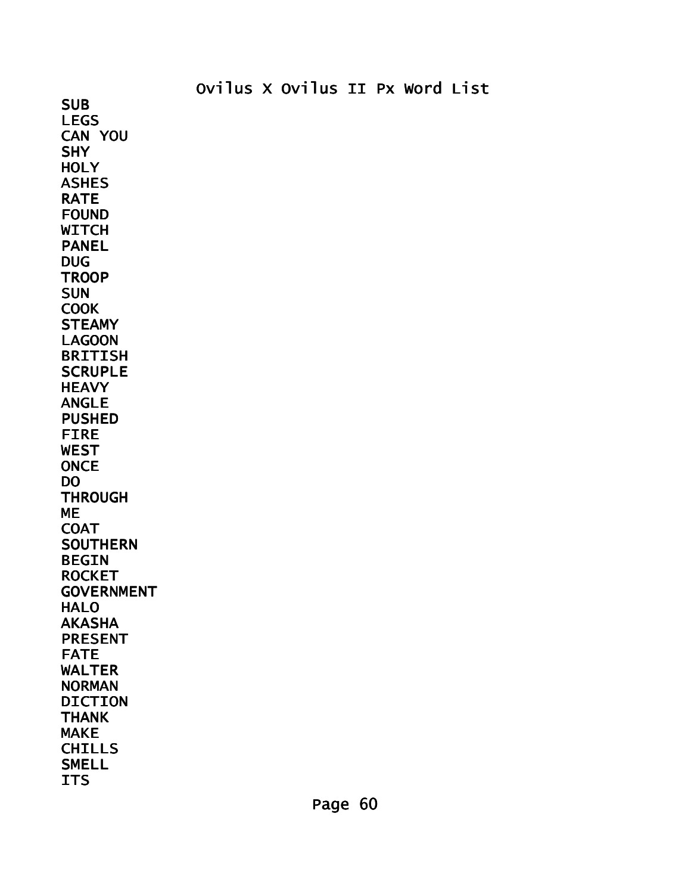Ovilus X Ovilus II Px Word List

SUB
LEGS
CAN YOU
SHY
HOLY
ASHES
RATE
FOUND
WITCH
PANEL
DUG
TROOP
SUN
COOK
STEAMY
LAGOON
BRITISH
SCRUPLE
HEAVY
ANGLE
PUSHED
FIRE
WEST
ONCE
DO
THROUGH
ME
COAT
SOUTHERN
BEGIN
ROCKET
GOVERNMENT
HALO
AKASHA
PRESENT
FATE
WALTER
NORMAN
DICTION
THANK
MAKE
CHILLS
SMELL
ITS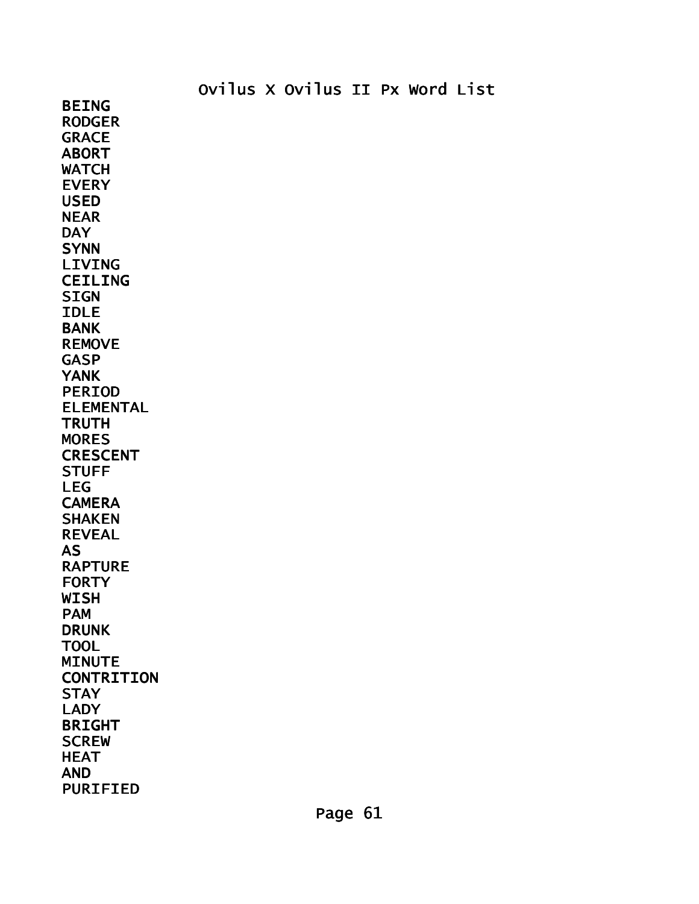# Ovilus X Ovilus II Px Word List

BEING
RODGER
GRACE
ABORT
WATCH
EVERY
USED
NEAR
DAY
SYNN
LIVING
CEILING
SIGN
IDLE
BANK
REMOVE
GASP
YANK
PERIOD
ELEMENTAL
TRUTH
MORES
CRESCENT
STUFF
LEG
CAMERA
SHAKEN
REVEAL
AS
RAPTURE
FORTY
WISH
PAM
DRUNK
TOOL
MINUTE
CONTRITION
STAY
LADY
BRIGHT
SCREW
HEAT
AND
PURIFIED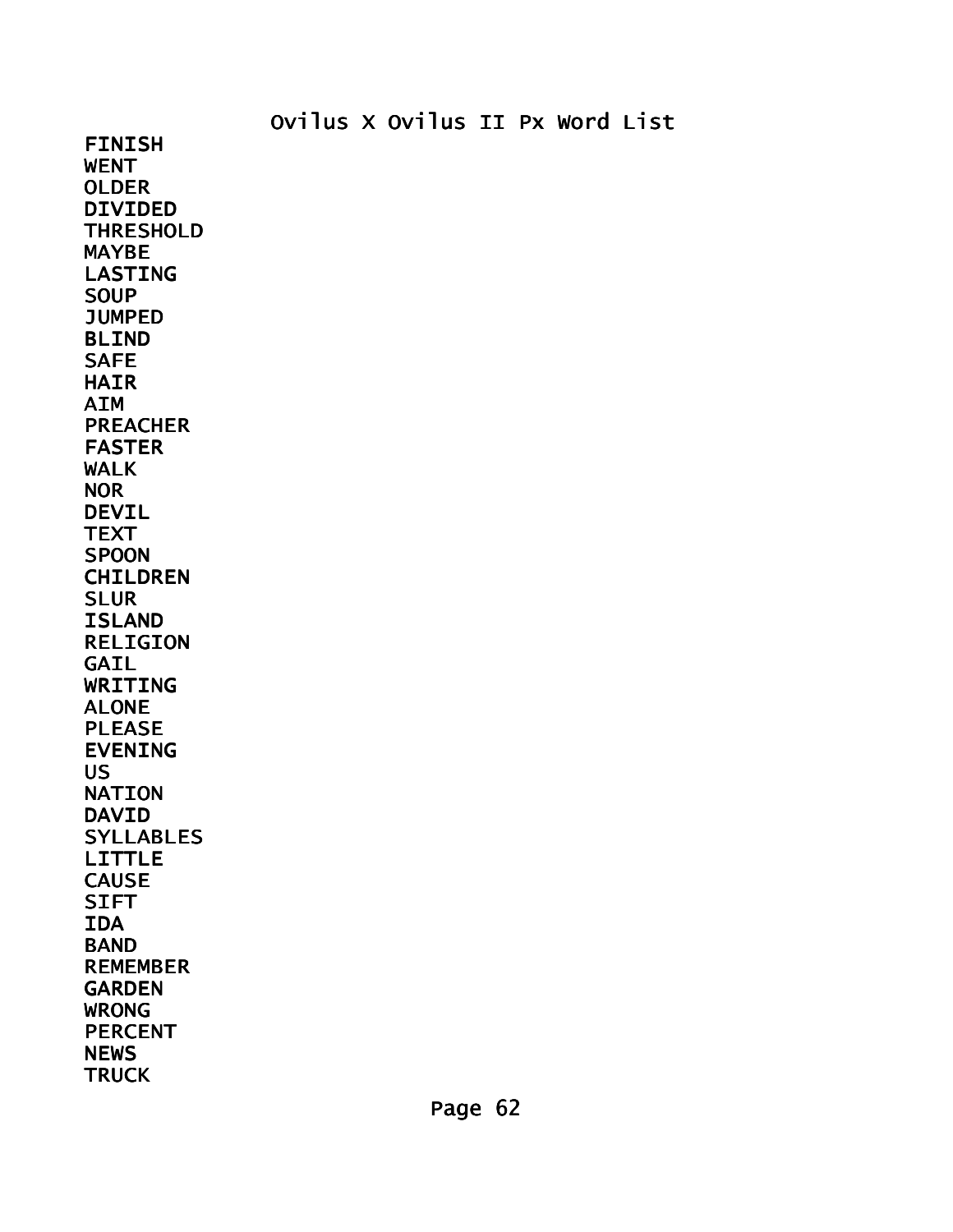# Ovilus X Ovilus II Px Word List

FINISH
WENT
OLDER
DIVIDED
THRESHOLD
MAYBE
LASTING
SOUP
JUMPED
BLIND
SAFE
HAIR
AIM
PREACHER
FASTER
WALK
NOR
DEVIL
TEXT
SPOON
CHILDREN
SLUR
ISLAND
RELIGION
GAIL
WRITING
ALONE
PLEASE
EVENING
US
NATION
DAVID
SYLLABLES
LITTLE
CAUSE
SIFT
IDA
BAND
REMEMBER
GARDEN
WRONG
PERCENT
NEWS
TRUCK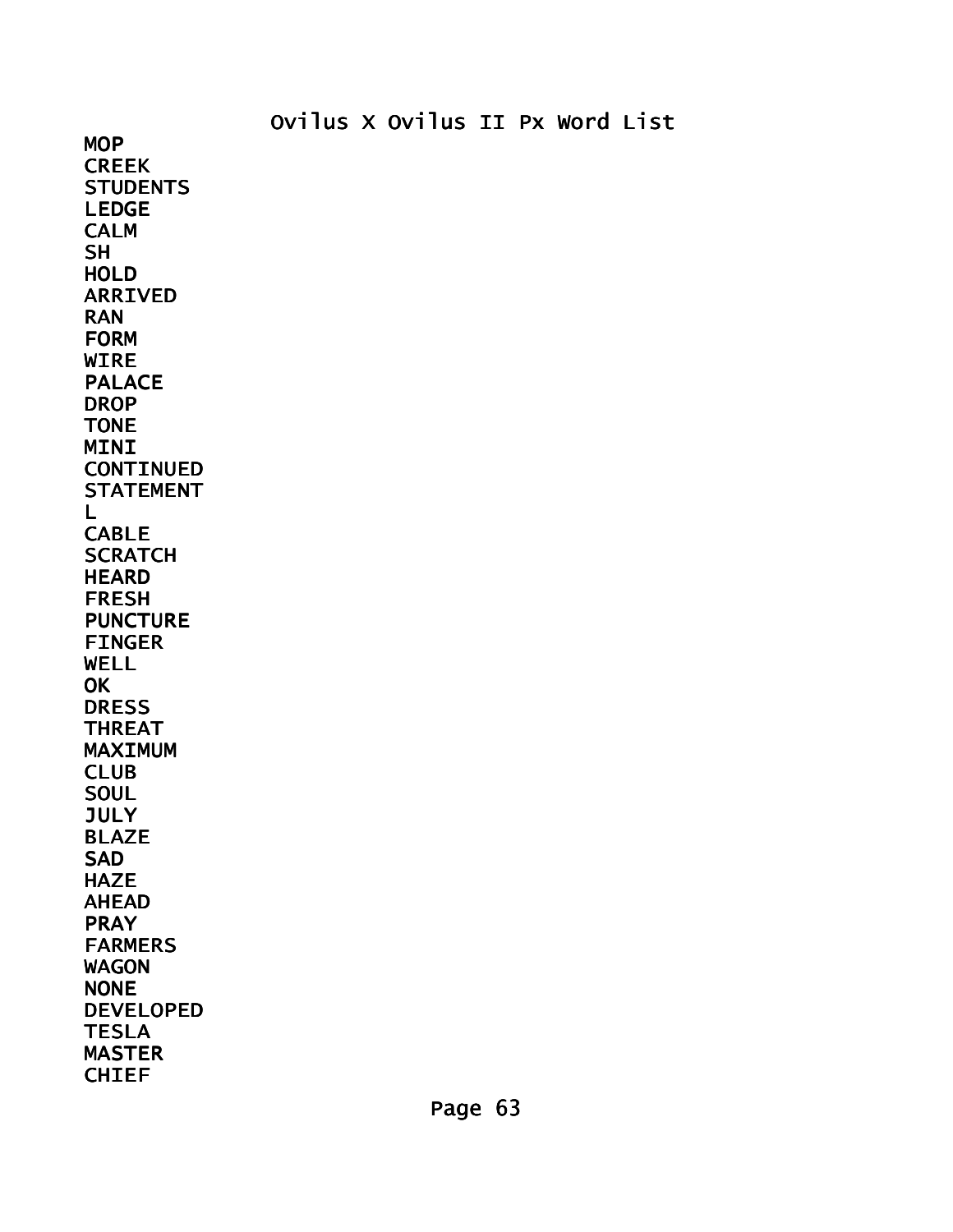# Ovilus X Ovilus II Px Word List

MOP
CREEK
STUDENTS
LEDGE
CALM
SH
HOLD
ARRIVED
RAN
FORM
WIRE
PALACE
DROP
TONE
MINI
CONTINUED
STATEMENT
L
CABLE
SCRATCH
HEARD
FRESH
PUNCTURE
FINGER
WELL
OK
DRESS
THREAT
MAXIMUM
CLUB
SOUL
JULY
BLAZE
SAD
HAZE
AHEAD
PRAY
FARMERS
WAGON
NONE
DEVELOPED
TESLA
MASTER
CHIEF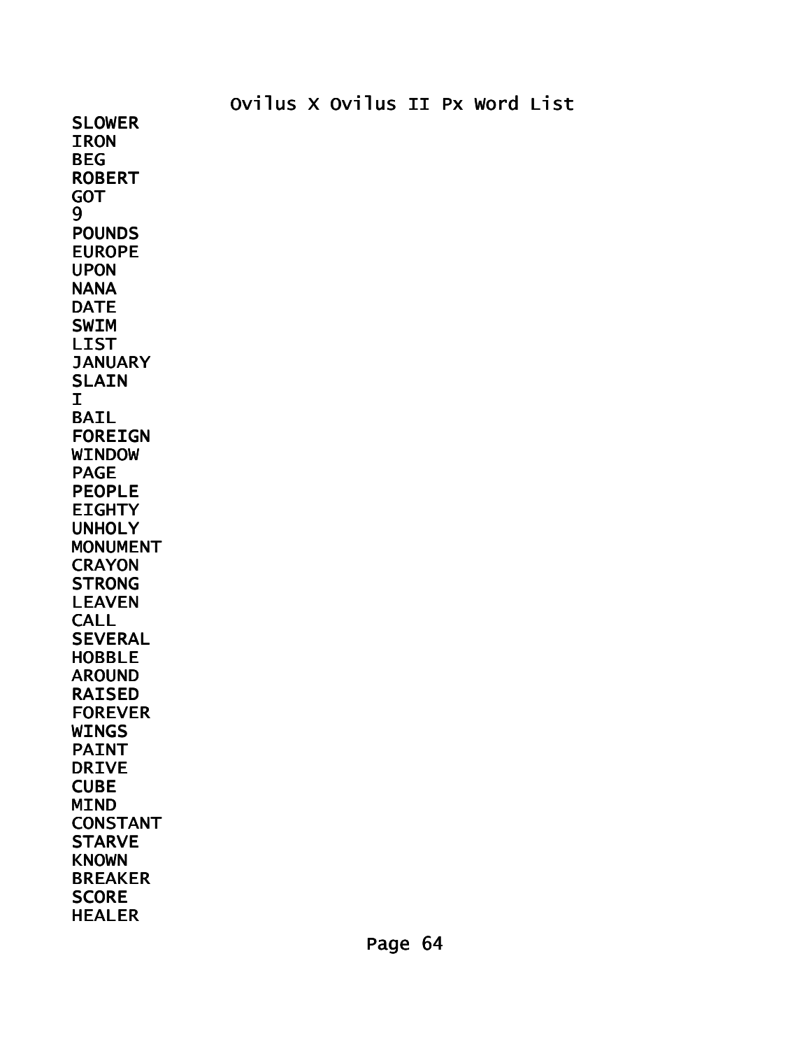SLOWER
IRON
BEG
ROBERT
GOT
9
POUNDS
EUROPE
UPON
NANA
DATE
SWIM
LIST
JANUARY
SLAIN
I
BAIL
FOREIGN
WINDOW
PAGE
PEOPLE
EIGHTY
UNHOLY
MONUMENT
CRAYON
STRONG
LEAVEN
CALL
SEVERAL
HOBBLE
AROUND
RAISED
FOREVER
WINGS
PAINT
DRIVE
CUBE
MIND
CONSTANT
STARVE
KNOWN
BREAKER
SCORE
HEALER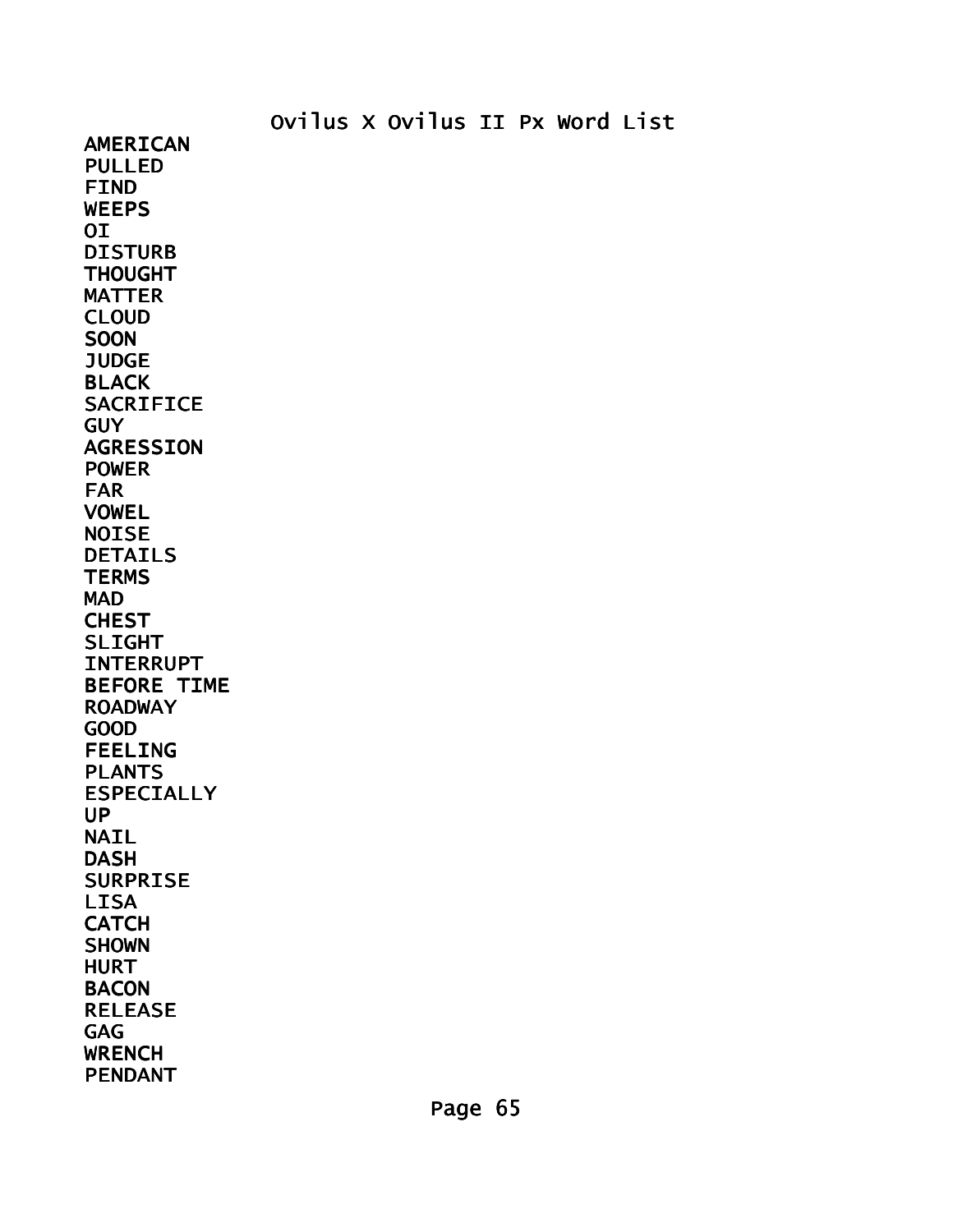Ovilus X Ovilus II Px Word List

AMERICAN
PULLED
FIND
WEEPS
OI
DISTURB
THOUGHT
MATTER
CLOUD
SOON
JUDGE
BLACK
SACRIFICE
GUY
AGRESSION
POWER
FAR
VOWEL
NOISE
DETAILS
TERMS
MAD
CHEST
SLIGHT
INTERRUPT
BEFORE TIME
ROADWAY
GOOD
FEELING
PLANTS
ESPECIALLY
UP
NAIL
DASH
SURPRISE
LISA
CATCH
SHOWN
HURT
BACON
RELEASE
GAG
WRENCH
PENDANT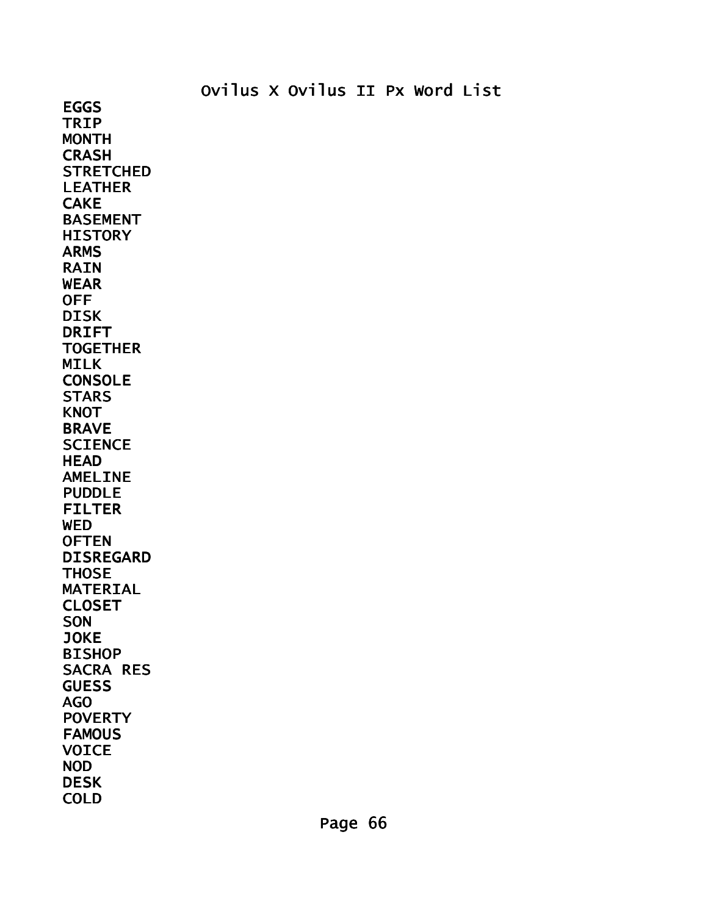# Ovilus X Ovilus II Px Word List

EGGS
TRIP
MONTH
CRASH
STRETCHED
LEATHER
CAKE
BASEMENT
HISTORY
ARMS
RAIN
WEAR
OFF
DISK
DRIFT
TOGETHER
MILK
CONSOLE
STARS
KNOT
BRAVE
SCIENCE
HEAD
AMELINE
PUDDLE
FILTER
WED
OFTEN
DISREGARD
THOSE
MATERIAL
CLOSET
SON
JOKE
BISHOP
SACRA RES
GUESS
AGO
POVERTY
FAMOUS
VOICE
NOD
DESK
COLD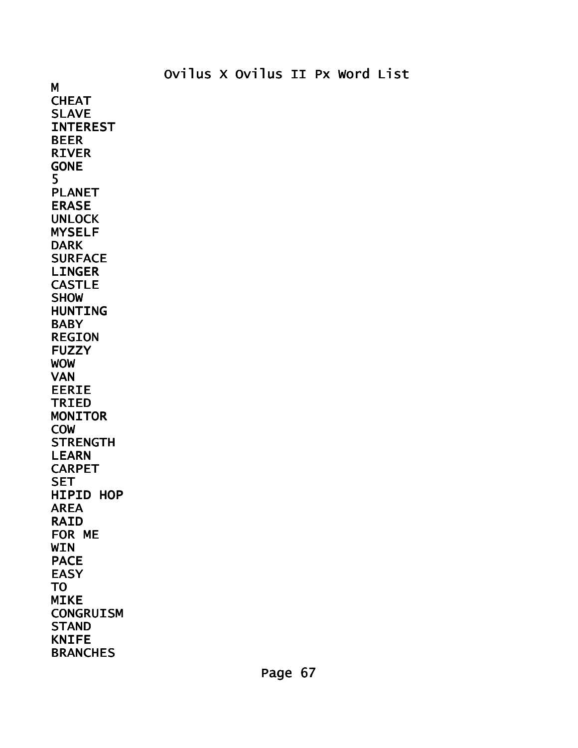Ovilus X Ovilus II Px Word List

M
CHEAT
SLAVE
INTEREST
BEER
RIVER
GONE
5
PLANET
ERASE
UNLOCK
MYSELF
DARK
SURFACE
LINGER
CASTLE
SHOW
HUNTING
BABY
REGION
FUZZY
WOW
VAN
EERIE
TRIED
MONITOR
COW
STRENGTH
LEARN
CARPET
SET
HIPID HOP
AREA
RAID
FOR ME
WIN
PACE
EASY
TO
MIKE
CONGRUISM
STAND
KNIFE
BRANCHES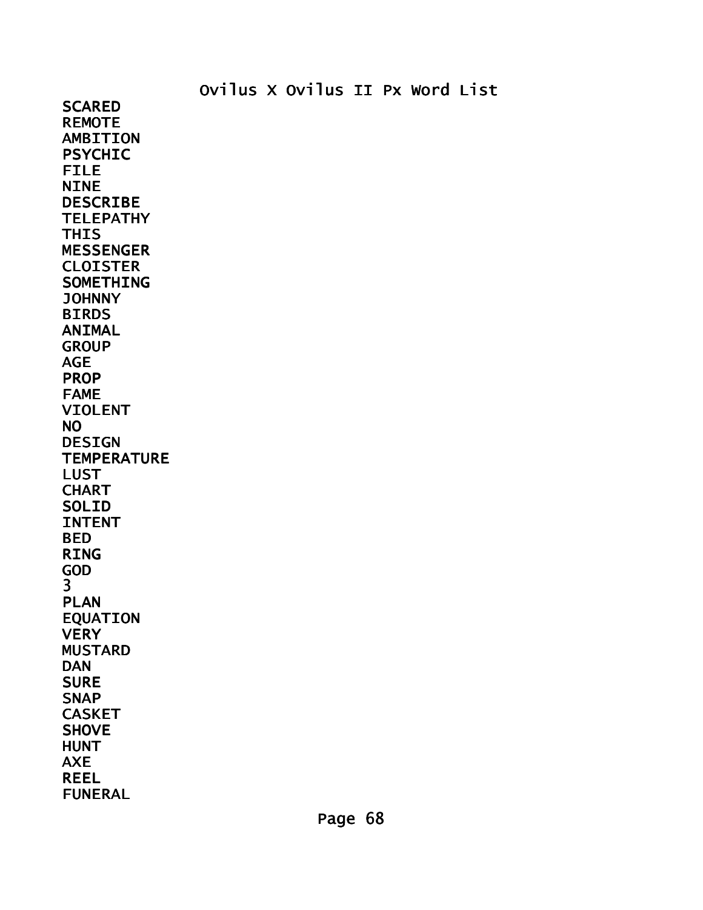Ovilus X Ovilus II Px Word List

SCARED
REMOTE
AMBITION
PSYCHIC
FILE
NINE
DESCRIBE
TELEPATHY
THIS
MESSENGER
CLOISTER
SOMETHING
JOHNNY
BIRDS
ANIMAL
GROUP
AGE
PROP
FAME
VIOLENT
NO
DESIGN
TEMPERATURE
LUST
CHART
SOLID
INTENT
BED
RING
GOD
3
PLAN
EQUATION
VERY
MUSTARD
DAN
SURE
SNAP
CASKET
SHOVE
HUNT
AXE
REEL
FUNERAL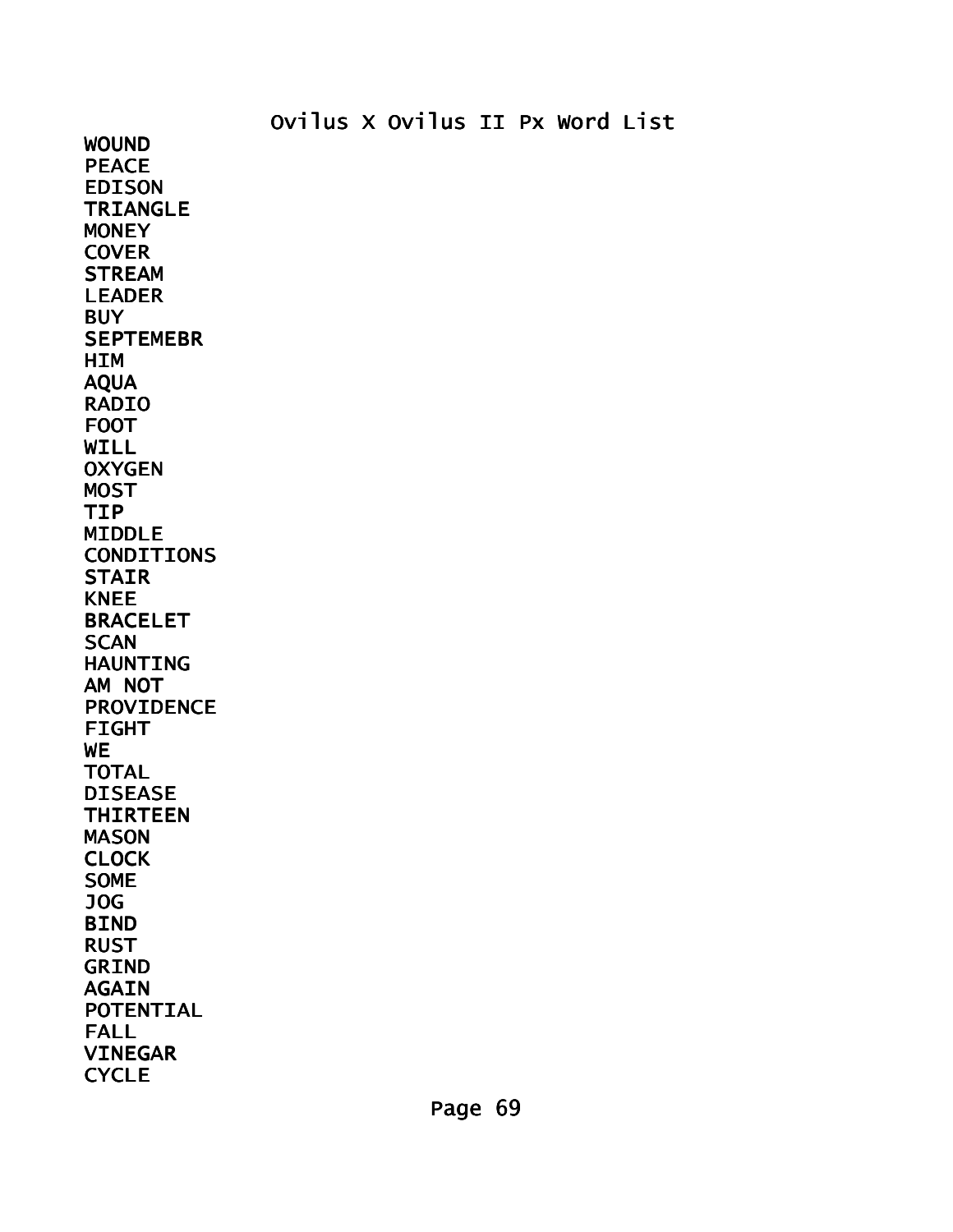Ovilus X Ovilus II Px Word List

WOUND
PEACE
EDISON
TRIANGLE
MONEY
COVER
STREAM
LEADER
BUY
SEPTEMEBR
HIM
AQUA
RADIO
FOOT
WILL
OXYGEN
MOST
TIP
MIDDLE
CONDITIONS
STAIR
KNEE
BRACELET
SCAN
HAUNTING
AM NOT
PROVIDENCE
FIGHT
WE
TOTAL
DISEASE
THIRTEEN
MASON
CLOCK
SOME
JOG
BIND
RUST
GRIND
AGAIN
POTENTIAL
FALL
VINEGAR
CYCLE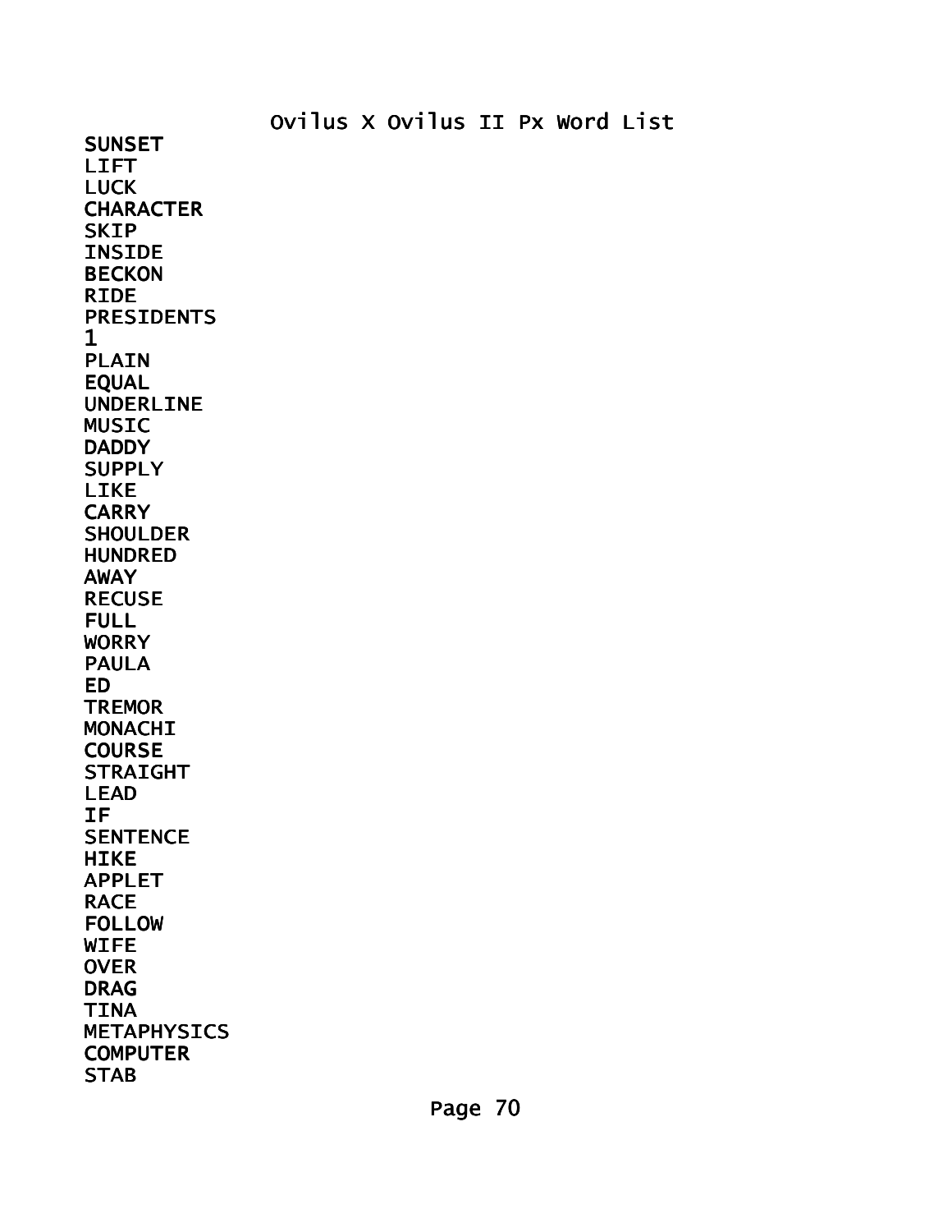Ovilus X Ovilus II Px Word List

SUNSET
LIFT
LUCK
CHARACTER
SKIP
INSIDE
BECKON
RIDE
PRESIDENTS
1
PLAIN
EQUAL
UNDERLINE
MUSIC
DADDY
SUPPLY
LIKE
CARRY
SHOULDER
HUNDRED
AWAY
RECUSE
FULL
WORRY
PAULA
ED
TREMOR
MONACHI
COURSE
STRAIGHT
LEAD
IF
SENTENCE
HIKE
APPLET
RACE
FOLLOW
WIFE
OVER
DRAG
TINA
METAPHYSICS
COMPUTER
STAB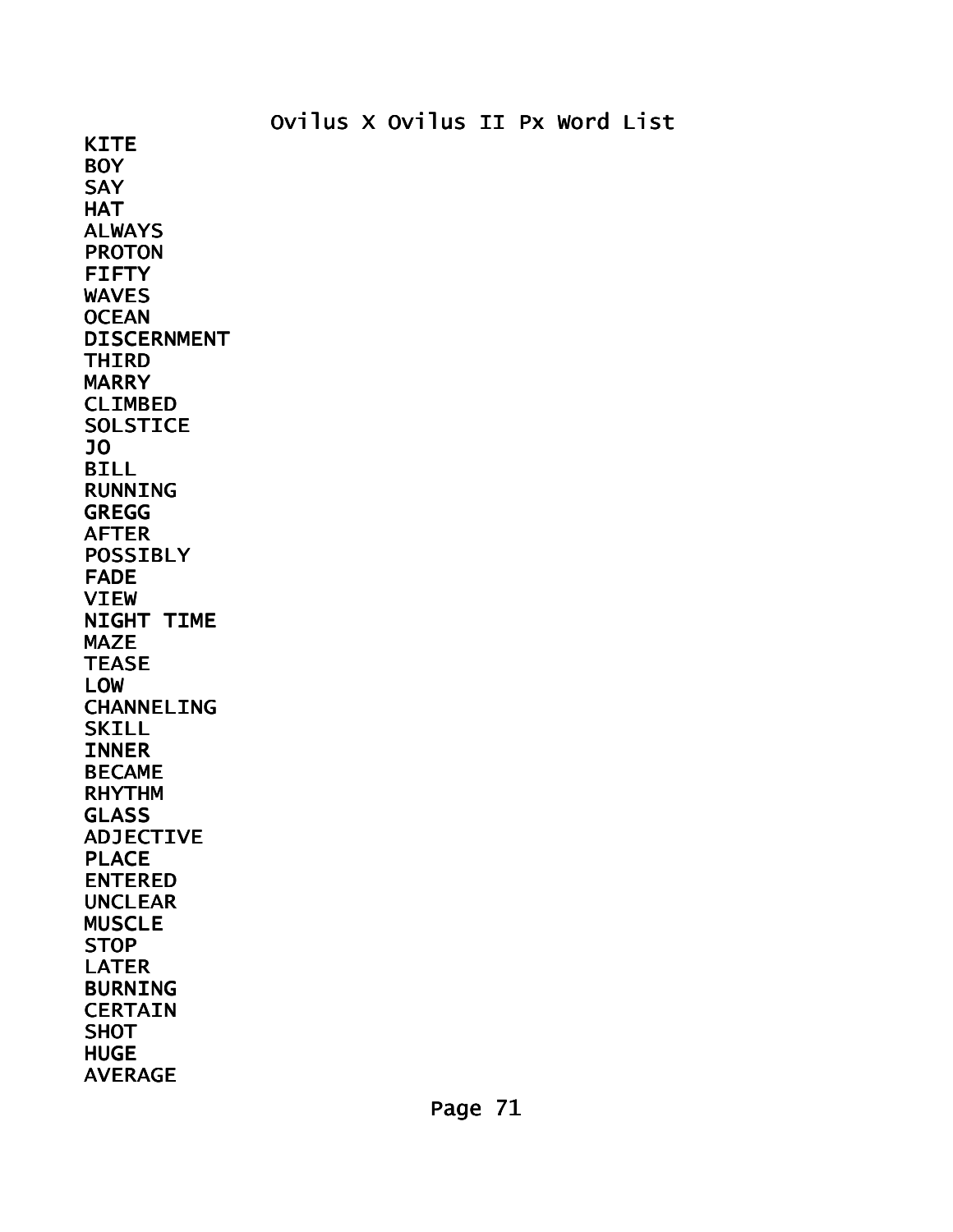Ovilus X Ovilus II Px Word List

KITE
BOY
SAY
HAT
ALWAYS
PROTON
FIFTY
WAVES
OCEAN
DISCERNMENT
THIRD
MARRY
CLIMBED
SOLSTICE
JO
BILL
RUNNING
GREGG
AFTER
POSSIBLY
FADE
VIEW
NIGHT TIME
MAZE
TEASE
LOW
CHANNELING
SKILL
INNER
BECAME
RHYTHM
GLASS
ADJECTIVE
PLACE
ENTERED
UNCLEAR
MUSCLE
STOP
LATER
BURNING
CERTAIN
SHOT
HUGE
AVERAGE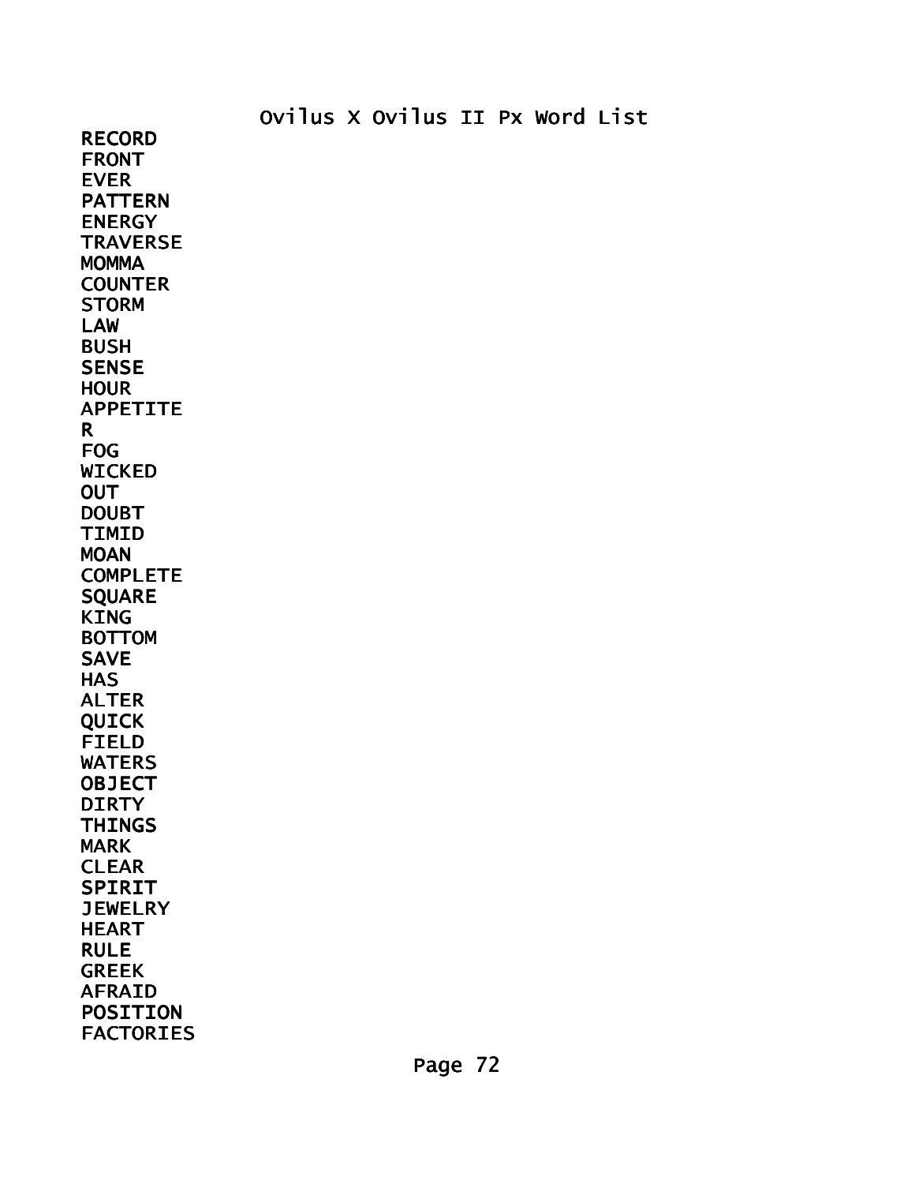Ovilus X Ovilus II Px Word List

RECORD
FRONT
EVER
PATTERN
ENERGY
TRAVERSE
MOMMA
COUNTER
STORM
LAW
BUSH
SENSE
HOUR
APPETITE
R
FOG
WICKED
OUT
DOUBT
TIMID
MOAN
COMPLETE
SQUARE
KING
BOTTOM
SAVE
HAS
ALTER
QUICK
FIELD
WATERS
OBJECT
DIRTY
THINGS
MARK
CLEAR
SPIRIT
JEWELRY
HEART
RULE
GREEK
AFRAID
POSITION
FACTORIES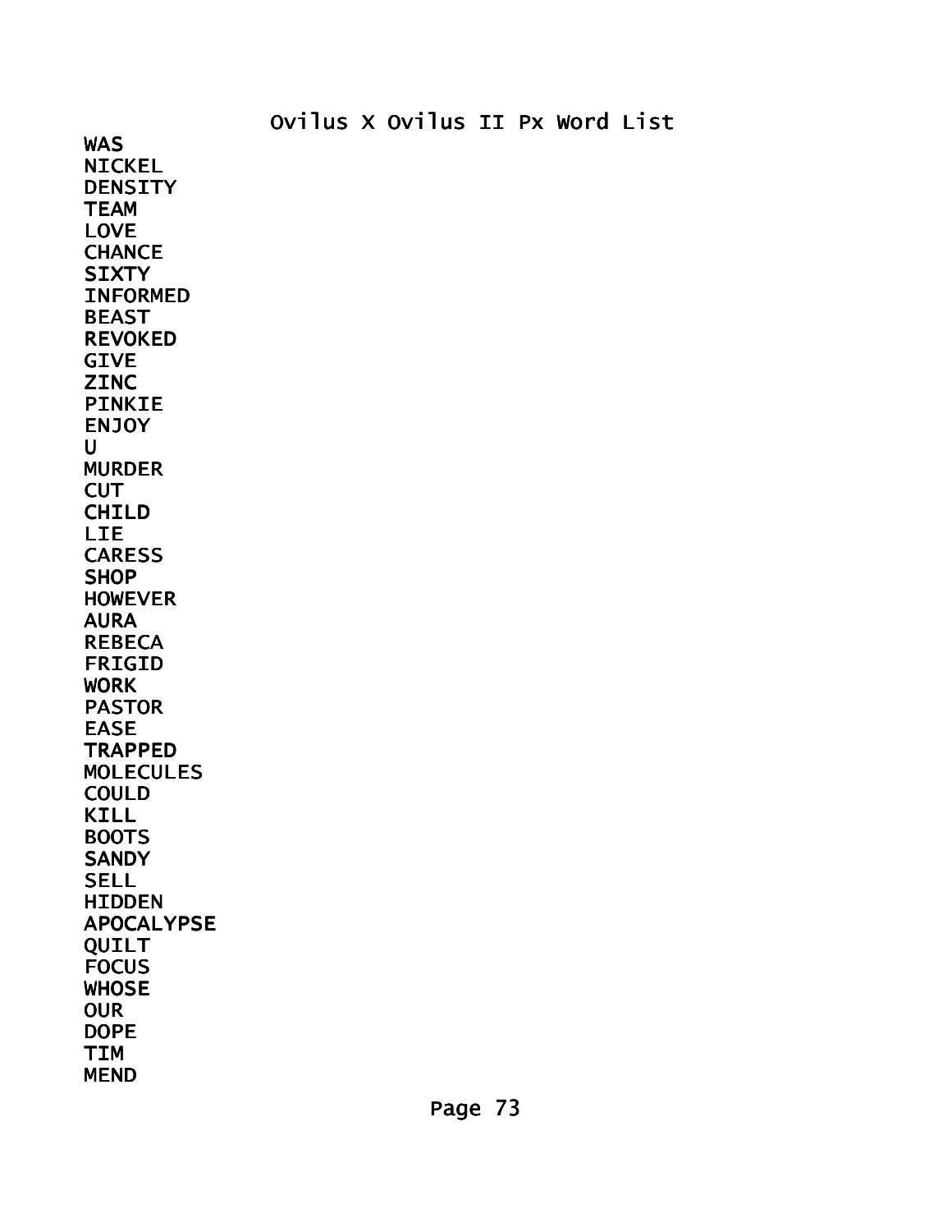# Ovilus X Ovilus II Px Word List

WAS
NICKEL
DENSITY
TEAM
LOVE
CHANCE
SIXTY
INFORMED
BEAST
REVOKED
GIVE
ZINC
PINKIE
ENJOY
U
MURDER
CUT
CHILD
LIE
CARESS
SHOP
HOWEVER
AURA
REBECA
FRIGID
WORK
PASTOR
EASE
TRAPPED
MOLECULES
COULD
KILL
BOOTS
SANDY
SELL
HIDDEN
APOCALYPSE
QUILT
FOCUS
WHOSE
OUR
DOPE
TIM
MEND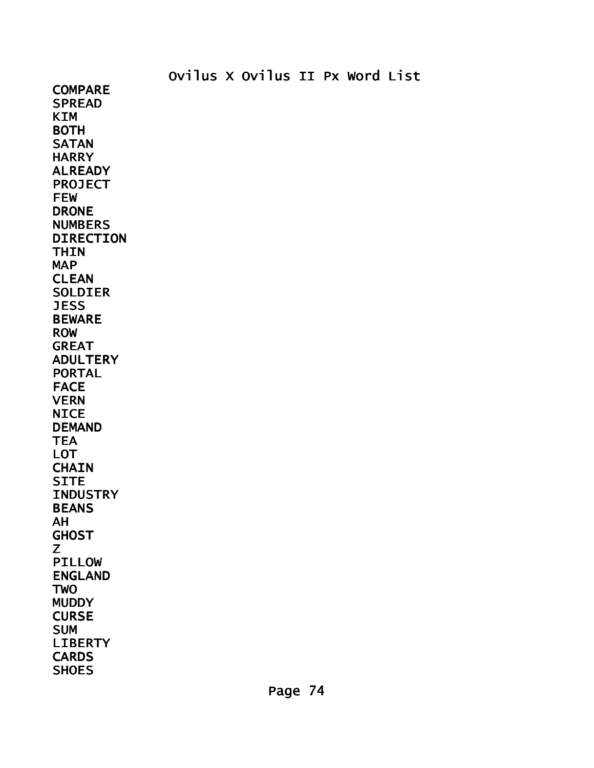COMPARE
SPREAD
KIM
BOTH
SATAN
HARRY
ALREADY
PROJECT
FEW
DRONE
NUMBERS
DIRECTION
THIN
MAP
CLEAN
SOLDIER
JESS
BEWARE
ROW
GREAT
ADULTERY
PORTAL
FACE
VERN
NICE
DEMAND
TEA
LOT
CHAIN
SITE
INDUSTRY
BEANS
AH
GHOST
Z
PILLOW
ENGLAND
TWO
MUDDY
CURSE
SUM
LIBERTY
CARDS
SHOES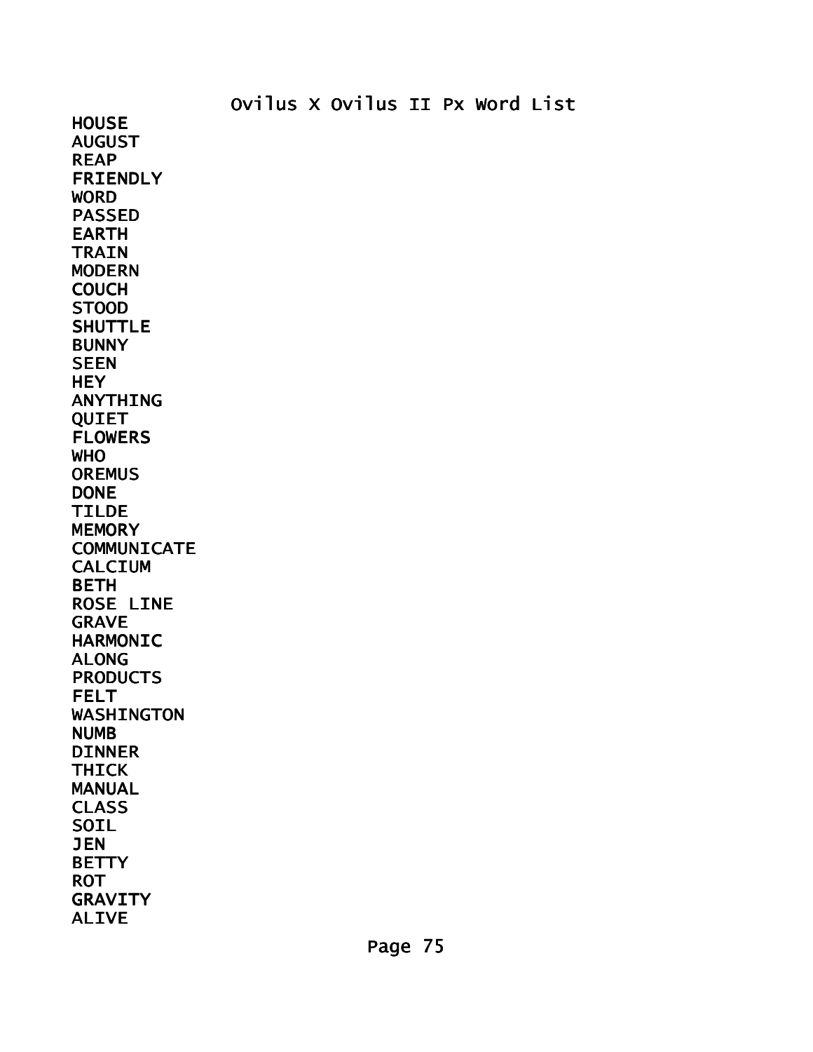Ovilus X Ovilus II Px Word List

HOUSE
AUGUST
REAP
FRIENDLY
WORD
PASSED
EARTH
TRAIN
MODERN
COUCH
STOOD
SHUTTLE
BUNNY
SEEN
HEY
ANYTHING
QUIET
FLOWERS
WHO
OREMUS
DONE
TILDE
MEMORY
COMMUNICATE
CALCIUM
BETH
ROSE LINE
GRAVE
HARMONIC
ALONG
PRODUCTS
FELT
WASHINGTON
NUMB
DINNER
THICK
MANUAL
CLASS
SOIL
JEN
BETTY
ROT
GRAVITY
ALIVE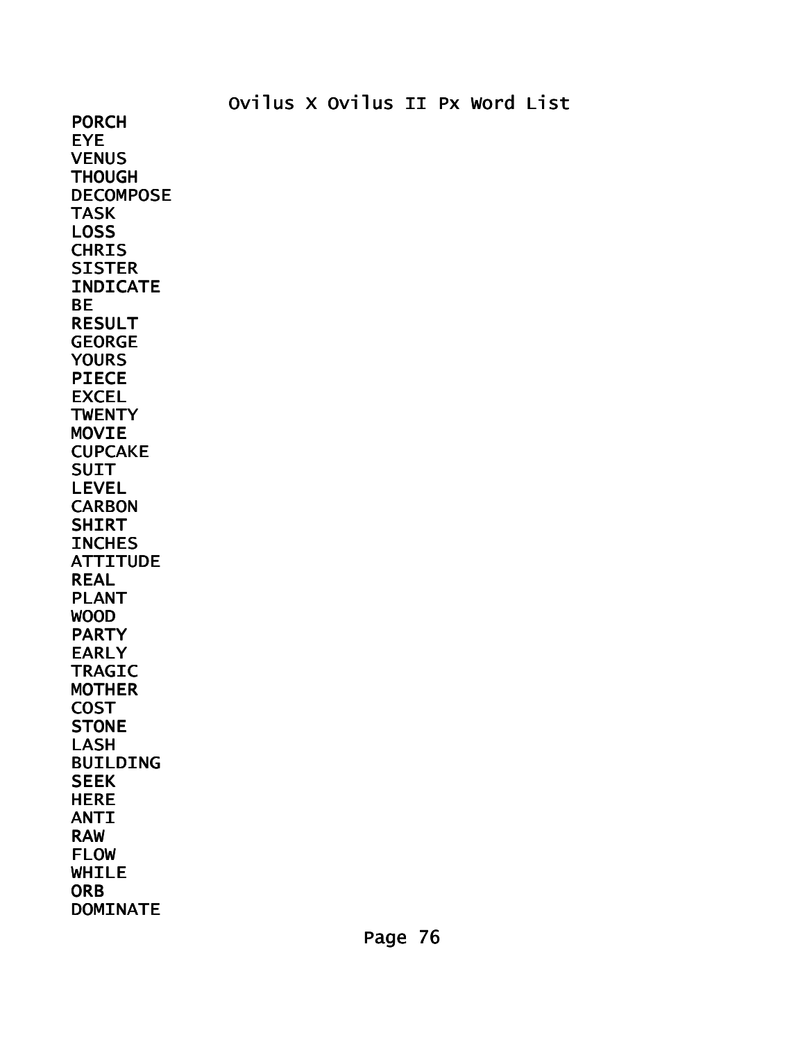PORCH
EYE
VENUS
THOUGH
DECOMPOSE
TASK
LOSS
CHRIS
SISTER
INDICATE
BE
RESULT
GEORGE
YOURS
PIECE
EXCEL
TWENTY
MOVIE
CUPCAKE
SUIT
LEVEL
CARBON
SHIRT
INCHES
ATTITUDE
REAL
PLANT
WOOD
PARTY
EARLY
TRAGIC
MOTHER
COST
STONE
LASH
BUILDING
SEEK
HERE
ANTI
RAW
FLOW
WHILE
ORB
DOMINATE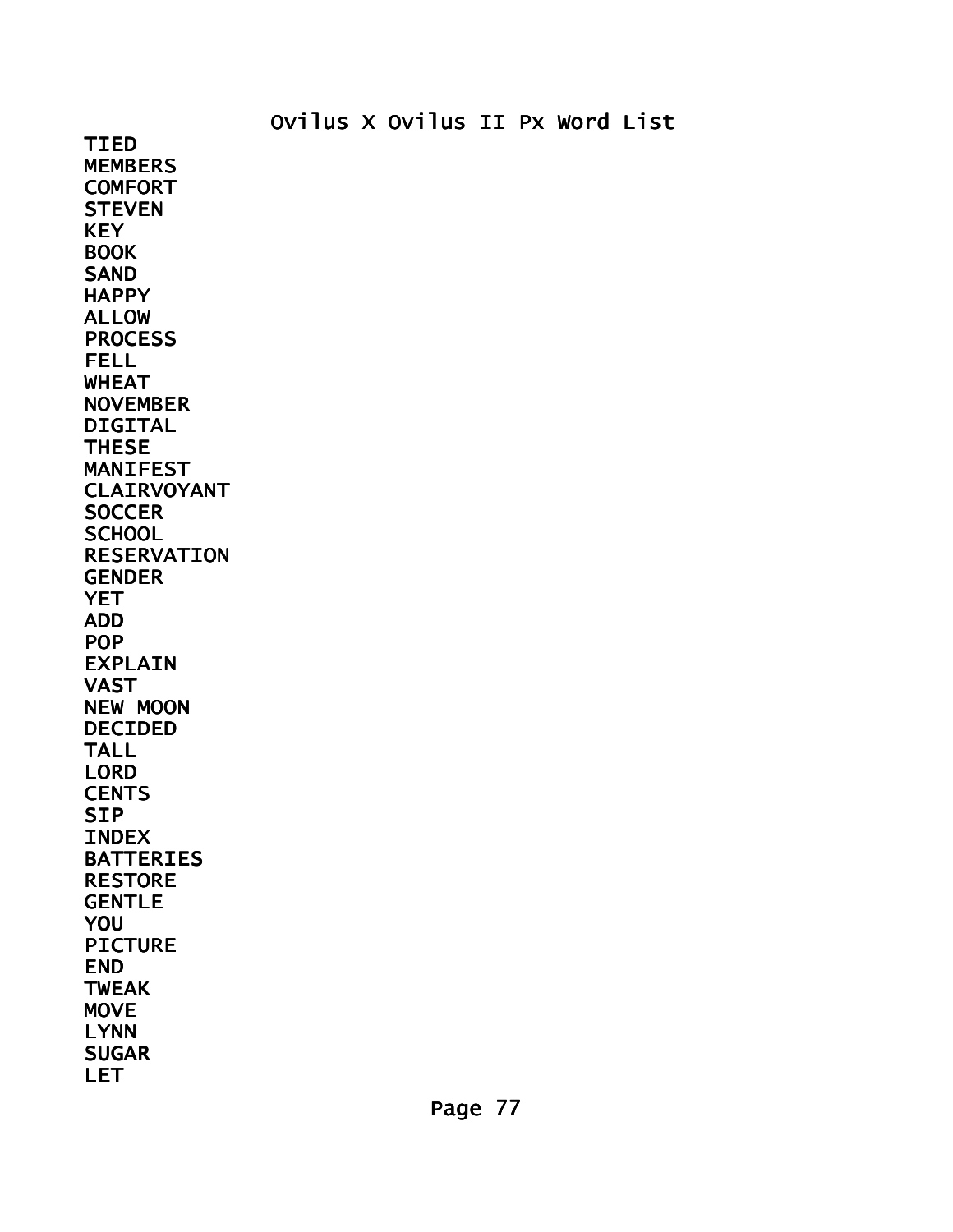# Ovilus X Ovilus II Px Word List

TIED
MEMBERS
COMFORT
STEVEN
KEY
BOOK
SAND
HAPPY
ALLOW
PROCESS
FELL
WHEAT
NOVEMBER
DIGITAL
THESE
MANIFEST
CLAIRVOYANT
SOCCER
SCHOOL
RESERVATION
GENDER
YET
ADD
POP
EXPLAIN
VAST
NEW MOON
DECIDED
TALL
LORD
CENTS
SIP
INDEX
BATTERIES
RESTORE
GENTLE
YOU
PICTURE
END
TWEAK
MOVE
LYNN
SUGAR
LET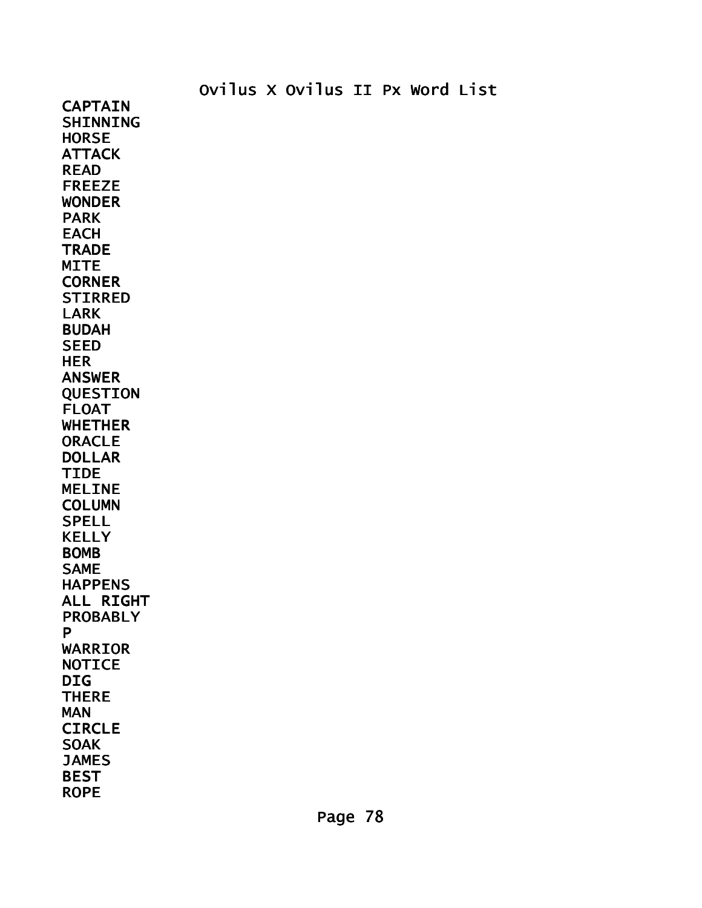Ovilus X Ovilus II Px Word List

CAPTAIN
SHINNING
HORSE
ATTACK
READ
FREEZE
WONDER
PARK
EACH
TRADE
MITE
CORNER
STIRRED
LARK
BUDAH
SEED
HER
ANSWER
QUESTION
FLOAT
WHETHER
ORACLE
DOLLAR
TIDE
MELINE
COLUMN
SPELL
KELLY
BOMB
SAME
HAPPENS
ALL RIGHT
PROBABLY
P
WARRIOR
NOTICE
DIG
THERE
MAN
CIRCLE
SOAK
JAMES
BEST
ROPE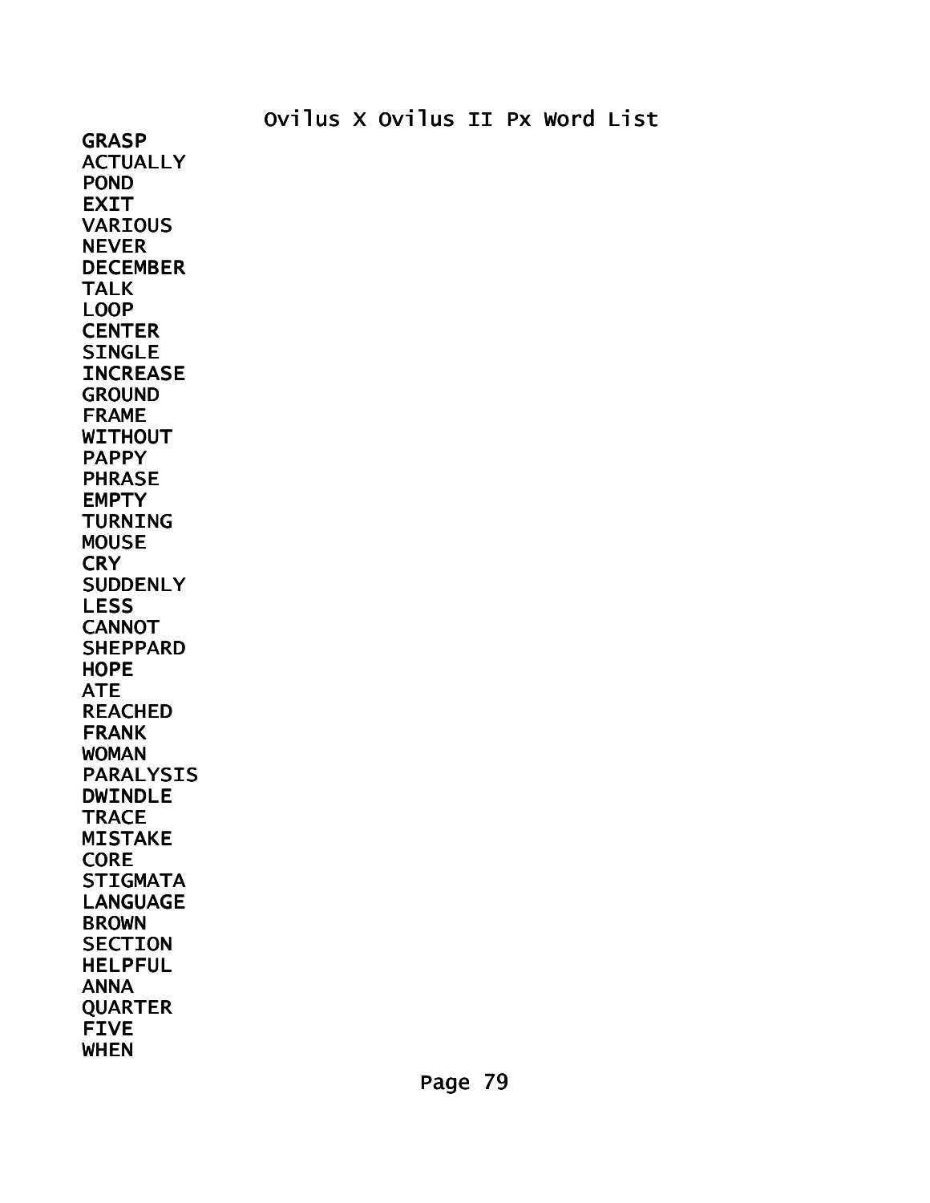Ovilus X Ovilus II Px Word List

GRASP
ACTUALLY
POND
EXIT
VARIOUS
NEVER
DECEMBER
TALK
LOOP
CENTER
SINGLE
INCREASE
GROUND
FRAME
WITHOUT
PAPPY
PHRASE
EMPTY
TURNING
MOUSE
CRY
SUDDENLY
LESS
CANNOT
SHEPPARD
HOPE
ATE
REACHED
FRANK
WOMAN
PARALYSIS
DWINDLE
TRACE
MISTAKE
CORE
STIGMATA
LANGUAGE
BROWN
SECTION
HELPFUL
ANNA
QUARTER
FIVE
WHEN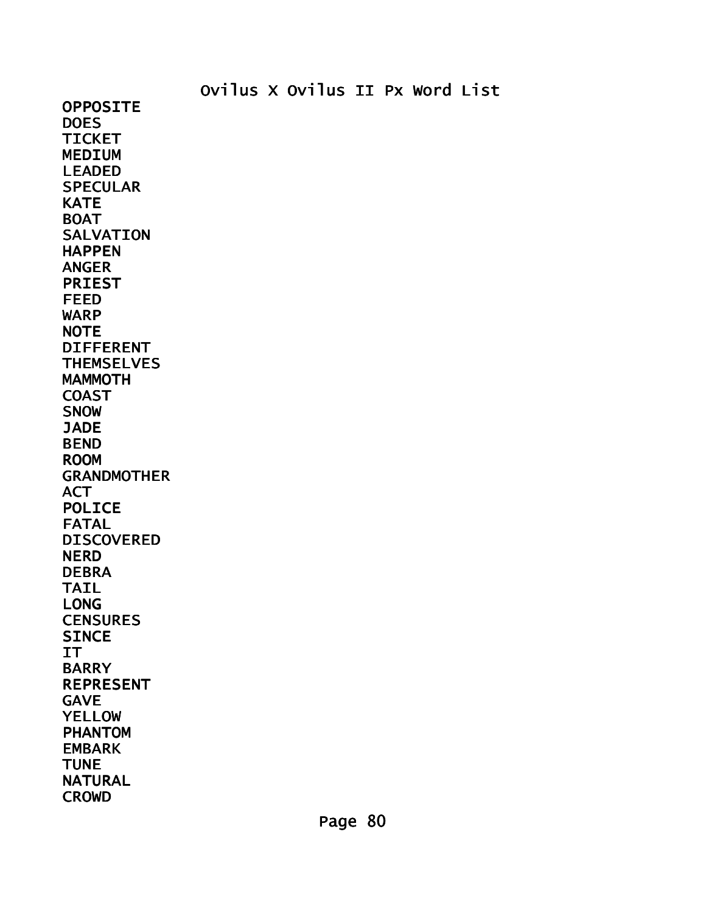Ovilus X Ovilus II Px Word List

OPPOSITE
DOES
TICKET
MEDIUM
LEADED
SPECULAR
KATE
BOAT
SALVATION
HAPPEN
ANGER
PRIEST
FEED
WARP
NOTE
DIFFERENT
THEMSELVES
MAMMOTH
COAST
SNOW
JADE
BEND
ROOM
GRANDMOTHER
ACT
POLICE
FATAL
DISCOVERED
NERD
DEBRA
TAIL
LONG
CENSURES
SINCE
IT
BARRY
REPRESENT
GAVE
YELLOW
PHANTOM
EMBARK
TUNE
NATURAL
CROWD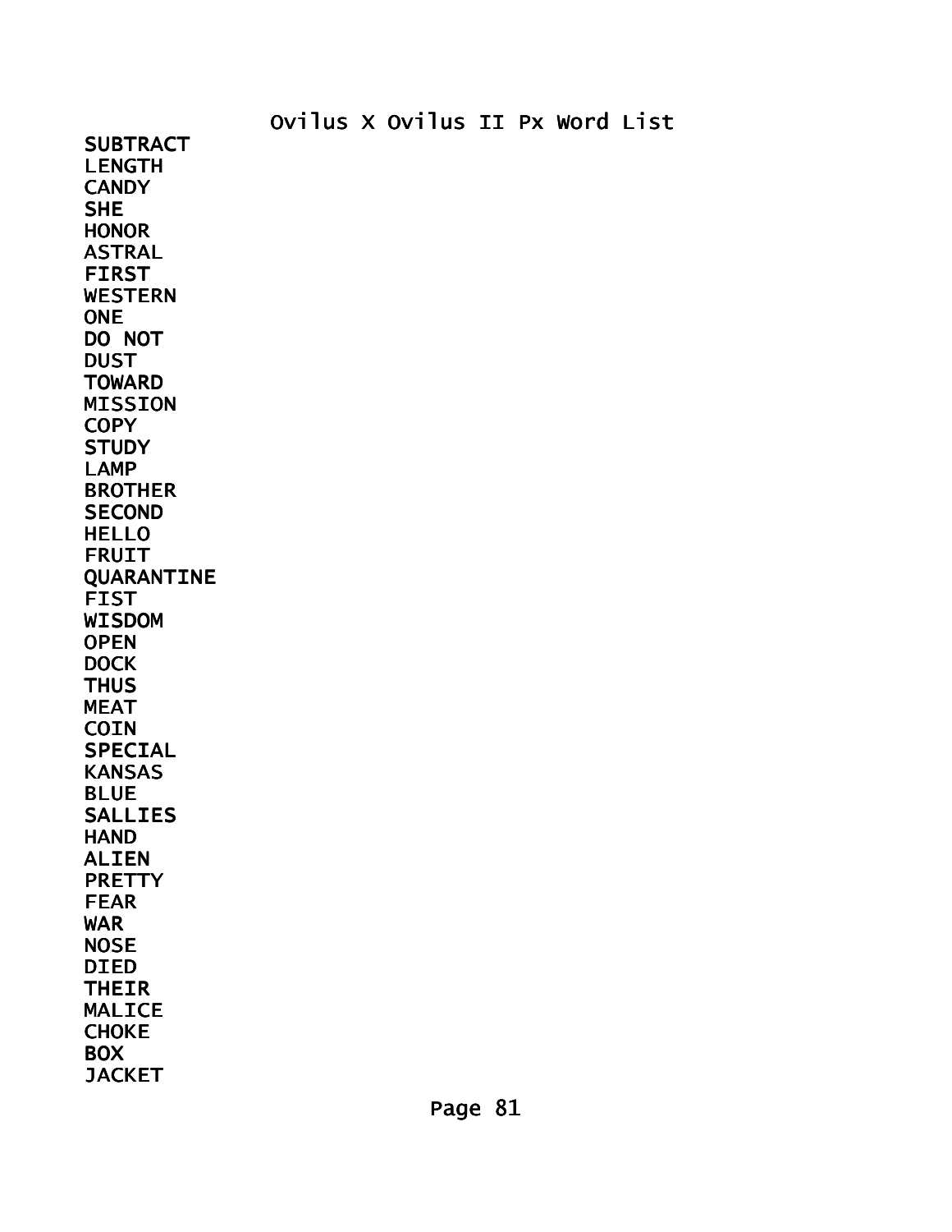# Ovilus X Ovilus II Px Word List

SUBTRACT
LENGTH
CANDY
SHE
HONOR
ASTRAL
FIRST
WESTERN
ONE
DO NOT
DUST
TOWARD
MISSION
COPY
STUDY
LAMP
BROTHER
SECOND
HELLO
FRUIT
QUARANTINE
FIST
WISDOM
OPEN
DOCK
THUS
MEAT
COIN
SPECIAL
KANSAS
BLUE
SALLIES
HAND
ALIEN
PRETTY
FEAR
WAR
NOSE
DIED
THEIR
MALICE
CHOKE
BOX
JACKET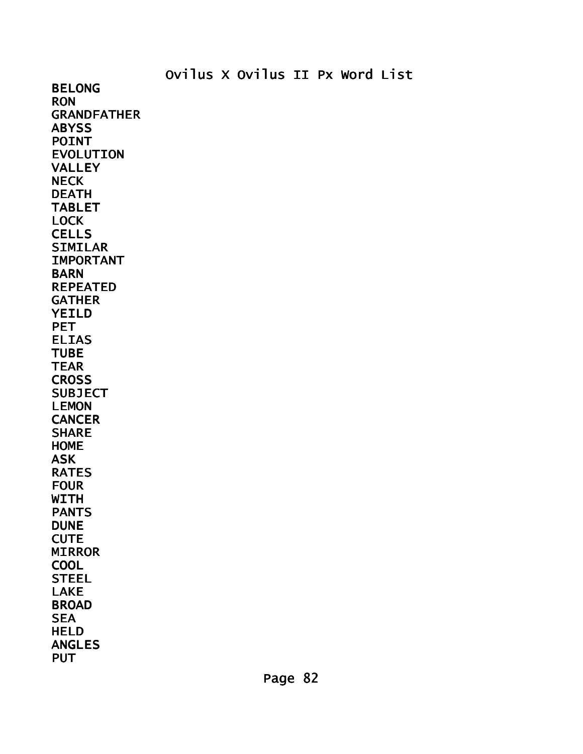# Ovilus X Ovilus II Px Word List

BELONG
RON
GRANDFATHER
ABYSS
POINT
EVOLUTION
VALLEY
NECK
DEATH
TABLET
LOCK
CELLS
SIMILAR
IMPORTANT
BARN
REPEATED
GATHER
YEILD
PET
ELIAS
TUBE
TEAR
CROSS
SUBJECT
LEMON
CANCER
SHARE
HOME
ASK
RATES
FOUR
WITH
PANTS
DUNE
CUTE
MIRROR
COOL
STEEL
LAKE
BROAD
SEA
HELD
ANGLES
PUT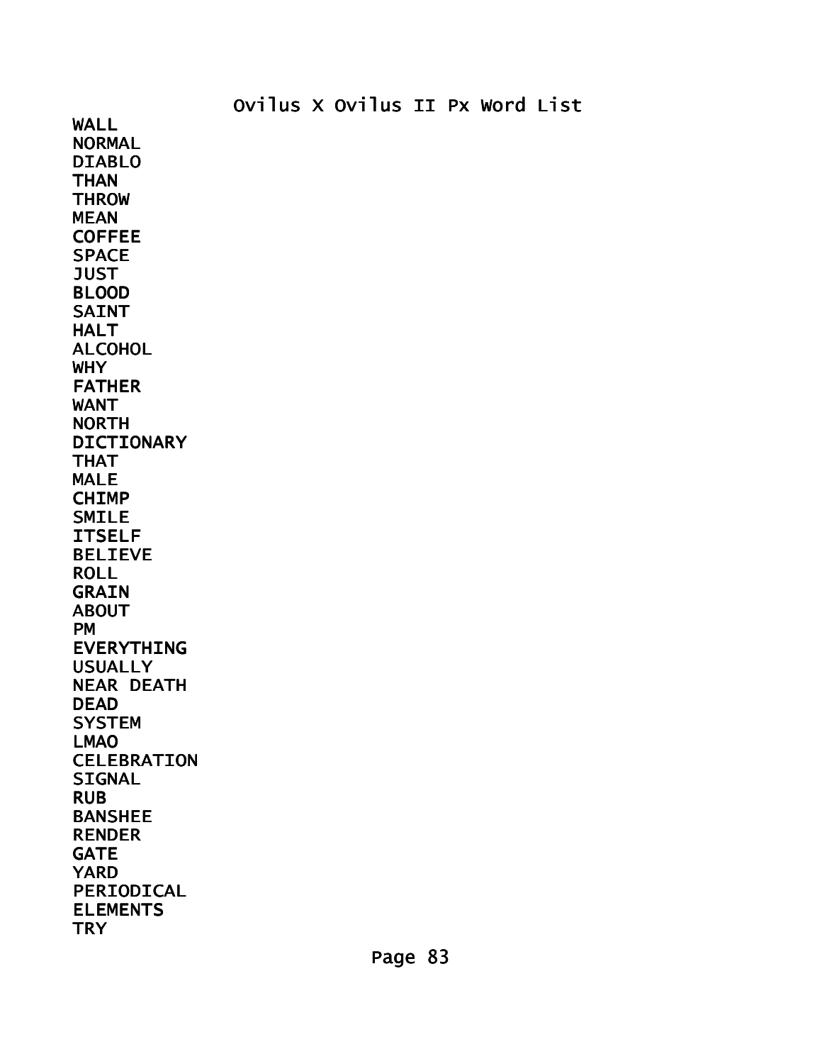# Ovilus X Ovilus II Px Word List

WALL
NORMAL
DIABLO
THAN
THROW
MEAN
COFFEE
SPACE
JUST
BLOOD
SAINT
HALT
ALCOHOL
WHY
FATHER
WANT
NORTH
DICTIONARY
THAT
MALE
CHIMP
SMILE
ITSELF
BELIEVE
ROLL
GRAIN
ABOUT
PM
EVERYTHING
USUALLY
NEAR DEATH
DEAD
SYSTEM
LMAO
CELEBRATION
SIGNAL
RUB
BANSHEE
RENDER
GATE
YARD
PERIODICAL
ELEMENTS
TRY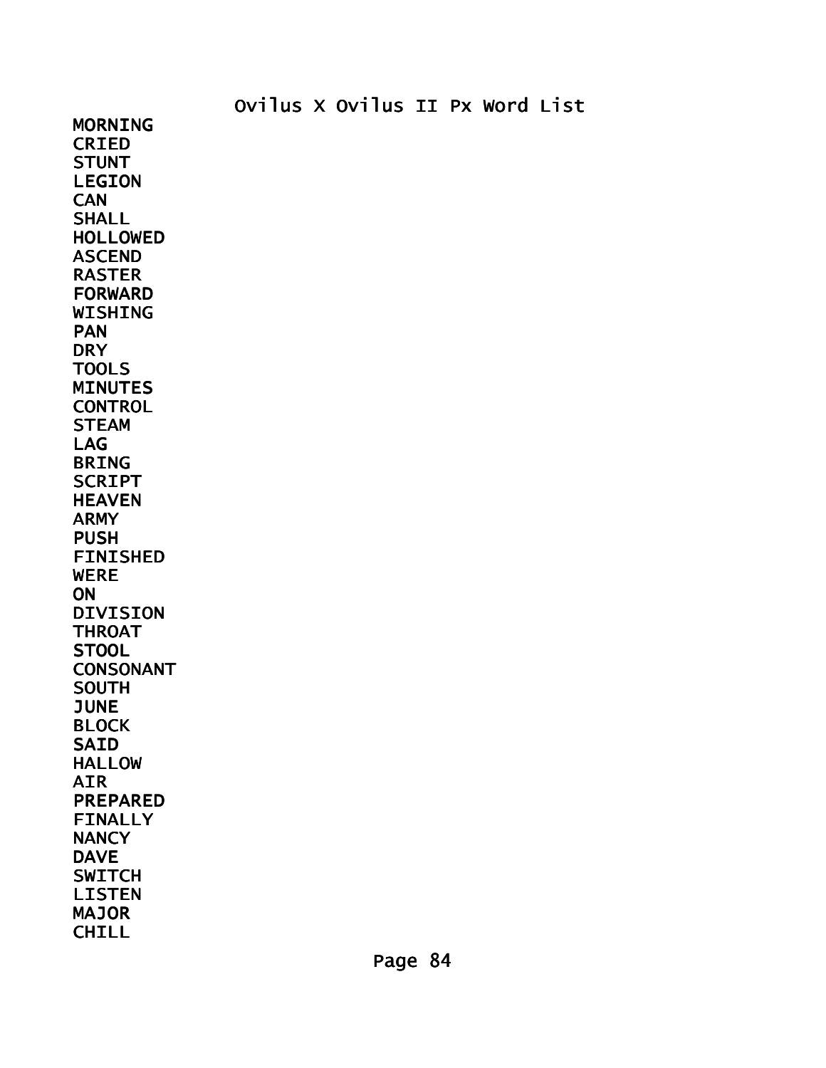Ovilus X Ovilus II Px Word List

MORNING
CRIED
STUNT
LEGION
CAN
SHALL
HOLLOWED
ASCEND
RASTER
FORWARD
WISHING
PAN
DRY
TOOLS
MINUTES
CONTROL
STEAM
LAG
BRING
SCRIPT
HEAVEN
ARMY
PUSH
FINISHED
WERE
ON
DIVISION
THROAT
STOOL
CONSONANT
SOUTH
JUNE
BLOCK
SAID
HALLOW
AIR
PREPARED
FINALLY
NANCY
DAVE
SWITCH
LISTEN
MAJOR
CHILL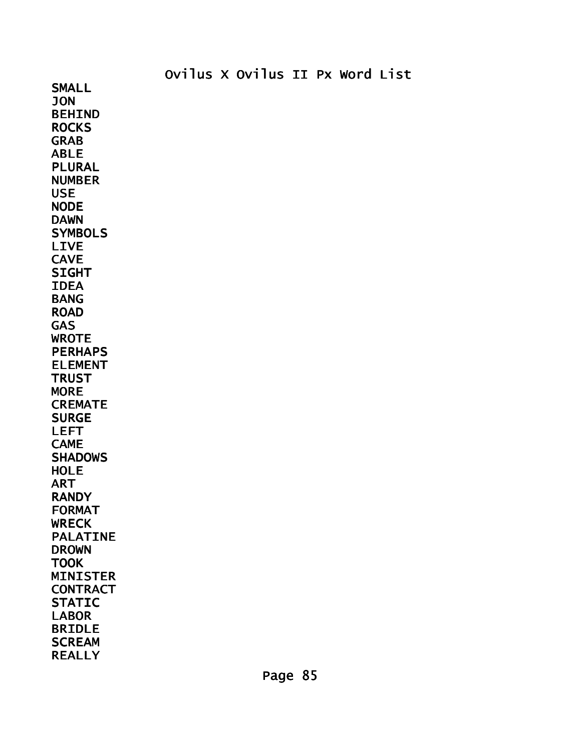Ovilus X Ovilus II Px Word List

SMALL
JON
BEHIND
ROCKS
GRAB
ABLE
PLURAL
NUMBER
USE
NODE
DAWN
SYMBOLS
LIVE
CAVE
SIGHT
IDEA
BANG
ROAD
GAS
WROTE
PERHAPS
ELEMENT
TRUST
MORE
CREMATE
SURGE
LEFT
CAME
SHADOWS
HOLE
ART
RANDY
FORMAT
WRECK
PALATINE
DROWN
TOOK
MINISTER
CONTRACT
STATIC
LABOR
BRIDLE
SCREAM
REALLY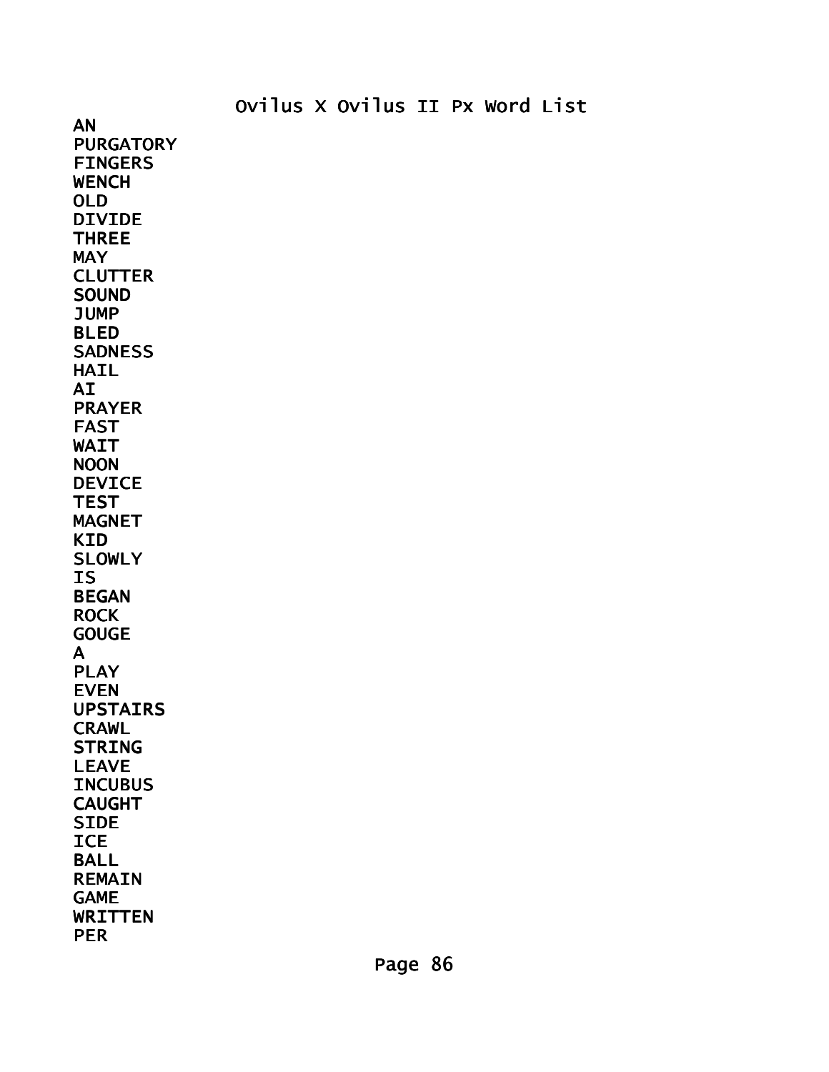# Ovilus X Ovilus II Px Word List

AN
PURGATORY
FINGERS
WENCH
OLD
DIVIDE
THREE
MAY
CLUTTER
SOUND
JUMP
BLED
SADNESS
HAIL
AI
PRAYER
FAST
WAIT
NOON
DEVICE
TEST
MAGNET
KID
SLOWLY
IS
BEGAN
ROCK
GOUGE
A
PLAY
EVEN
UPSTAIRS
CRAWL
STRING
LEAVE
INCUBUS
CAUGHT
SIDE
ICE
BALL
REMAIN
GAME
WRITTEN
PER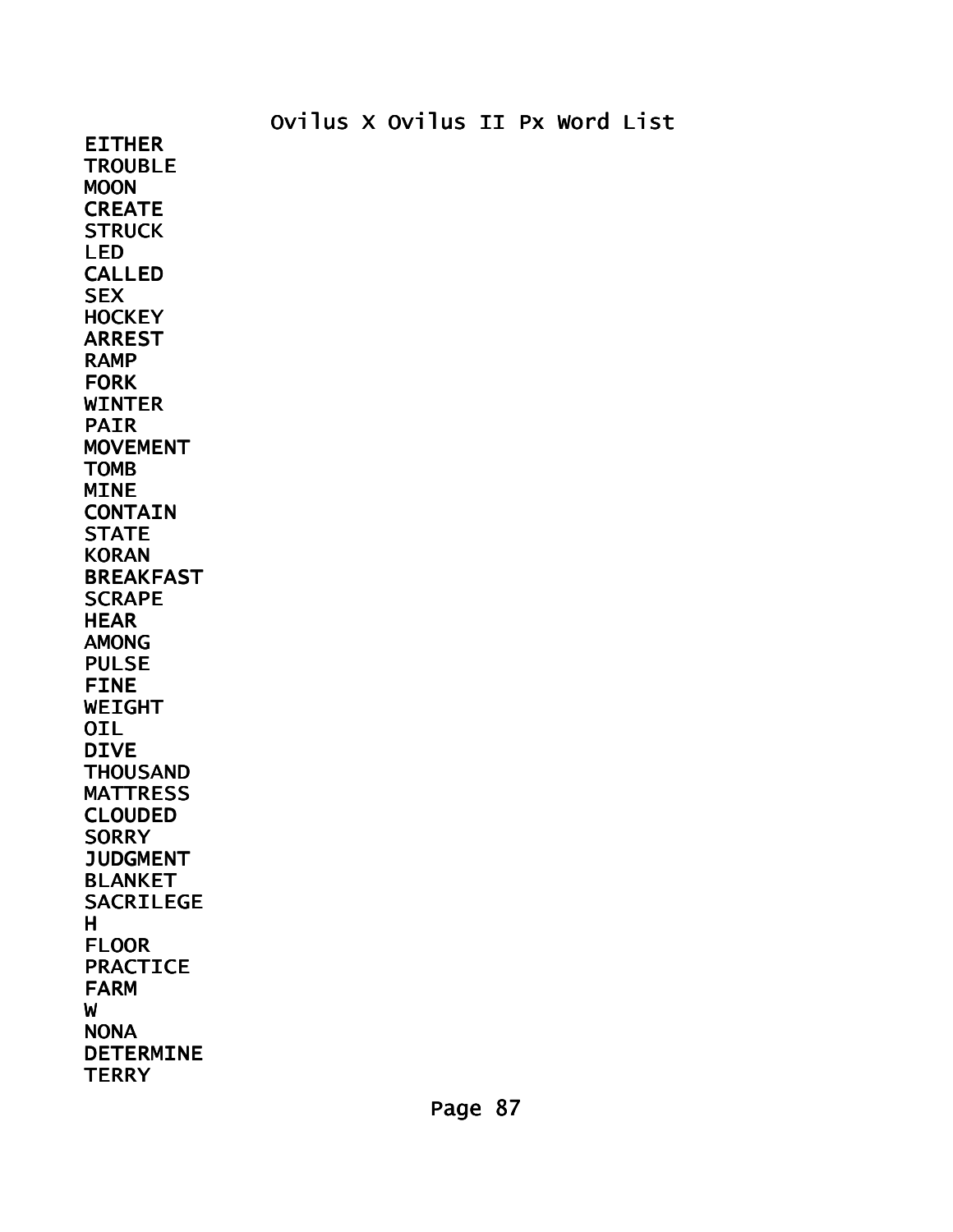Ovilus X Ovilus II Px Word List

EITHER
TROUBLE
MOON
CREATE
STRUCK
LED
CALLED
SEX
HOCKEY
ARREST
RAMP
FORK
WINTER
PAIR
MOVEMENT
TOMB
MINE
CONTAIN
STATE
KORAN
BREAKFAST
SCRAPE
HEAR
AMONG
PULSE
FINE
WEIGHT
OIL
DIVE
THOUSAND
MATTRESS
CLOUDED
SORRY
JUDGMENT
BLANKET
SACRILEGE
H
FLOOR
PRACTICE
FARM
W
NONA
DETERMINE
TERRY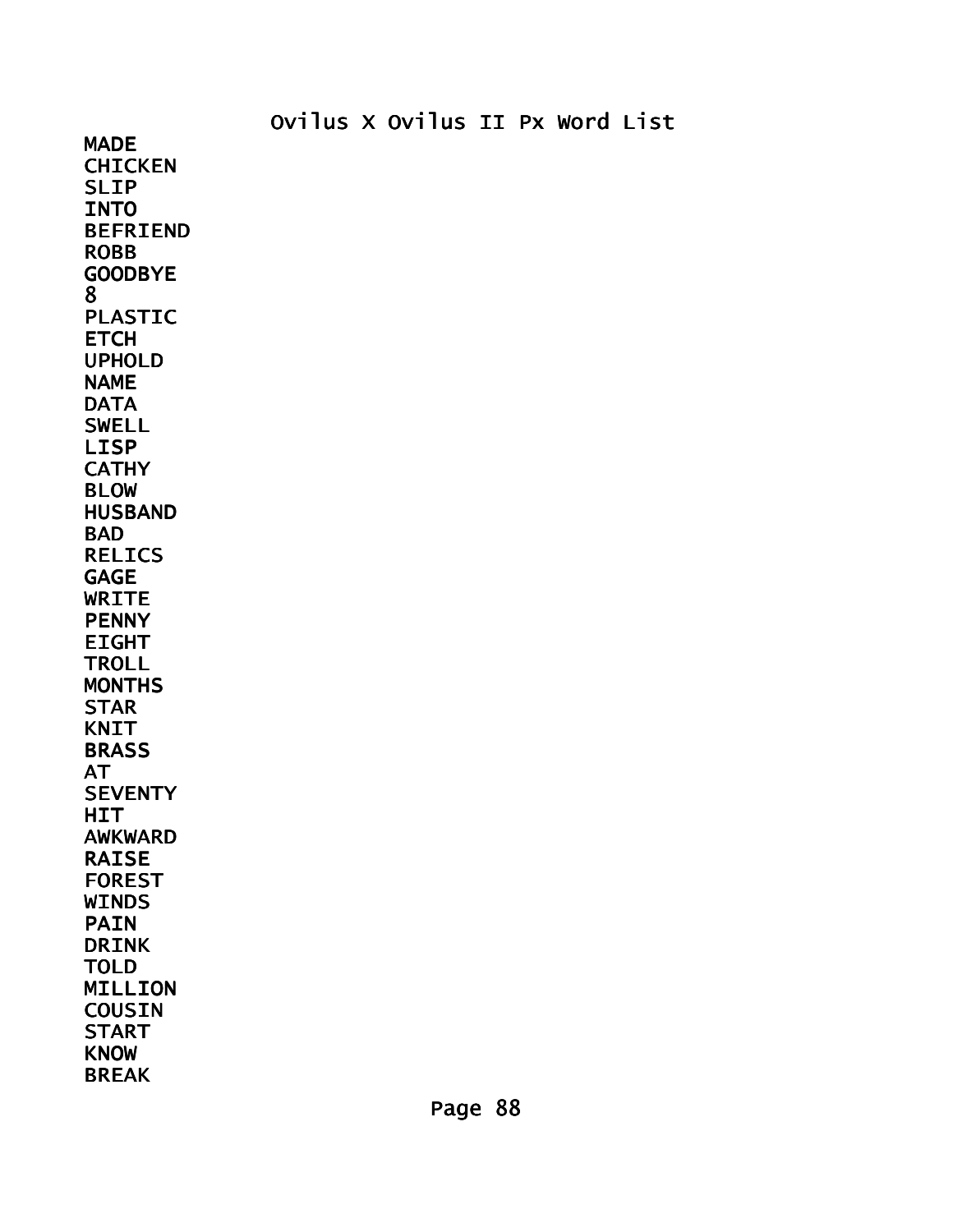# Ovilus X Ovilus II Px Word List

MADE
CHICKEN
SLIP
INTO
BEFRIEND
ROBB
GOODBYE
8
PLASTIC
ETCH
UPHOLD
NAME
DATA
SWELL
LISP
CATHY
BLOW
HUSBAND
BAD
RELICS
GAGE
WRITE
PENNY
EIGHT
TROLL
MONTHS
STAR
KNIT
BRASS
AT
SEVENTY
HIT
AWKWARD
RAISE
FOREST
WINDS
PAIN
DRINK
TOLD
MILLION
COUSIN
START
KNOW
BREAK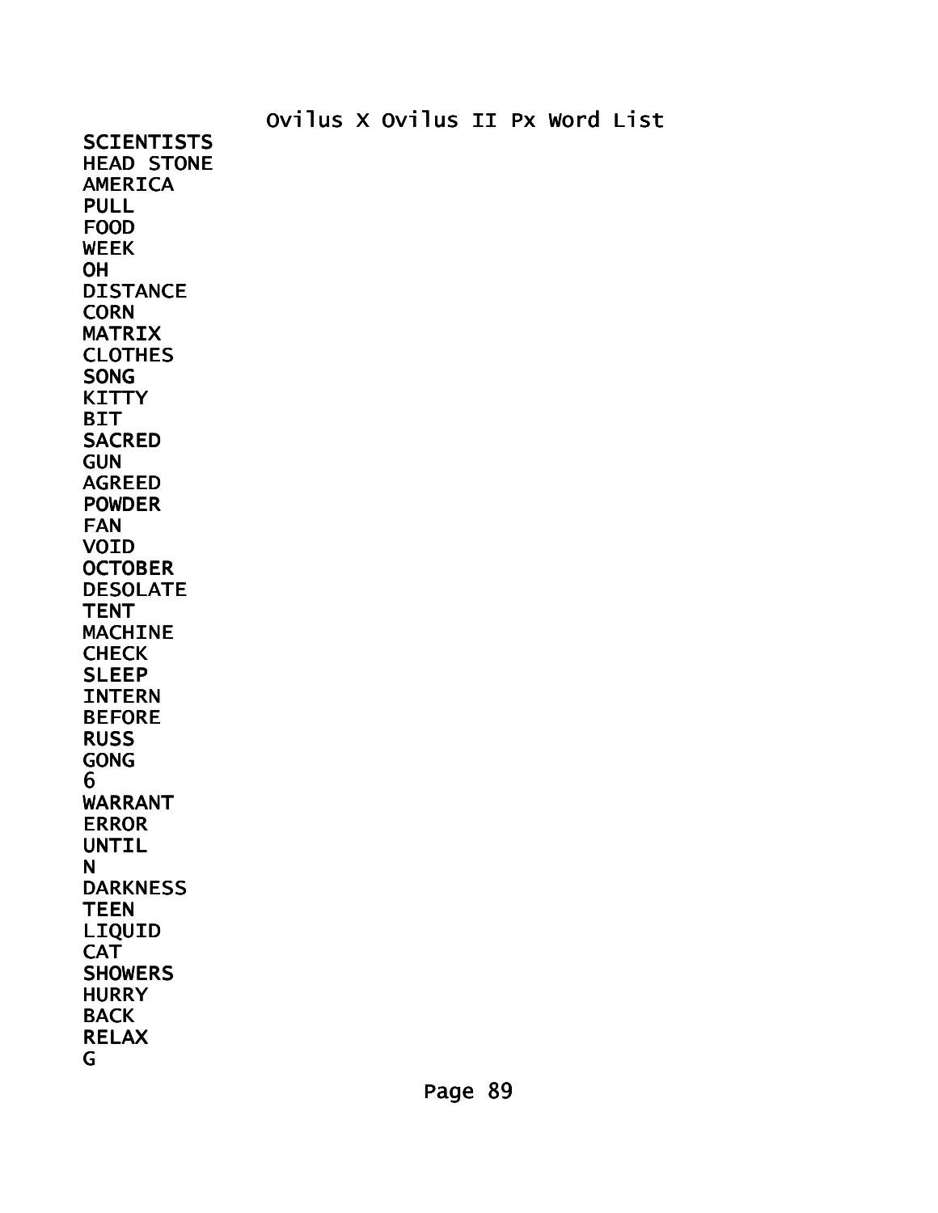Ovilus X Ovilus II Px Word List

SCIENTISTS
HEAD STONE
AMERICA
PULL
FOOD
WEEK
OH
DISTANCE
CORN
MATRIX
CLOTHES
SONG
KITTY
BIT
SACRED
GUN
AGREED
POWDER
FAN
VOID
OCTOBER
DESOLATE
TENT
MACHINE
CHECK
SLEEP
INTERN
BEFORE
RUSS
GONG
6
WARRANT
ERROR
UNTIL
N
DARKNESS
TEEN
LIQUID
CAT
SHOWERS
HURRY
BACK
RELAX
G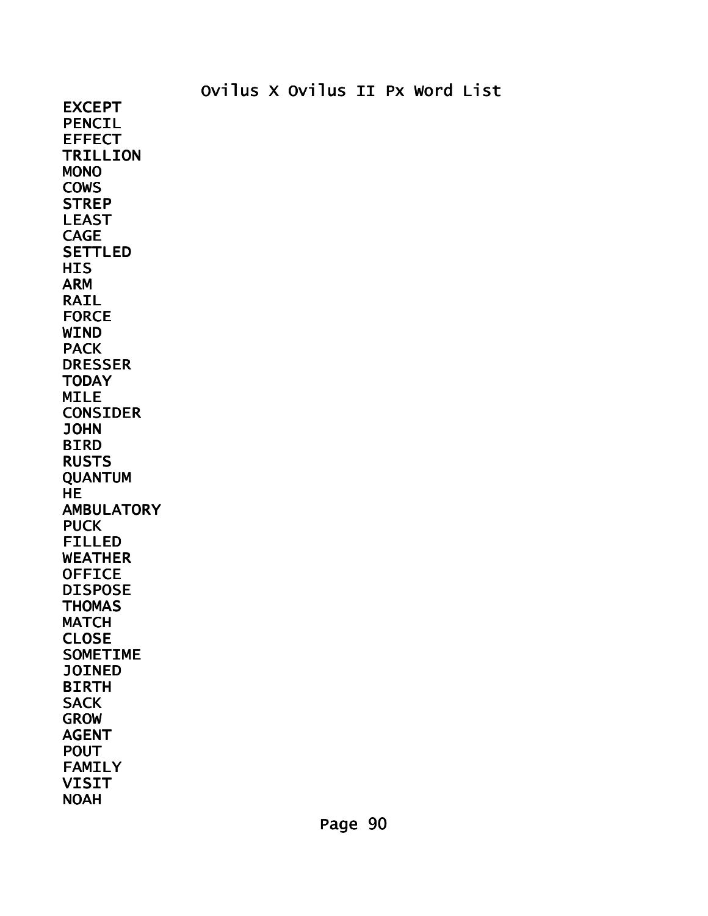Ovilus X Ovilus II Px Word List

EXCEPT
PENCIL
EFFECT
TRILLION
MONO
COWS
STREP
LEAST
CAGE
SETTLED
HIS
ARM
RAIL
FORCE
WIND
PACK
DRESSER
TODAY
MILE
CONSIDER
JOHN
BIRD
RUSTS
QUANTUM
HE
AMBULATORY
PUCK
FILLED
WEATHER
OFFICE
DISPOSE
THOMAS
MATCH
CLOSE
SOMETIME
JOINED
BIRTH
SACK
GROW
AGENT
POUT
FAMILY
VISIT
NOAH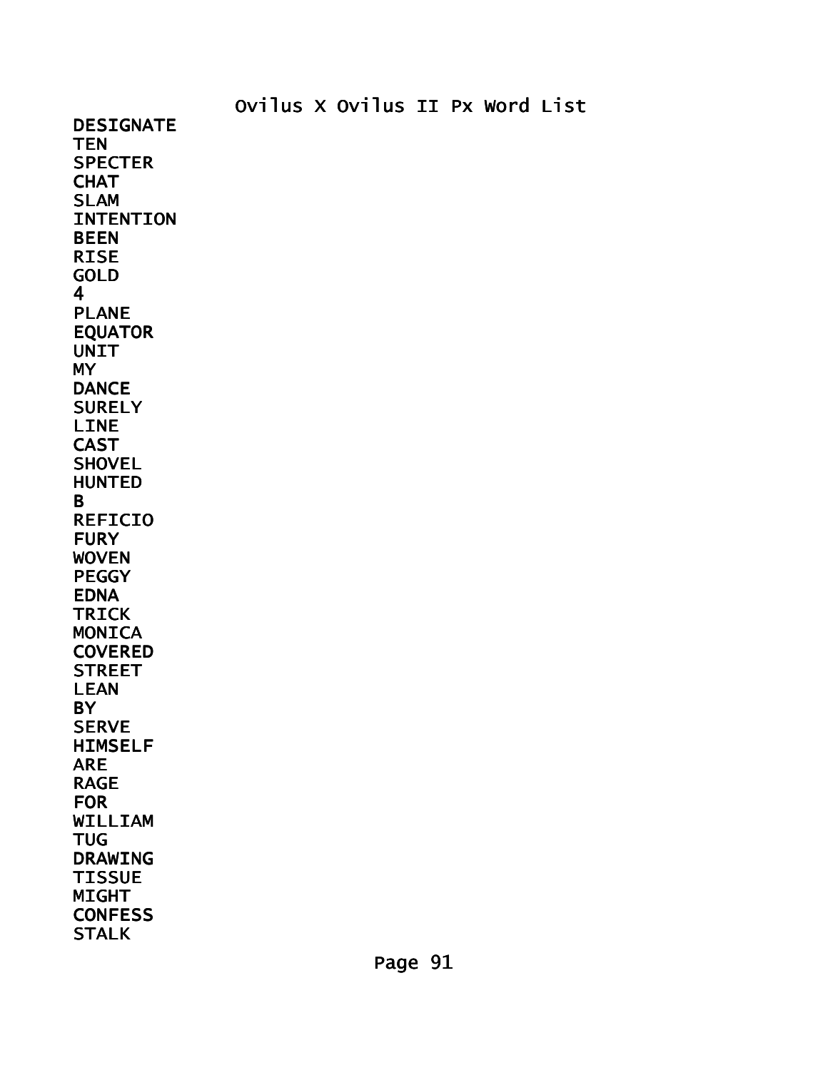Ovilus X Ovilus II Px Word List

DESIGNATE
TEN
SPECTER
CHAT
SLAM
INTENTION
BEEN
RISE
GOLD
4
PLANE
EQUATOR
UNIT
MY
DANCE
SURELY
LINE
CAST
SHOVEL
HUNTED
B
REFICIO
FURY
WOVEN
PEGGY
EDNA
TRICK
MONICA
COVERED
STREET
LEAN
BY
SERVE
HIMSELF
ARE
RAGE
FOR
WILLIAM
TUG
DRAWING
TISSUE
MIGHT
CONFESS
STALK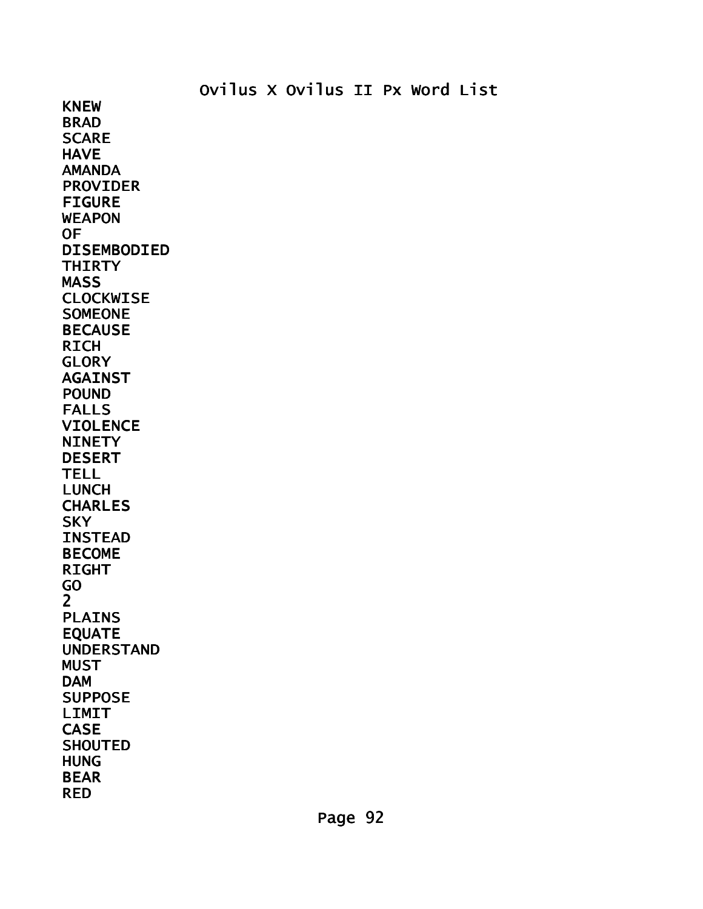# Ovilus X Ovilus II Px Word List

KNEW
BRAD
SCARE
HAVE
AMANDA
PROVIDER
FIGURE
WEAPON
OF
DISEMBODIED
THIRTY
MASS
CLOCKWISE
SOMEONE
BECAUSE
RICH
GLORY
AGAINST
POUND
FALLS
VIOLENCE
NINETY
DESERT
TELL
LUNCH
CHARLES
SKY
INSTEAD
BECOME
RIGHT
GO
2
PLAINS
EQUATE
UNDERSTAND
MUST
DAM
SUPPOSE
LIMIT
CASE
SHOUTED
HUNG
BEAR
RED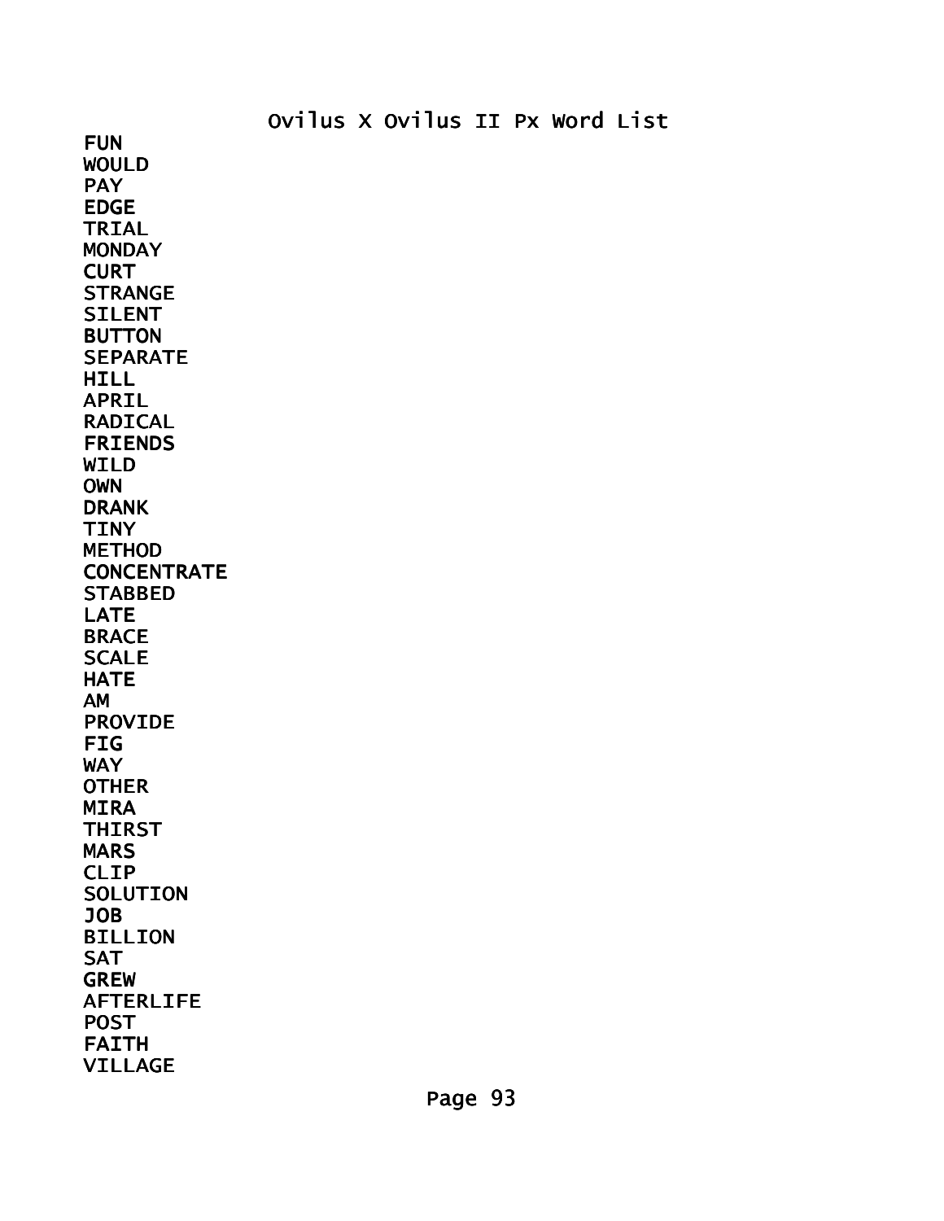Ovilus X Ovilus II Px Word List

FUN
WOULD
PAY
EDGE
TRIAL
MONDAY
CURT
STRANGE
SILENT
BUTTON
SEPARATE
HILL
APRIL
RADICAL
FRIENDS
WILD
OWN
DRANK
TINY
METHOD
CONCENTRATE
STABBED
LATE
BRACE
SCALE
HATE
AM
PROVIDE
FIG
WAY
OTHER
MIRA
THIRST
MARS
CLIP
SOLUTION
JOB
BILLION
SAT
GREW
AFTERLIFE
POST
FAITH
VILLAGE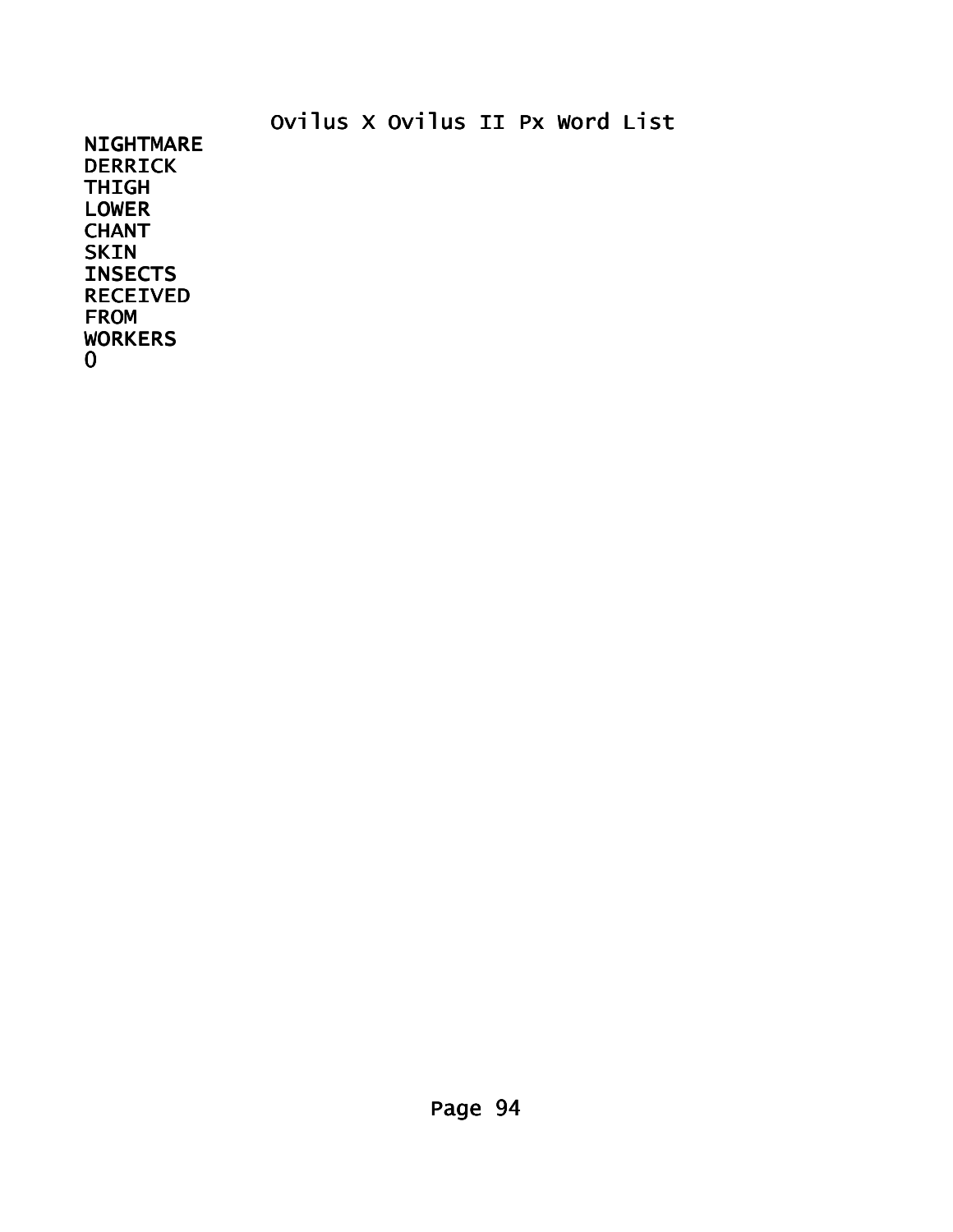# Ovilus X Ovilus II Px Word List

NIGHTMARE
DERRICK
THIGH
LOWER
CHANT
SKIN
INSECTS
RECEIVED
FROM
WORKERS
O